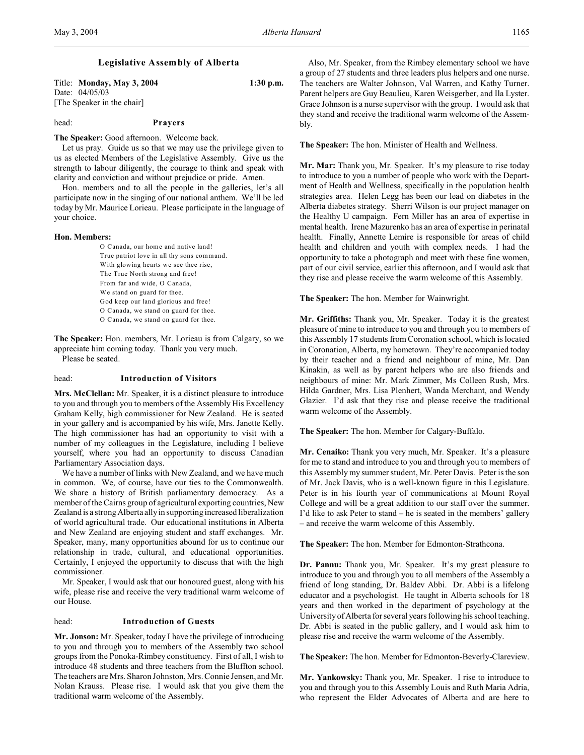# Legislative Assembly of Alberta

Title: **Monday, May 3, 2004** **1:30 p.m.**
Date: 04/05/03
[The Speaker in the chair]

head: **Prayers**

**The Speaker:** Good afternoon. Welcome back.

Let us pray. Guide us so that we may use the privilege given to us as elected Members of the Legislative Assembly. Give us the strength to labour diligently, the courage to think and speak with clarity and conviction and without prejudice or pride. Amen.

Hon. members and to all the people in the galleries, let's all participate now in the singing of our national anthem. We'll be led today by Mr. Maurice Lorieau. Please participate in the language of your choice.

**Hon. Members:**

O Canada, our home and native land!
True patriot love in all thy sons command.
With glowing hearts we see thee rise,
The True North strong and free!
From far and wide, O Canada,
We stand on guard for thee.
God keep our land glorious and free!
O Canada, we stand on guard for thee.
O Canada, we stand on guard for thee.

**The Speaker:** Hon. members, Mr. Lorieau is from Calgary, so we appreciate him coming today. Thank you very much.

Please be seated.

head: **Introduction of Visitors**

**Mrs. McClellan:** Mr. Speaker, it is a distinct pleasure to introduce to you and through you to members of the Assembly His Excellency Graham Kelly, high commissioner for New Zealand. He is seated in your gallery and is accompanied by his wife, Mrs. Janette Kelly. The high commissioner has had an opportunity to visit with a number of my colleagues in the Legislature, including I believe yourself, where you had an opportunity to discuss Canadian Parliamentary Association days.

We have a number of links with New Zealand, and we have much in common. We, of course, have our ties to the Commonwealth. We share a history of British parliamentary democracy. As a member of the Cairns group of agricultural exporting countries, New Zealand is a strong Alberta ally in supporting increased liberalization of world agricultural trade. Our educational institutions in Alberta and New Zealand are enjoying student and staff exchanges. Mr. Speaker, many, many opportunities abound for us to continue our relationship in trade, cultural, and educational opportunities. Certainly, I enjoyed the opportunity to discuss that with the high commissioner.

Mr. Speaker, I would ask that our honoured guest, along with his wife, please rise and receive the very traditional warm welcome of our House.

head: **Introduction of Guests**

**Mr. Jonson:** Mr. Speaker, today I have the privilege of introducing to you and through you to members of the Assembly two school groups from the Ponoka-Rimbey constituency. First of all, I wish to introduce 48 students and three teachers from the Bluffton school. The teachers are Mrs. Sharon Johnston, Mrs. Connie Jensen, and Mr. Nolan Krauss. Please rise. I would ask that you give them the traditional warm welcome of the Assembly.

Also, Mr. Speaker, from the Rimbey elementary school we have a group of 27 students and three leaders plus helpers and one nurse. The teachers are Walter Johnson, Val Warren, and Kathy Turner. Parent helpers are Guy Beaulieu, Karen Weisgerber, and Ila Lyster. Grace Johnson is a nurse supervisor with the group. I would ask that they stand and receive the traditional warm welcome of the Assembly.

**The Speaker:** The hon. Minister of Health and Wellness.

**Mr. Mar:** Thank you, Mr. Speaker. It's my pleasure to rise today to introduce to you a number of people who work with the Department of Health and Wellness, specifically in the population health strategies area. Helen Legg has been our lead on diabetes in the Alberta diabetes strategy. Sherri Wilson is our project manager on the Healthy U campaign. Fern Miller has an area of expertise in mental health. Irene Mazurenko has an area of expertise in perinatal health. Finally, Annette Lemire is responsible for areas of child health and children and youth with complex needs. I had the opportunity to take a photograph and meet with these fine women, part of our civil service, earlier this afternoon, and I would ask that they rise and please receive the warm welcome of this Assembly.

**The Speaker:** The hon. Member for Wainwright.

**Mr. Griffiths:** Thank you, Mr. Speaker. Today it is the greatest pleasure of mine to introduce to you and through you to members of this Assembly 17 students from Coronation school, which is located in Coronation, Alberta, my hometown. They're accompanied today by their teacher and a friend and neighbour of mine, Mr. Dan Kinakin, as well as by parent helpers who are also friends and neighbours of mine: Mr. Mark Zimmer, Ms Colleen Rush, Mrs. Hilda Gardner, Mrs. Lisa Plenhert, Wanda Merchant, and Wendy Glazier. I'd ask that they rise and please receive the traditional warm welcome of the Assembly.

**The Speaker:** The hon. Member for Calgary-Buffalo.

**Mr. Cenaiko:** Thank you very much, Mr. Speaker. It's a pleasure for me to stand and introduce to you and through you to members of this Assembly my summer student, Mr. Peter Davis. Peter is the son of Mr. Jack Davis, who is a well-known figure in this Legislature. Peter is in his fourth year of communications at Mount Royal College and will be a great addition to our staff over the summer. I'd like to ask Peter to stand – he is seated in the members' gallery – and receive the warm welcome of this Assembly.

**The Speaker:** The hon. Member for Edmonton-Strathcona.

**Dr. Pannu:** Thank you, Mr. Speaker. It's my great pleasure to introduce to you and through you to all members of the Assembly a friend of long standing, Dr. Baldev Abbi. Dr. Abbi is a lifelong educator and a psychologist. He taught in Alberta schools for 18 years and then worked in the department of psychology at the University of Alberta for several years following his school teaching. Dr. Abbi is seated in the public gallery, and I would ask him to please rise and receive the warm welcome of the Assembly.

**The Speaker:** The hon. Member for Edmonton-Beverly-Clareview.

**Mr. Yankowsky:** Thank you, Mr. Speaker. I rise to introduce to you and through you to this Assembly Louis and Ruth Maria Adria, who represent the Elder Advocates of Alberta and are here to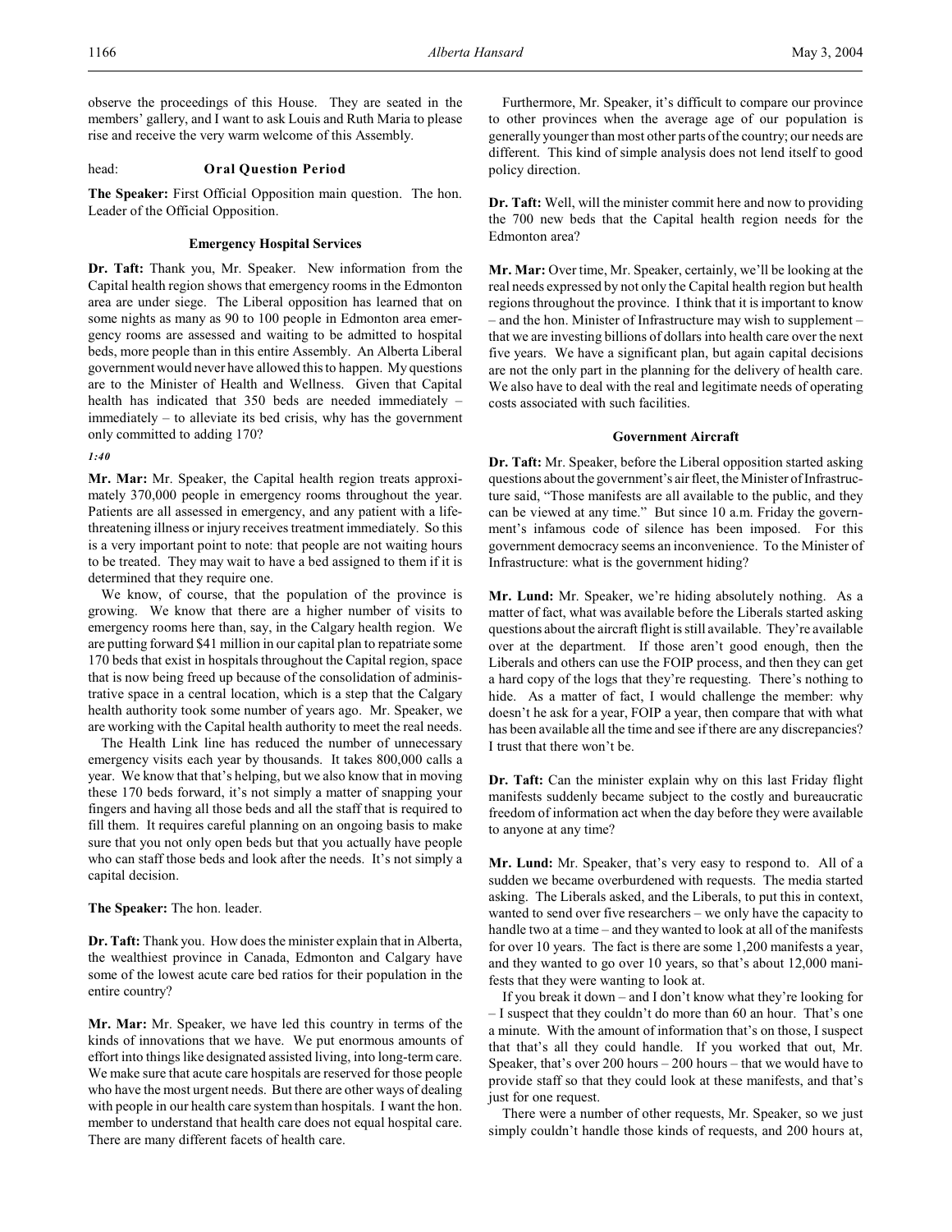observe the proceedings of this House. They are seated in the members' gallery, and I want to ask Louis and Ruth Maria to please rise and receive the very warm welcome of this Assembly.

head: **Oral Question Period**

**The Speaker:** First Official Opposition main question. The hon. Leader of the Official Opposition.

### Emergency Hospital Services

**Dr. Taft:** Thank you, Mr. Speaker. New information from the Capital health region shows that emergency rooms in the Edmonton area are under siege. The Liberal opposition has learned that on some nights as many as 90 to 100 people in Edmonton area emergency rooms are assessed and waiting to be admitted to hospital beds, more people than in this entire Assembly. An Alberta Liberal government would never have allowed this to happen. My questions are to the Minister of Health and Wellness. Given that Capital health has indicated that 350 beds are needed immediately – immediately – to alleviate its bed crisis, why has the government only committed to adding 170?

*1:40*

**Mr. Mar:** Mr. Speaker, the Capital health region treats approximately 370,000 people in emergency rooms throughout the year. Patients are all assessed in emergency, and any patient with a life-threatening illness or injury receives treatment immediately. So this is a very important point to note: that people are not waiting hours to be treated. They may wait to have a bed assigned to them if it is determined that they require one.

We know, of course, that the population of the province is growing. We know that there are a higher number of visits to emergency rooms here than, say, in the Calgary health region. We are putting forward $41 million in our capital plan to repatriate some 170 beds that exist in hospitals throughout the Capital region, space that is now being freed up because of the consolidation of administrative space in a central location, which is a step that the Calgary health authority took some number of years ago. Mr. Speaker, we are working with the Capital health authority to meet the real needs.

The Health Link line has reduced the number of unnecessary emergency visits each year by thousands. It takes 800,000 calls a year. We know that that's helping, but we also know that in moving these 170 beds forward, it's not simply a matter of snapping your fingers and having all those beds and all the staff that is required to fill them. It requires careful planning on an ongoing basis to make sure that you not only open beds but that you actually have people who can staff those beds and look after the needs. It's not simply a capital decision.

**The Speaker:** The hon. leader.

**Dr. Taft:** Thank you. How does the minister explain that in Alberta, the wealthiest province in Canada, Edmonton and Calgary have some of the lowest acute care bed ratios for their population in the entire country?

**Mr. Mar:** Mr. Speaker, we have led this country in terms of the kinds of innovations that we have. We put enormous amounts of effort into things like designated assisted living, into long-term care. We make sure that acute care hospitals are reserved for those people who have the most urgent needs. But there are other ways of dealing with people in our health care system than hospitals. I want the hon. member to understand that health care does not equal hospital care. There are many different facets of health care.

Furthermore, Mr. Speaker, it's difficult to compare our province to other provinces when the average age of our population is generally younger than most other parts of the country; our needs are different. This kind of simple analysis does not lend itself to good policy direction.

**Dr. Taft:** Well, will the minister commit here and now to providing the 700 new beds that the Capital health region needs for the Edmonton area?

**Mr. Mar:** Over time, Mr. Speaker, certainly, we'll be looking at the real needs expressed by not only the Capital health region but health regions throughout the province. I think that it is important to know – and the hon. Minister of Infrastructure may wish to supplement – that we are investing billions of dollars into health care over the next five years. We have a significant plan, but again capital decisions are not the only part in the planning for the delivery of health care. We also have to deal with the real and legitimate needs of operating costs associated with such facilities.

### Government Aircraft

**Dr. Taft:** Mr. Speaker, before the Liberal opposition started asking questions about the government's air fleet, the Minister of Infrastructure said, "Those manifests are all available to the public, and they can be viewed at any time." But since 10 a.m. Friday the government's infamous code of silence has been imposed. For this government democracy seems an inconvenience. To the Minister of Infrastructure: what is the government hiding?

**Mr. Lund:** Mr. Speaker, we're hiding absolutely nothing. As a matter of fact, what was available before the Liberals started asking questions about the aircraft flight is still available. They're available over at the department. If those aren't good enough, then the Liberals and others can use the FOIP process, and then they can get a hard copy of the logs that they're requesting. There's nothing to hide. As a matter of fact, I would challenge the member: why doesn't he ask for a year, FOIP a year, then compare that with what has been available all the time and see if there are any discrepancies? I trust that there won't be.

**Dr. Taft:** Can the minister explain why on this last Friday flight manifests suddenly became subject to the costly and bureaucratic freedom of information act when the day before they were available to anyone at any time?

**Mr. Lund:** Mr. Speaker, that's very easy to respond to. All of a sudden we became overburdened with requests. The media started asking. The Liberals asked, and the Liberals, to put this in context, wanted to send over five researchers – we only have the capacity to handle two at a time – and they wanted to look at all of the manifests for over 10 years. The fact is there are some 1,200 manifests a year, and they wanted to go over 10 years, so that's about 12,000 manifests that they were wanting to look at.

If you break it down – and I don't know what they're looking for – I suspect that they couldn't do more than 60 an hour. That's one a minute. With the amount of information that's on those, I suspect that that's all they could handle. If you worked that out, Mr. Speaker, that's over 200 hours – 200 hours – that we would have to provide staff so that they could look at these manifests, and that's just for one request.

There were a number of other requests, Mr. Speaker, so we just simply couldn't handle those kinds of requests, and 200 hours at,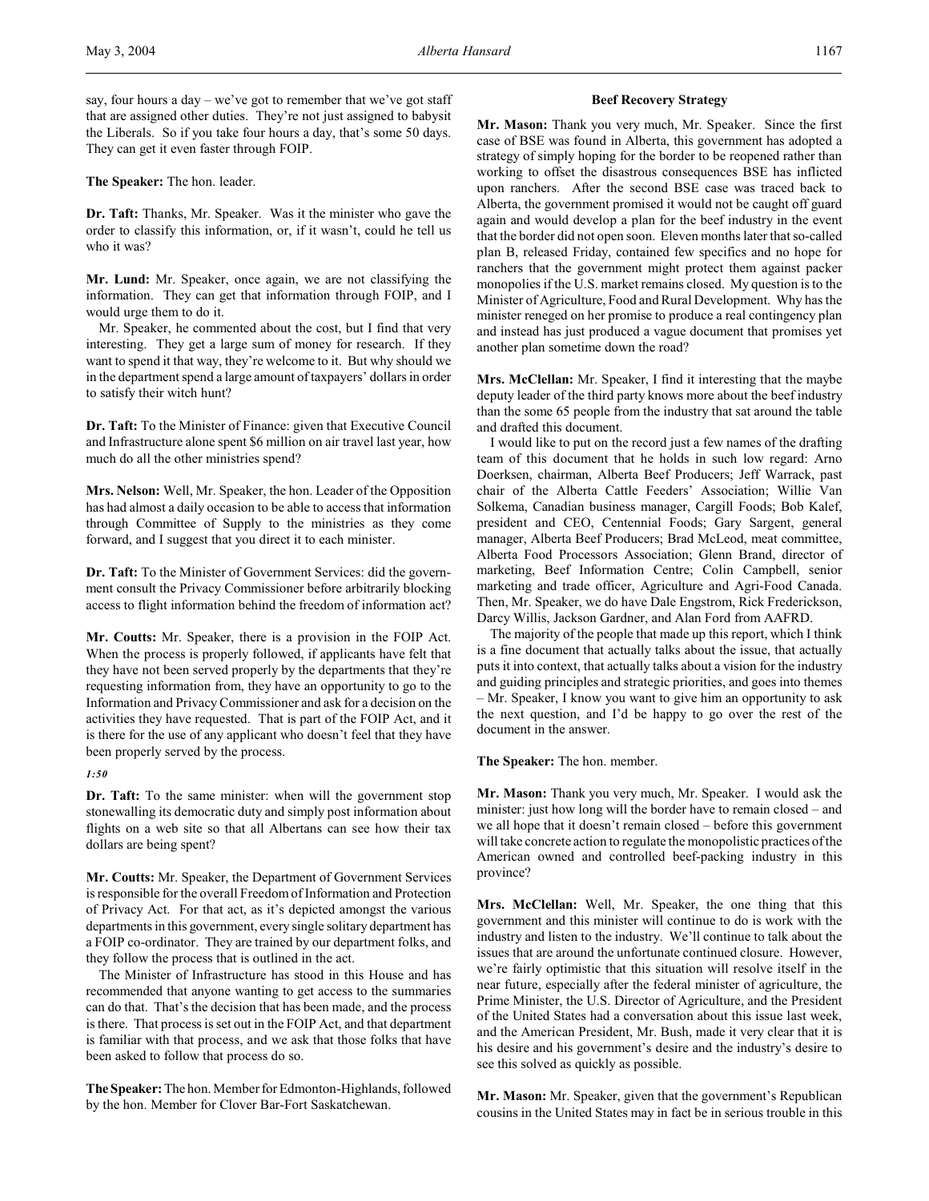say, four hours a day – we've got to remember that we've got staff that are assigned other duties. They're not just assigned to babysit the Liberals. So if you take four hours a day, that's some 50 days. They can get it even faster through FOIP.

**The Speaker:** The hon. leader.

**Dr. Taft:** Thanks, Mr. Speaker. Was it the minister who gave the order to classify this information, or, if it wasn't, could he tell us who it was?

**Mr. Lund:** Mr. Speaker, once again, we are not classifying the information. They can get that information through FOIP, and I would urge them to do it.

Mr. Speaker, he commented about the cost, but I find that very interesting. They get a large sum of money for research. If they want to spend it that way, they're welcome to it. But why should we in the department spend a large amount of taxpayers' dollars in order to satisfy their witch hunt?

**Dr. Taft:** To the Minister of Finance: given that Executive Council and Infrastructure alone spent $6 million on air travel last year, how much do all the other ministries spend?

**Mrs. Nelson:** Well, Mr. Speaker, the hon. Leader of the Opposition has had almost a daily occasion to be able to access that information through Committee of Supply to the ministries as they come forward, and I suggest that you direct it to each minister.

**Dr. Taft:** To the Minister of Government Services: did the government consult the Privacy Commissioner before arbitrarily blocking access to flight information behind the freedom of information act?

**Mr. Coutts:** Mr. Speaker, there is a provision in the FOIP Act. When the process is properly followed, if applicants have felt that they have not been served properly by the departments that they're requesting information from, they have an opportunity to go to the Information and Privacy Commissioner and ask for a decision on the activities they have requested. That is part of the FOIP Act, and it is there for the use of any applicant who doesn't feel that they have been properly served by the process.

*1:50*

**Dr. Taft:** To the same minister: when will the government stop stonewalling its democratic duty and simply post information about flights on a web site so that all Albertans can see how their tax dollars are being spent?

**Mr. Coutts:** Mr. Speaker, the Department of Government Services is responsible for the overall Freedom of Information and Protection of Privacy Act. For that act, as it's depicted amongst the various departments in this government, every single solitary department has a FOIP co-ordinator. They are trained by our department folks, and they follow the process that is outlined in the act.

The Minister of Infrastructure has stood in this House and has recommended that anyone wanting to get access to the summaries can do that. That's the decision that has been made, and the process is there. That process is set out in the FOIP Act, and that department is familiar with that process, and we ask that those folks that have been asked to follow that process do so.

**The Speaker:** The hon. Member for Edmonton-Highlands, followed by the hon. Member for Clover Bar-Fort Saskatchewan.

## Beef Recovery Strategy

**Mr. Mason:** Thank you very much, Mr. Speaker. Since the first case of BSE was found in Alberta, this government has adopted a strategy of simply hoping for the border to be reopened rather than working to offset the disastrous consequences BSE has inflicted upon ranchers. After the second BSE case was traced back to Alberta, the government promised it would not be caught off guard again and would develop a plan for the beef industry in the event that the border did not open soon. Eleven months later that so-called plan B, released Friday, contained few specifics and no hope for ranchers that the government might protect them against packer monopolies if the U.S. market remains closed. My question is to the Minister of Agriculture, Food and Rural Development. Why has the minister reneged on her promise to produce a real contingency plan and instead has just produced a vague document that promises yet another plan sometime down the road?

**Mrs. McClellan:** Mr. Speaker, I find it interesting that the maybe deputy leader of the third party knows more about the beef industry than the some 65 people from the industry that sat around the table and drafted this document.

I would like to put on the record just a few names of the drafting team of this document that he holds in such low regard: Arno Doerksen, chairman, Alberta Beef Producers; Jeff Warrack, past chair of the Alberta Cattle Feeders' Association; Willie Van Solkema, Canadian business manager, Cargill Foods; Bob Kalef, president and CEO, Centennial Foods; Gary Sargent, general manager, Alberta Beef Producers; Brad McLeod, meat committee, Alberta Food Processors Association; Glenn Brand, director of marketing, Beef Information Centre; Colin Campbell, senior marketing and trade officer, Agriculture and Agri-Food Canada. Then, Mr. Speaker, we do have Dale Engstrom, Rick Frederickson, Darcy Willis, Jackson Gardner, and Alan Ford from AAFRD.

The majority of the people that made up this report, which I think is a fine document that actually talks about the issue, that actually puts it into context, that actually talks about a vision for the industry and guiding principles and strategic priorities, and goes into themes – Mr. Speaker, I know you want to give him an opportunity to ask the next question, and I'd be happy to go over the rest of the document in the answer.

**The Speaker:** The hon. member.

**Mr. Mason:** Thank you very much, Mr. Speaker. I would ask the minister: just how long will the border have to remain closed – and we all hope that it doesn't remain closed – before this government will take concrete action to regulate the monopolistic practices of the American owned and controlled beef-packing industry in this province?

**Mrs. McClellan:** Well, Mr. Speaker, the one thing that this government and this minister will continue to do is work with the industry and listen to the industry. We'll continue to talk about the issues that are around the unfortunate continued closure. However, we're fairly optimistic that this situation will resolve itself in the near future, especially after the federal minister of agriculture, the Prime Minister, the U.S. Director of Agriculture, and the President of the United States had a conversation about this issue last week, and the American President, Mr. Bush, made it very clear that it is his desire and his government's desire and the industry's desire to see this solved as quickly as possible.

**Mr. Mason:** Mr. Speaker, given that the government's Republican cousins in the United States may in fact be in serious trouble in this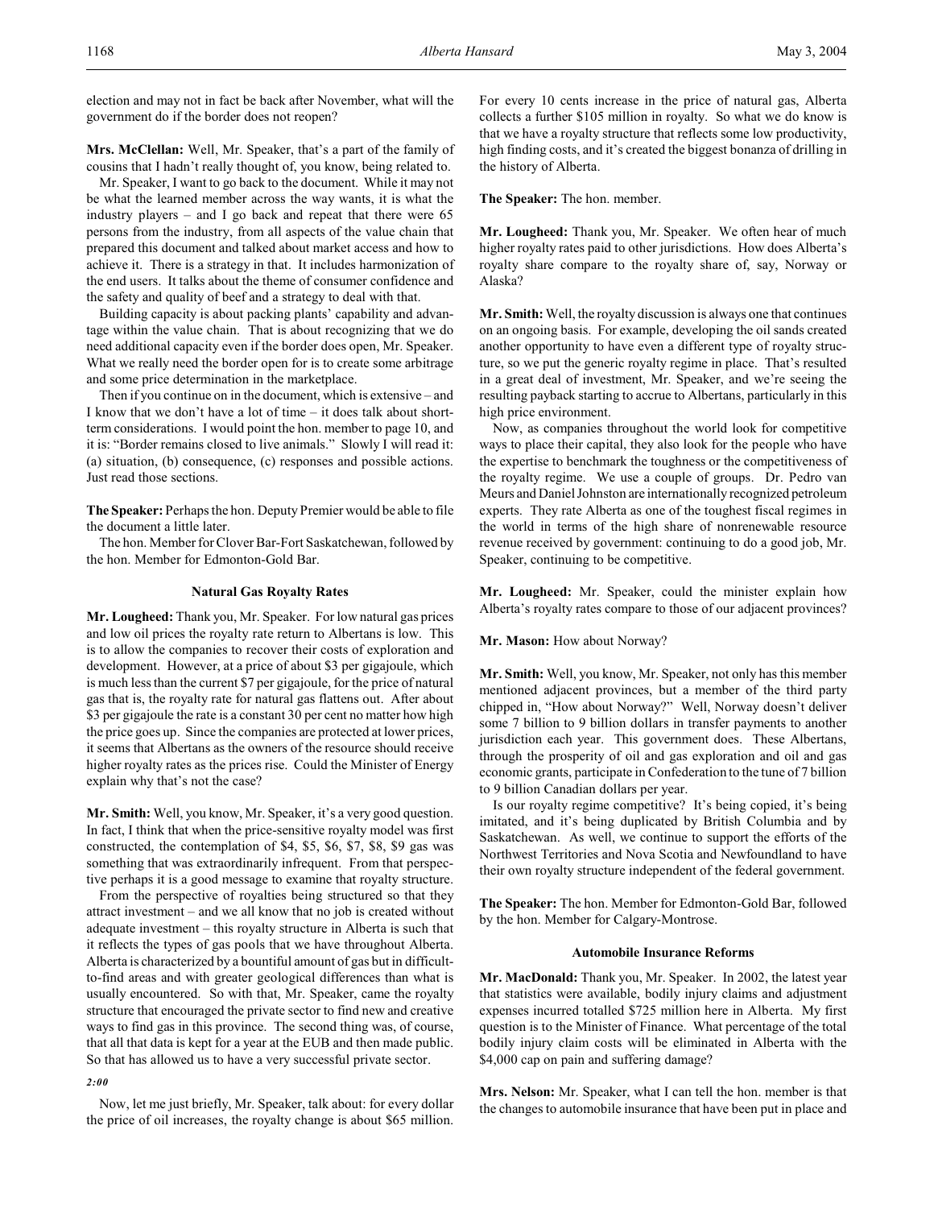election and may not in fact be back after November, what will the government do if the border does not reopen?

**Mrs. McClellan:** Well, Mr. Speaker, that's a part of the family of cousins that I hadn't really thought of, you know, being related to.

Mr. Speaker, I want to go back to the document. While it may not be what the learned member across the way wants, it is what the industry players – and I go back and repeat that there were 65 persons from the industry, from all aspects of the value chain that prepared this document and talked about market access and how to achieve it. There is a strategy in that. It includes harmonization of the end users. It talks about the theme of consumer confidence and the safety and quality of beef and a strategy to deal with that.

Building capacity is about packing plants' capability and advantage within the value chain. That is about recognizing that we do need additional capacity even if the border does open, Mr. Speaker. What we really need the border open for is to create some arbitrage and some price determination in the marketplace.

Then if you continue on in the document, which is extensive – and I know that we don't have a lot of time – it does talk about short-term considerations. I would point the hon. member to page 10, and it is: "Border remains closed to live animals." Slowly I will read it: (a) situation, (b) consequence, (c) responses and possible actions. Just read those sections.

**The Speaker:** Perhaps the hon. Deputy Premier would be able to file the document a little later.

The hon. Member for Clover Bar-Fort Saskatchewan, followed by the hon. Member for Edmonton-Gold Bar.

## Natural Gas Royalty Rates

**Mr. Lougheed:** Thank you, Mr. Speaker. For low natural gas prices and low oil prices the royalty rate return to Albertans is low. This is to allow the companies to recover their costs of exploration and development. However, at a price of about $3 per gigajoule, which is much less than the current $7 per gigajoule, for the price of natural gas that is, the royalty rate for natural gas flattens out. After about $3 per gigajoule the rate is a constant 30 per cent no matter how high the price goes up. Since the companies are protected at lower prices, it seems that Albertans as the owners of the resource should receive higher royalty rates as the prices rise. Could the Minister of Energy explain why that's not the case?

**Mr. Smith:** Well, you know, Mr. Speaker, it's a very good question. In fact, I think that when the price-sensitive royalty model was first constructed, the contemplation of $4, $5, $6, $7, $8, $9 gas was something that was extraordinarily infrequent. From that perspective perhaps it is a good message to examine that royalty structure.

From the perspective of royalties being structured so that they attract investment – and we all know that no job is created without adequate investment – this royalty structure in Alberta is such that it reflects the types of gas pools that we have throughout Alberta. Alberta is characterized by a bountiful amount of gas but in difficult-to-find areas and with greater geological differences than what is usually encountered. So with that, Mr. Speaker, came the royalty structure that encouraged the private sector to find new and creative ways to find gas in this province. The second thing was, of course, that all that data is kept for a year at the EUB and then made public. So that has allowed us to have a very successful private sector.

*2:00*

Now, let me just briefly, Mr. Speaker, talk about: for every dollar the price of oil increases, the royalty change is about $65 million. For every 10 cents increase in the price of natural gas, Alberta collects a further $105 million in royalty. So what we do know is that we have a royalty structure that reflects some low productivity, high finding costs, and it's created the biggest bonanza of drilling in the history of Alberta.

**The Speaker:** The hon. member.

**Mr. Lougheed:** Thank you, Mr. Speaker. We often hear of much higher royalty rates paid to other jurisdictions. How does Alberta's royalty share compare to the royalty share of, say, Norway or Alaska?

**Mr. Smith:** Well, the royalty discussion is always one that continues on an ongoing basis. For example, developing the oil sands created another opportunity to have even a different type of royalty structure, so we put the generic royalty regime in place. That's resulted in a great deal of investment, Mr. Speaker, and we're seeing the resulting payback starting to accrue to Albertans, particularly in this high price environment.

Now, as companies throughout the world look for competitive ways to place their capital, they also look for the people who have the expertise to benchmark the toughness or the competitiveness of the royalty regime. We use a couple of groups. Dr. Pedro van Meurs and Daniel Johnston are internationally recognized petroleum experts. They rate Alberta as one of the toughest fiscal regimes in the world in terms of the high share of nonrenewable resource revenue received by government: continuing to do a good job, Mr. Speaker, continuing to be competitive.

**Mr. Lougheed:** Mr. Speaker, could the minister explain how Alberta's royalty rates compare to those of our adjacent provinces?

**Mr. Mason:** How about Norway?

**Mr. Smith:** Well, you know, Mr. Speaker, not only has this member mentioned adjacent provinces, but a member of the third party chipped in, "How about Norway?" Well, Norway doesn't deliver some 7 billion to 9 billion dollars in transfer payments to another jurisdiction each year. This government does. These Albertans, through the prosperity of oil and gas exploration and oil and gas economic grants, participate in Confederation to the tune of 7 billion to 9 billion Canadian dollars per year.

Is our royalty regime competitive? It's being copied, it's being imitated, and it's being duplicated by British Columbia and by Saskatchewan. As well, we continue to support the efforts of the Northwest Territories and Nova Scotia and Newfoundland to have their own royalty structure independent of the federal government.

**The Speaker:** The hon. Member for Edmonton-Gold Bar, followed by the hon. Member for Calgary-Montrose.

## Automobile Insurance Reforms

**Mr. MacDonald:** Thank you, Mr. Speaker. In 2002, the latest year that statistics were available, bodily injury claims and adjustment expenses incurred totalled $725 million here in Alberta. My first question is to the Minister of Finance. What percentage of the total bodily injury claim costs will be eliminated in Alberta with the $4,000 cap on pain and suffering damage?

**Mrs. Nelson:** Mr. Speaker, what I can tell the hon. member is that the changes to automobile insurance that have been put in place and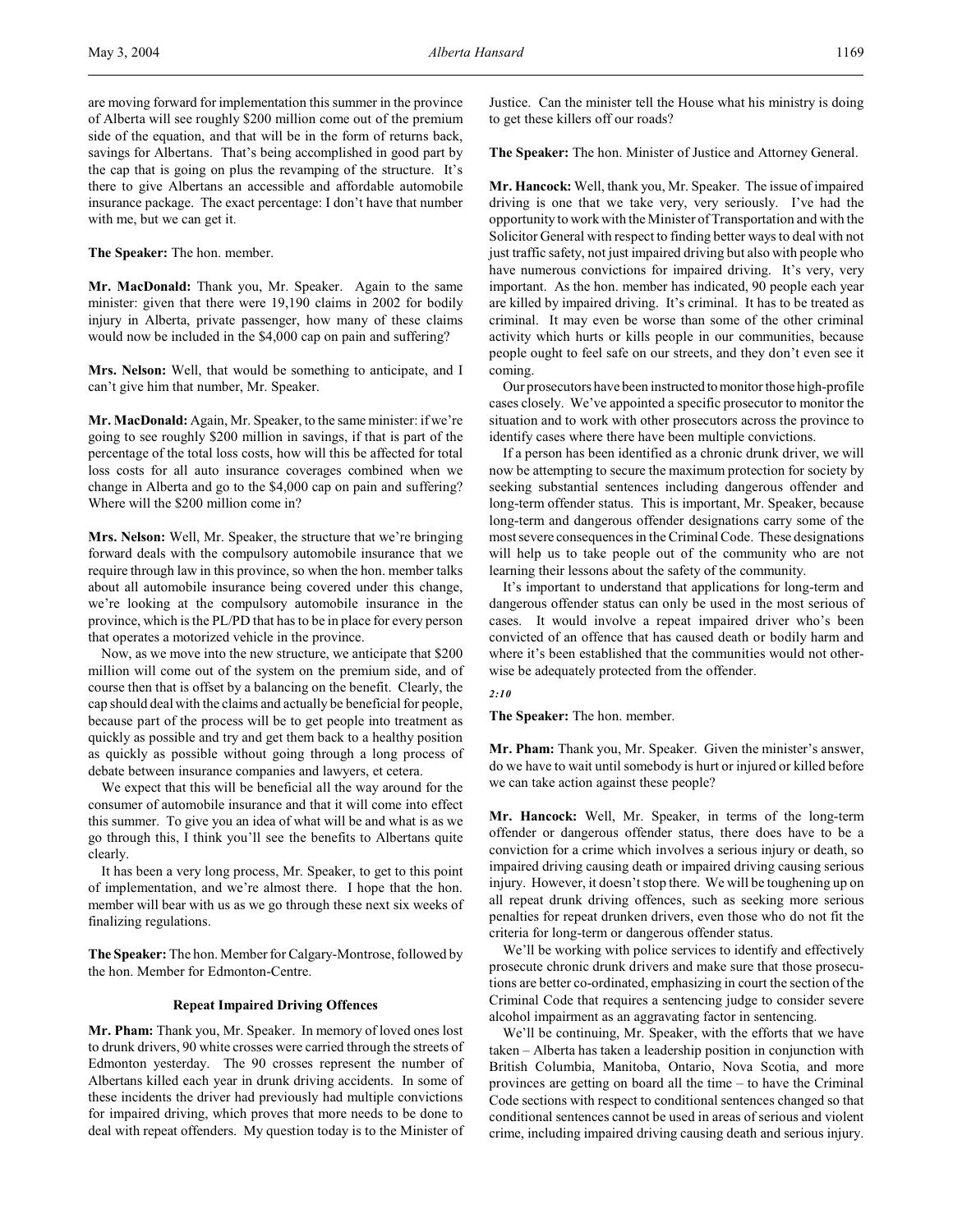are moving forward for implementation this summer in the province of Alberta will see roughly $200 million come out of the premium side of the equation, and that will be in the form of returns back, savings for Albertans. That's being accomplished in good part by the cap that is going on plus the revamping of the structure. It's there to give Albertans an accessible and affordable automobile insurance package. The exact percentage: I don't have that number with me, but we can get it.

**The Speaker:** The hon. member.

**Mr. MacDonald:** Thank you, Mr. Speaker. Again to the same minister: given that there were 19,190 claims in 2002 for bodily injury in Alberta, private passenger, how many of these claims would now be included in the $4,000 cap on pain and suffering?

**Mrs. Nelson:** Well, that would be something to anticipate, and I can't give him that number, Mr. Speaker.

**Mr. MacDonald:** Again, Mr. Speaker, to the same minister: if we're going to see roughly $200 million in savings, if that is part of the percentage of the total loss costs, how will this be affected for total loss costs for all auto insurance coverages combined when we change in Alberta and go to the $4,000 cap on pain and suffering? Where will the $200 million come in?

**Mrs. Nelson:** Well, Mr. Speaker, the structure that we're bringing forward deals with the compulsory automobile insurance that we require through law in this province, so when the hon. member talks about all automobile insurance being covered under this change, we're looking at the compulsory automobile insurance in the province, which is the PL/PD that has to be in place for every person that operates a motorized vehicle in the province.

Now, as we move into the new structure, we anticipate that $200 million will come out of the system on the premium side, and of course then that is offset by a balancing on the benefit. Clearly, the cap should deal with the claims and actually be beneficial for people, because part of the process will be to get people into treatment as quickly as possible and try and get them back to a healthy position as quickly as possible without going through a long process of debate between insurance companies and lawyers, et cetera.

We expect that this will be beneficial all the way around for the consumer of automobile insurance and that it will come into effect this summer. To give you an idea of what will be and what is as we go through this, I think you'll see the benefits to Albertans quite clearly.

It has been a very long process, Mr. Speaker, to get to this point of implementation, and we're almost there. I hope that the hon. member will bear with us as we go through these next six weeks of finalizing regulations.

**The Speaker:** The hon. Member for Calgary-Montrose, followed by the hon. Member for Edmonton-Centre.

### Repeat Impaired Driving Offences

**Mr. Pham:** Thank you, Mr. Speaker. In memory of loved ones lost to drunk drivers, 90 white crosses were carried through the streets of Edmonton yesterday. The 90 crosses represent the number of Albertans killed each year in drunk driving accidents. In some of these incidents the driver had previously had multiple convictions for impaired driving, which proves that more needs to be done to deal with repeat offenders. My question today is to the Minister of Justice. Can the minister tell the House what his ministry is doing to get these killers off our roads?

**The Speaker:** The hon. Minister of Justice and Attorney General.

**Mr. Hancock:** Well, thank you, Mr. Speaker. The issue of impaired driving is one that we take very, very seriously. I've had the opportunity to work with the Minister of Transportation and with the Solicitor General with respect to finding better ways to deal with not just traffic safety, not just impaired driving but also with people who have numerous convictions for impaired driving. It's very, very important. As the hon. member has indicated, 90 people each year are killed by impaired driving. It's criminal. It has to be treated as criminal. It may even be worse than some of the other criminal activity which hurts or kills people in our communities, because people ought to feel safe on our streets, and they don't even see it coming.

Our prosecutors have been instructed to monitor those high-profile cases closely. We've appointed a specific prosecutor to monitor the situation and to work with other prosecutors across the province to identify cases where there have been multiple convictions.

If a person has been identified as a chronic drunk driver, we will now be attempting to secure the maximum protection for society by seeking substantial sentences including dangerous offender and long-term offender status. This is important, Mr. Speaker, because long-term and dangerous offender designations carry some of the most severe consequences in the Criminal Code. These designations will help us to take people out of the community who are not learning their lessons about the safety of the community.

It's important to understand that applications for long-term and dangerous offender status can only be used in the most serious of cases. It would involve a repeat impaired driver who's been convicted of an offence that has caused death or bodily harm and where it's been established that the communities would not otherwise be adequately protected from the offender.

*2:10*

**The Speaker:** The hon. member.

**Mr. Pham:** Thank you, Mr. Speaker. Given the minister's answer, do we have to wait until somebody is hurt or injured or killed before we can take action against these people?

**Mr. Hancock:** Well, Mr. Speaker, in terms of the long-term offender or dangerous offender status, there does have to be a conviction for a crime which involves a serious injury or death, so impaired driving causing death or impaired driving causing serious injury. However, it doesn't stop there. We will be toughening up on all repeat drunk driving offences, such as seeking more serious penalties for repeat drunken drivers, even those who do not fit the criteria for long-term or dangerous offender status.

We'll be working with police services to identify and effectively prosecute chronic drunk drivers and make sure that those prosecutions are better co-ordinated, emphasizing in court the section of the Criminal Code that requires a sentencing judge to consider severe alcohol impairment as an aggravating factor in sentencing.

We'll be continuing, Mr. Speaker, with the efforts that we have taken – Alberta has taken a leadership position in conjunction with British Columbia, Manitoba, Ontario, Nova Scotia, and more provinces are getting on board all the time – to have the Criminal Code sections with respect to conditional sentences changed so that conditional sentences cannot be used in areas of serious and violent crime, including impaired driving causing death and serious injury.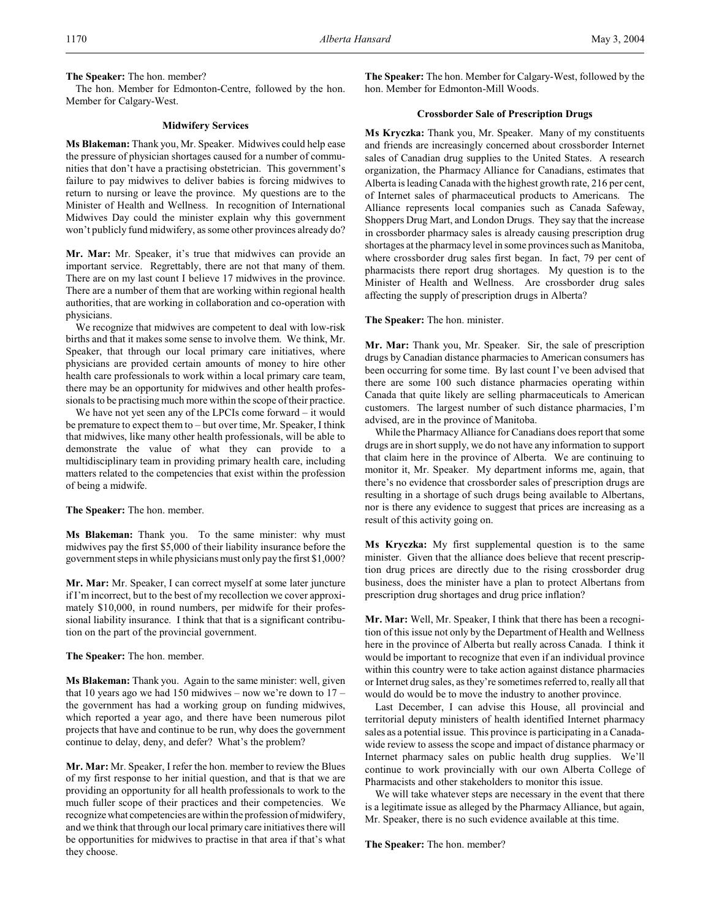**The Speaker:** The hon. member?

The hon. Member for Edmonton-Centre, followed by the hon. Member for Calgary-West.

### Midwifery Services

**Ms Blakeman:** Thank you, Mr. Speaker. Midwives could help ease the pressure of physician shortages caused for a number of communities that don't have a practising obstetrician. This government's failure to pay midwives to deliver babies is forcing midwives to return to nursing or leave the province. My questions are to the Minister of Health and Wellness. In recognition of International Midwives Day could the minister explain why this government won't publicly fund midwifery, as some other provinces already do?

**Mr. Mar:** Mr. Speaker, it's true that midwives can provide an important service. Regrettably, there are not that many of them. There are on my last count I believe 17 midwives in the province. There are a number of them that are working within regional health authorities, that are working in collaboration and co-operation with physicians.

We recognize that midwives are competent to deal with low-risk births and that it makes some sense to involve them. We think, Mr. Speaker, that through our local primary care initiatives, where physicians are provided certain amounts of money to hire other health care professionals to work within a local primary care team, there may be an opportunity for midwives and other health professionals to be practising much more within the scope of their practice.

We have not yet seen any of the LPCIs come forward – it would be premature to expect them to – but over time, Mr. Speaker, I think that midwives, like many other health professionals, will be able to demonstrate the value of what they can provide to a multidisciplinary team in providing primary health care, including matters related to the competencies that exist within the profession of being a midwife.

**The Speaker:** The hon. member.

**Ms Blakeman:** Thank you. To the same minister: why must midwives pay the first $5,000 of their liability insurance before the government steps in while physicians must only pay the first $1,000?

**Mr. Mar:** Mr. Speaker, I can correct myself at some later juncture if I'm incorrect, but to the best of my recollection we cover approximately $10,000, in round numbers, per midwife for their professional liability insurance. I think that that is a significant contribution on the part of the provincial government.

**The Speaker:** The hon. member.

**Ms Blakeman:** Thank you. Again to the same minister: well, given that 10 years ago we had 150 midwives – now we're down to 17 – the government has had a working group on funding midwives, which reported a year ago, and there have been numerous pilot projects that have and continue to be run, why does the government continue to delay, deny, and defer? What's the problem?

**Mr. Mar:** Mr. Speaker, I refer the hon. member to review the Blues of my first response to her initial question, and that is that we are providing an opportunity for all health professionals to work to the much fuller scope of their practices and their competencies. We recognize what competencies are within the profession of midwifery, and we think that through our local primary care initiatives there will be opportunities for midwives to practise in that area if that's what they choose.

**The Speaker:** The hon. Member for Calgary-West, followed by the hon. Member for Edmonton-Mill Woods.

### Crossborder Sale of Prescription Drugs

**Ms Kryczka:** Thank you, Mr. Speaker. Many of my constituents and friends are increasingly concerned about crossborder Internet sales of Canadian drug supplies to the United States. A research organization, the Pharmacy Alliance for Canadians, estimates that Alberta is leading Canada with the highest growth rate, 216 per cent, of Internet sales of pharmaceutical products to Americans. The Alliance represents local companies such as Canada Safeway, Shoppers Drug Mart, and London Drugs. They say that the increase in crossborder pharmacy sales is already causing prescription drug shortages at the pharmacy level in some provinces such as Manitoba, where crossborder drug sales first began. In fact, 79 per cent of pharmacists there report drug shortages. My question is to the Minister of Health and Wellness. Are crossborder drug sales affecting the supply of prescription drugs in Alberta?

**The Speaker:** The hon. minister.

**Mr. Mar:** Thank you, Mr. Speaker. Sir, the sale of prescription drugs by Canadian distance pharmacies to American consumers has been occurring for some time. By last count I've been advised that there are some 100 such distance pharmacies operating within Canada that quite likely are selling pharmaceuticals to American customers. The largest number of such distance pharmacies, I'm advised, are in the province of Manitoba.

While the Pharmacy Alliance for Canadians does report that some drugs are in short supply, we do not have any information to support that claim here in the province of Alberta. We are continuing to monitor it, Mr. Speaker. My department informs me, again, that there's no evidence that crossborder sales of prescription drugs are resulting in a shortage of such drugs being available to Albertans, nor is there any evidence to suggest that prices are increasing as a result of this activity going on.

**Ms Kryczka:** My first supplemental question is to the same minister. Given that the alliance does believe that recent prescription drug prices are directly due to the rising crossborder drug business, does the minister have a plan to protect Albertans from prescription drug shortages and drug price inflation?

**Mr. Mar:** Well, Mr. Speaker, I think that there has been a recognition of this issue not only by the Department of Health and Wellness here in the province of Alberta but really across Canada. I think it would be important to recognize that even if an individual province within this country were to take action against distance pharmacies or Internet drug sales, as they're sometimes referred to, really all that would do would be to move the industry to another province.

Last December, I can advise this House, all provincial and territorial deputy ministers of health identified Internet pharmacy sales as a potential issue. This province is participating in a Canada-wide review to assess the scope and impact of distance pharmacy or Internet pharmacy sales on public health drug supplies. We'll continue to work provincially with our own Alberta College of Pharmacists and other stakeholders to monitor this issue.

We will take whatever steps are necessary in the event that there is a legitimate issue as alleged by the Pharmacy Alliance, but again, Mr. Speaker, there is no such evidence available at this time.

**The Speaker:** The hon. member?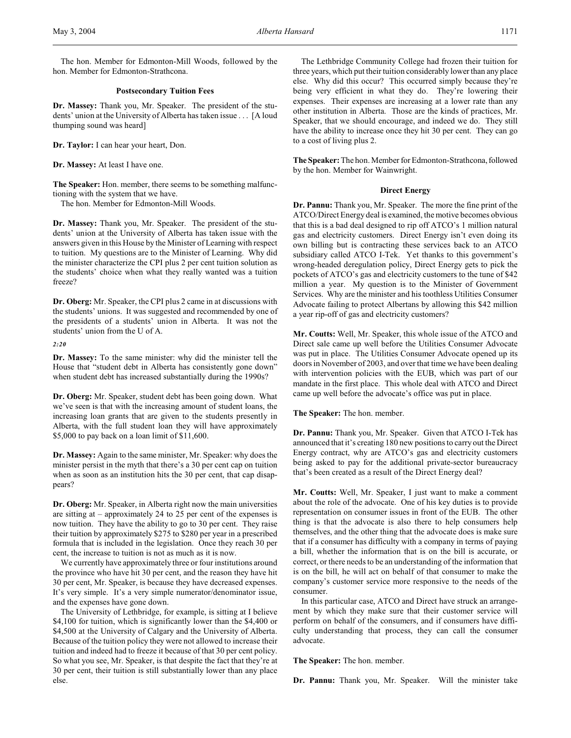The hon. Member for Edmonton-Mill Woods, followed by the hon. Member for Edmonton-Strathcona.

### Postsecondary Tuition Fees

**Dr. Massey:** Thank you, Mr. Speaker. The president of the students' union at the University of Alberta has taken issue . . . [A loud thumping sound was heard]

**Dr. Taylor:** I can hear your heart, Don.

**Dr. Massey:** At least I have one.

**The Speaker:** Hon. member, there seems to be something malfunctioning with the system that we have.

The hon. Member for Edmonton-Mill Woods.

**Dr. Massey:** Thank you, Mr. Speaker. The president of the students' union at the University of Alberta has taken issue with the answers given in this House by the Minister of Learning with respect to tuition. My questions are to the Minister of Learning. Why did the minister characterize the CPI plus 2 per cent tuition solution as the students' choice when what they really wanted was a tuition freeze?

**Dr. Oberg:** Mr. Speaker, the CPI plus 2 came in at discussions with the students' unions. It was suggested and recommended by one of the presidents of a students' union in Alberta. It was not the students' union from the U of A.

*2:20*

**Dr. Massey:** To the same minister: why did the minister tell the House that "student debt in Alberta has consistently gone down" when student debt has increased substantially during the 1990s?

**Dr. Oberg:** Mr. Speaker, student debt has been going down. What we've seen is that with the increasing amount of student loans, the increasing loan grants that are given to the students presently in Alberta, with the full student loan they will have approximately $5,000 to pay back on a loan limit of $11,600.

**Dr. Massey:** Again to the same minister, Mr. Speaker: why does the minister persist in the myth that there's a 30 per cent cap on tuition when as soon as an institution hits the 30 per cent, that cap disappears?

**Dr. Oberg:** Mr. Speaker, in Alberta right now the main universities are sitting at – approximately 24 to 25 per cent of the expenses is now tuition. They have the ability to go to 30 per cent. They raise their tuition by approximately $275 to $280 per year in a prescribed formula that is included in the legislation. Once they reach 30 per cent, the increase to tuition is not as much as it is now.

We currently have approximately three or four institutions around the province who have hit 30 per cent, and the reason they have hit 30 per cent, Mr. Speaker, is because they have decreased expenses. It's very simple. It's a very simple numerator/denominator issue, and the expenses have gone down.

The University of Lethbridge, for example, is sitting at I believe $4,100 for tuition, which is significantly lower than the $4,400 or $4,500 at the University of Calgary and the University of Alberta. Because of the tuition policy they were not allowed to increase their tuition and indeed had to freeze it because of that 30 per cent policy. So what you see, Mr. Speaker, is that despite the fact that they're at 30 per cent, their tuition is still substantially lower than any place else.

The Lethbridge Community College had frozen their tuition for three years, which put their tuition considerably lower than any place else. Why did this occur? This occurred simply because they're being very efficient in what they do. They're lowering their expenses. Their expenses are increasing at a lower rate than any other institution in Alberta. Those are the kinds of practices, Mr. Speaker, that we should encourage, and indeed we do. They still have the ability to increase once they hit 30 per cent. They can go to a cost of living plus 2.

**The Speaker:** The hon. Member for Edmonton-Strathcona, followed by the hon. Member for Wainwright.

### Direct Energy

**Dr. Pannu:** Thank you, Mr. Speaker. The more the fine print of the ATCO/Direct Energy deal is examined, the motive becomes obvious that this is a bad deal designed to rip off ATCO's 1 million natural gas and electricity customers. Direct Energy isn't even doing its own billing but is contracting these services back to an ATCO subsidiary called ATCO I-Tek. Yet thanks to this government's wrong-headed deregulation policy, Direct Energy gets to pick the pockets of ATCO's gas and electricity customers to the tune of $42 million a year. My question is to the Minister of Government Services. Why are the minister and his toothless Utilities Consumer Advocate failing to protect Albertans by allowing this $42 million a year rip-off of gas and electricity customers?

**Mr. Coutts:** Well, Mr. Speaker, this whole issue of the ATCO and Direct sale came up well before the Utilities Consumer Advocate was put in place. The Utilities Consumer Advocate opened up its doors in November of 2003, and over that time we have been dealing with intervention policies with the EUB, which was part of our mandate in the first place. This whole deal with ATCO and Direct came up well before the advocate's office was put in place.

**The Speaker:** The hon. member.

**Dr. Pannu:** Thank you, Mr. Speaker. Given that ATCO I-Tek has announced that it's creating 180 new positions to carry out the Direct Energy contract, why are ATCO's gas and electricity customers being asked to pay for the additional private-sector bureaucracy that's been created as a result of the Direct Energy deal?

**Mr. Coutts:** Well, Mr. Speaker, I just want to make a comment about the role of the advocate. One of his key duties is to provide representation on consumer issues in front of the EUB. The other thing is that the advocate is also there to help consumers help themselves, and the other thing that the advocate does is make sure that if a consumer has difficulty with a company in terms of paying a bill, whether the information that is on the bill is accurate, or correct, or there needs to be an understanding of the information that is on the bill, he will act on behalf of that consumer to make the company's customer service more responsive to the needs of the consumer.

In this particular case, ATCO and Direct have struck an arrangement by which they make sure that their customer service will perform on behalf of the consumers, and if consumers have difficulty understanding that process, they can call the consumer advocate.

**The Speaker:** The hon. member.

**Dr. Pannu:** Thank you, Mr. Speaker. Will the minister take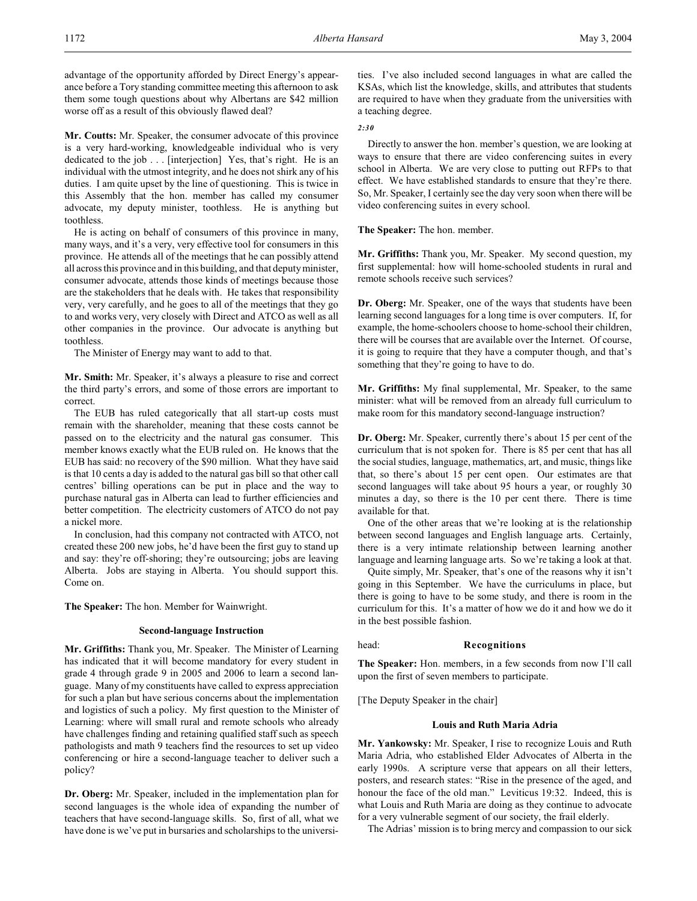advantage of the opportunity afforded by Direct Energy's appearance before a Tory standing committee meeting this afternoon to ask them some tough questions about why Albertans are $42 million worse off as a result of this obviously flawed deal?

**Mr. Coutts:** Mr. Speaker, the consumer advocate of this province is a very hard-working, knowledgeable individual who is very dedicated to the job . . . [interjection] Yes, that's right. He is an individual with the utmost integrity, and he does not shirk any of his duties. I am quite upset by the line of questioning. This is twice in this Assembly that the hon. member has called my consumer advocate, my deputy minister, toothless. He is anything but toothless.

He is acting on behalf of consumers of this province in many, many ways, and it's a very, very effective tool for consumers in this province. He attends all of the meetings that he can possibly attend all across this province and in this building, and that deputy minister, consumer advocate, attends those kinds of meetings because those are the stakeholders that he deals with. He takes that responsibility very, very carefully, and he goes to all of the meetings that they go to and works very, very closely with Direct and ATCO as well as all other companies in the province. Our advocate is anything but toothless.

The Minister of Energy may want to add to that.

**Mr. Smith:** Mr. Speaker, it's always a pleasure to rise and correct the third party's errors, and some of those errors are important to correct.

The EUB has ruled categorically that all start-up costs must remain with the shareholder, meaning that these costs cannot be passed on to the electricity and the natural gas consumer. This member knows exactly what the EUB ruled on. He knows that the EUB has said: no recovery of the $90 million. What they have said is that 10 cents a day is added to the natural gas bill so that other call centres' billing operations can be put in place and the way to purchase natural gas in Alberta can lead to further efficiencies and better competition. The electricity customers of ATCO do not pay a nickel more.

In conclusion, had this company not contracted with ATCO, not created these 200 new jobs, he'd have been the first guy to stand up and say: they're off-shoring; they're outsourcing; jobs are leaving Alberta. Jobs are staying in Alberta. You should support this. Come on.

**The Speaker:** The hon. Member for Wainwright.

### Second-language Instruction

**Mr. Griffiths:** Thank you, Mr. Speaker. The Minister of Learning has indicated that it will become mandatory for every student in grade 4 through grade 9 in 2005 and 2006 to learn a second language. Many of my constituents have called to express appreciation for such a plan but have serious concerns about the implementation and logistics of such a policy. My first question to the Minister of Learning: where will small rural and remote schools who already have challenges finding and retaining qualified staff such as speech pathologists and math 9 teachers find the resources to set up video conferencing or hire a second-language teacher to deliver such a policy?

**Dr. Oberg:** Mr. Speaker, included in the implementation plan for second languages is the whole idea of expanding the number of teachers that have second-language skills. So, first of all, what we have done is we've put in bursaries and scholarships to the universities. I've also included second languages in what are called the KSAs, which list the knowledge, skills, and attributes that students are required to have when they graduate from the universities with a teaching degree.

*2:30*

Directly to answer the hon. member's question, we are looking at ways to ensure that there are video conferencing suites in every school in Alberta. We are very close to putting out RFPs to that effect. We have established standards to ensure that they're there. So, Mr. Speaker, I certainly see the day very soon when there will be video conferencing suites in every school.

**The Speaker:** The hon. member.

**Mr. Griffiths:** Thank you, Mr. Speaker. My second question, my first supplemental: how will home-schooled students in rural and remote schools receive such services?

**Dr. Oberg:** Mr. Speaker, one of the ways that students have been learning second languages for a long time is over computers. If, for example, the home-schoolers choose to home-school their children, there will be courses that are available over the Internet. Of course, it is going to require that they have a computer though, and that's something that they're going to have to do.

**Mr. Griffiths:** My final supplemental, Mr. Speaker, to the same minister: what will be removed from an already full curriculum to make room for this mandatory second-language instruction?

**Dr. Oberg:** Mr. Speaker, currently there's about 15 per cent of the curriculum that is not spoken for. There is 85 per cent that has all the social studies, language, mathematics, art, and music, things like that, so there's about 15 per cent open. Our estimates are that second languages will take about 95 hours a year, or roughly 30 minutes a day, so there is the 10 per cent there. There is time available for that.

One of the other areas that we're looking at is the relationship between second languages and English language arts. Certainly, there is a very intimate relationship between learning another language and learning language arts. So we're taking a look at that.

Quite simply, Mr. Speaker, that's one of the reasons why it isn't going in this September. We have the curriculums in place, but there is going to have to be some study, and there is room in the curriculum for this. It's a matter of how we do it and how we do it in the best possible fashion.

## head: Recognitions

**The Speaker:** Hon. members, in a few seconds from now I'll call upon the first of seven members to participate.

[The Deputy Speaker in the chair]

### Louis and Ruth Maria Adria

**Mr. Yankowsky:** Mr. Speaker, I rise to recognize Louis and Ruth Maria Adria, who established Elder Advocates of Alberta in the early 1990s. A scripture verse that appears on all their letters, posters, and research states: "Rise in the presence of the aged, and honour the face of the old man." Leviticus 19:32. Indeed, this is what Louis and Ruth Maria are doing as they continue to advocate for a very vulnerable segment of our society, the frail elderly.

The Adrias' mission is to bring mercy and compassion to our sick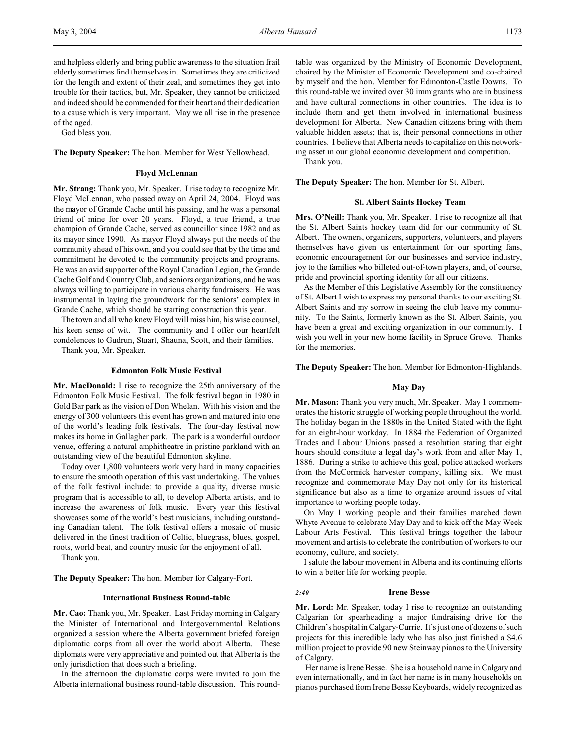and helpless elderly and bring public awareness to the situation frail elderly sometimes find themselves in. Sometimes they are criticized for the length and extent of their zeal, and sometimes they get into trouble for their tactics, but, Mr. Speaker, they cannot be criticized and indeed should be commended for their heart and their dedication to a cause which is very important. May we all rise in the presence of the aged.

God bless you.

**The Deputy Speaker:** The hon. Member for West Yellowhead.

### Floyd McLennan

**Mr. Strang:** Thank you, Mr. Speaker. I rise today to recognize Mr. Floyd McLennan, who passed away on April 24, 2004. Floyd was the mayor of Grande Cache until his passing, and he was a personal friend of mine for over 20 years. Floyd, a true friend, a true champion of Grande Cache, served as councillor since 1982 and as its mayor since 1990. As mayor Floyd always put the needs of the community ahead of his own, and you could see that by the time and commitment he devoted to the community projects and programs. He was an avid supporter of the Royal Canadian Legion, the Grande Cache Golf and Country Club, and seniors organizations, and he was always willing to participate in various charity fundraisers. He was instrumental in laying the groundwork for the seniors' complex in Grande Cache, which should be starting construction this year.

The town and all who knew Floyd will miss him, his wise counsel, his keen sense of wit. The community and I offer our heartfelt condolences to Gudrun, Stuart, Shauna, Scott, and their families.

Thank you, Mr. Speaker.

### Edmonton Folk Music Festival

**Mr. MacDonald:** I rise to recognize the 25th anniversary of the Edmonton Folk Music Festival. The folk festival began in 1980 in Gold Bar park as the vision of Don Whelan. With his vision and the energy of 300 volunteers this event has grown and matured into one of the world's leading folk festivals. The four-day festival now makes its home in Gallagher park. The park is a wonderful outdoor venue, offering a natural amphitheatre in pristine parkland with an outstanding view of the beautiful Edmonton skyline.

Today over 1,800 volunteers work very hard in many capacities to ensure the smooth operation of this vast undertaking. The values of the folk festival include: to provide a quality, diverse music program that is accessible to all, to develop Alberta artists, and to increase the awareness of folk music. Every year this festival showcases some of the world's best musicians, including outstanding Canadian talent. The folk festival offers a mosaic of music delivered in the finest tradition of Celtic, bluegrass, blues, gospel, roots, world beat, and country music for the enjoyment of all.

Thank you.

**The Deputy Speaker:** The hon. Member for Calgary-Fort.

### International Business Round-table

**Mr. Cao:** Thank you, Mr. Speaker. Last Friday morning in Calgary the Minister of International and Intergovernmental Relations organized a session where the Alberta government briefed foreign diplomatic corps from all over the world about Alberta. These diplomats were very appreciative and pointed out that Alberta is the only jurisdiction that does such a briefing.

In the afternoon the diplomatic corps were invited to join the Alberta international business round-table discussion. This round-table was organized by the Ministry of Economic Development, chaired by the Minister of Economic Development and co-chaired by myself and the hon. Member for Edmonton-Castle Downs. To this round-table we invited over 30 immigrants who are in business and have cultural connections in other countries. The idea is to include them and get them involved in international business development for Alberta. New Canadian citizens bring with them valuable hidden assets; that is, their personal connections in other countries. I believe that Alberta needs to capitalize on this networking asset in our global economic development and competition.

Thank you.

**The Deputy Speaker:** The hon. Member for St. Albert.

### St. Albert Saints Hockey Team

**Mrs. O'Neill:** Thank you, Mr. Speaker. I rise to recognize all that the St. Albert Saints hockey team did for our community of St. Albert. The owners, organizers, supporters, volunteers, and players themselves have given us entertainment for our sporting fans, economic encouragement for our businesses and service industry, joy to the families who billeted out-of-town players, and, of course, pride and provincial sporting identity for all our citizens.

As the Member of this Legislative Assembly for the constituency of St. Albert I wish to express my personal thanks to our exciting St. Albert Saints and my sorrow in seeing the club leave my community. To the Saints, formerly known as the St. Albert Saints, you have been a great and exciting organization in our community. I wish you well in your new home facility in Spruce Grove. Thanks for the memories.

**The Deputy Speaker:** The hon. Member for Edmonton-Highlands.

### May Day

**Mr. Mason:** Thank you very much, Mr. Speaker. May 1 commemorates the historic struggle of working people throughout the world. The holiday began in the 1880s in the United Stated with the fight for an eight-hour workday. In 1884 the Federation of Organized Trades and Labour Unions passed a resolution stating that eight hours should constitute a legal day's work from and after May 1, 1886. During a strike to achieve this goal, police attacked workers from the McCormick harvester company, killing six. We must recognize and commemorate May Day not only for its historical significance but also as a time to organize around issues of vital importance to working people today.

On May 1 working people and their families marched down Whyte Avenue to celebrate May Day and to kick off the May Week Labour Arts Festival. This festival brings together the labour movement and artists to celebrate the contribution of workers to our economy, culture, and society.

I salute the labour movement in Alberta and its continuing efforts to win a better life for working people.

*2:40*

### Irene Besse

**Mr. Lord:** Mr. Speaker, today I rise to recognize an outstanding Calgarian for spearheading a major fundraising drive for the Children's hospital in Calgary-Currie. It's just one of dozens of such projects for this incredible lady who has also just finished a $4.6 million project to provide 90 new Steinway pianos to the University of Calgary.

Her name is Irene Besse. She is a household name in Calgary and even internationally, and in fact her name is in many households on pianos purchased from Irene Besse Keyboards, widely recognized as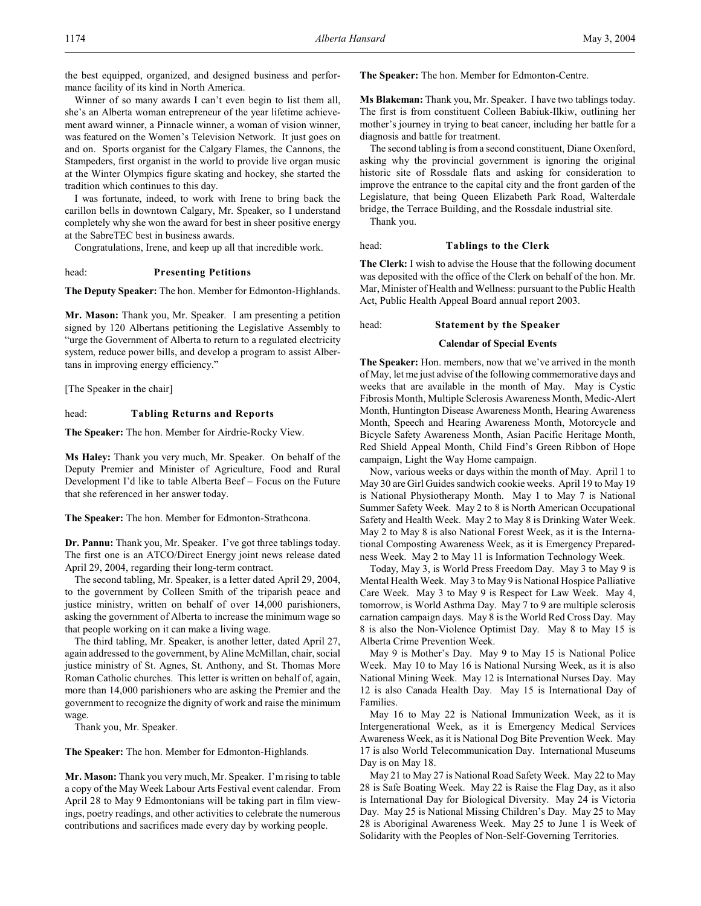the best equipped, organized, and designed business and performance facility of its kind in North America.

Winner of so many awards I can't even begin to list them all, she's an Alberta woman entrepreneur of the year lifetime achievement award winner, a Pinnacle winner, a woman of vision winner, was featured on the Women's Television Network. It just goes on and on. Sports organist for the Calgary Flames, the Cannons, the Stampeders, first organist in the world to provide live organ music at the Winter Olympics figure skating and hockey, she started the tradition which continues to this day.

I was fortunate, indeed, to work with Irene to bring back the carillon bells in downtown Calgary, Mr. Speaker, so I understand completely why she won the award for best in sheer positive energy at the SabreTEC best in business awards.

Congratulations, Irene, and keep up all that incredible work.

## head: Presenting Petitions

**The Deputy Speaker:** The hon. Member for Edmonton-Highlands.

**Mr. Mason:** Thank you, Mr. Speaker. I am presenting a petition signed by 120 Albertans petitioning the Legislative Assembly to "urge the Government of Alberta to return to a regulated electricity system, reduce power bills, and develop a program to assist Albertans in improving energy efficiency."

[The Speaker in the chair]

## head: Tabling Returns and Reports

**The Speaker:** The hon. Member for Airdrie-Rocky View.

**Ms Haley:** Thank you very much, Mr. Speaker. On behalf of the Deputy Premier and Minister of Agriculture, Food and Rural Development I'd like to table Alberta Beef – Focus on the Future that she referenced in her answer today.

**The Speaker:** The hon. Member for Edmonton-Strathcona.

**Dr. Pannu:** Thank you, Mr. Speaker. I've got three tablings today. The first one is an ATCO/Direct Energy joint news release dated April 29, 2004, regarding their long-term contract.

The second tabling, Mr. Speaker, is a letter dated April 29, 2004, to the government by Colleen Smith of the triparish peace and justice ministry, written on behalf of over 14,000 parishioners, asking the government of Alberta to increase the minimum wage so that people working on it can make a living wage.

The third tabling, Mr. Speaker, is another letter, dated April 27, again addressed to the government, by Aline McMillan, chair, social justice ministry of St. Agnes, St. Anthony, and St. Thomas More Roman Catholic churches. This letter is written on behalf of, again, more than 14,000 parishioners who are asking the Premier and the government to recognize the dignity of work and raise the minimum wage.

Thank you, Mr. Speaker.

**The Speaker:** The hon. Member for Edmonton-Highlands.

**Mr. Mason:** Thank you very much, Mr. Speaker. I'm rising to table a copy of the May Week Labour Arts Festival event calendar. From April 28 to May 9 Edmontonians will be taking part in film viewings, poetry readings, and other activities to celebrate the numerous contributions and sacrifices made every day by working people.

**The Speaker:** The hon. Member for Edmonton-Centre.

**Ms Blakeman:** Thank you, Mr. Speaker. I have two tablings today. The first is from constituent Colleen Babiuk-Ilkiw, outlining her mother's journey in trying to beat cancer, including her battle for a diagnosis and battle for treatment.

The second tabling is from a second constituent, Diane Oxenford, asking why the provincial government is ignoring the original historic site of Rossdale flats and asking for consideration to improve the entrance to the capital city and the front garden of the Legislature, that being Queen Elizabeth Park Road, Walterdale bridge, the Terrace Building, and the Rossdale industrial site.

Thank you.

## head: Tablings to the Clerk

**The Clerk:** I wish to advise the House that the following document was deposited with the office of the Clerk on behalf of the hon. Mr. Mar, Minister of Health and Wellness: pursuant to the Public Health Act, Public Health Appeal Board annual report 2003.

## head: Statement by the Speaker

### Calendar of Special Events

**The Speaker:** Hon. members, now that we've arrived in the month of May, let me just advise of the following commemorative days and weeks that are available in the month of May. May is Cystic Fibrosis Month, Multiple Sclerosis Awareness Month, Medic-Alert Month, Huntington Disease Awareness Month, Hearing Awareness Month, Speech and Hearing Awareness Month, Motorcycle and Bicycle Safety Awareness Month, Asian Pacific Heritage Month, Red Shield Appeal Month, Child Find's Green Ribbon of Hope campaign, Light the Way Home campaign.

Now, various weeks or days within the month of May. April 1 to May 30 are Girl Guides sandwich cookie weeks. April 19 to May 19 is National Physiotherapy Month. May 1 to May 7 is National Summer Safety Week. May 2 to 8 is North American Occupational Safety and Health Week. May 2 to May 8 is Drinking Water Week. May 2 to May 8 is also National Forest Week, as it is the International Composting Awareness Week, as it is Emergency Preparedness Week. May 2 to May 11 is Information Technology Week.

Today, May 3, is World Press Freedom Day. May 3 to May 9 is Mental Health Week. May 3 to May 9 is National Hospice Palliative Care Week. May 3 to May 9 is Respect for Law Week. May 4, tomorrow, is World Asthma Day. May 7 to 9 are multiple sclerosis carnation campaign days. May 8 is the World Red Cross Day. May 8 is also the Non-Violence Optimist Day. May 8 to May 15 is Alberta Crime Prevention Week.

May 9 is Mother's Day. May 9 to May 15 is National Police Week. May 10 to May 16 is National Nursing Week, as it is also National Mining Week. May 12 is International Nurses Day. May 12 is also Canada Health Day. May 15 is International Day of Families.

May 16 to May 22 is National Immunization Week, as it is Intergenerational Week, as it is Emergency Medical Services Awareness Week, as it is National Dog Bite Prevention Week. May 17 is also World Telecommunication Day. International Museums Day is on May 18.

May 21 to May 27 is National Road Safety Week. May 22 to May 28 is Safe Boating Week. May 22 is Raise the Flag Day, as it also is International Day for Biological Diversity. May 24 is Victoria Day. May 25 is National Missing Children's Day. May 25 to May 28 is Aboriginal Awareness Week. May 25 to June 1 is Week of Solidarity with the Peoples of Non-Self-Governing Territories.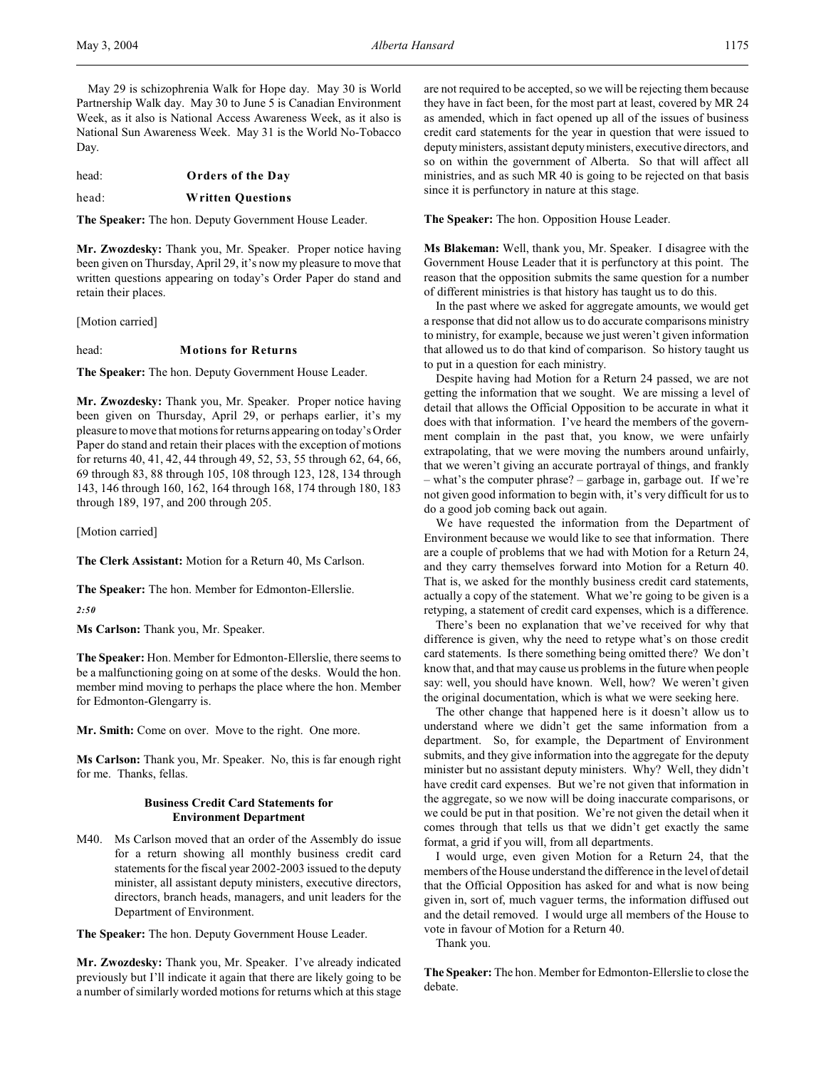May 29 is schizophrenia Walk for Hope day. May 30 is World Partnership Walk day. May 30 to June 5 is Canadian Environment Week, as it also is National Access Awareness Week, as it also is National Sun Awareness Week. May 31 is the World No-Tobacco Day.

head: **Orders of the Day**

head: **Written Questions**

**The Speaker:** The hon. Deputy Government House Leader.

**Mr. Zwozdesky:** Thank you, Mr. Speaker. Proper notice having been given on Thursday, April 29, it's now my pleasure to move that written questions appearing on today's Order Paper do stand and retain their places.

[Motion carried]

head: **Motions for Returns**

**The Speaker:** The hon. Deputy Government House Leader.

**Mr. Zwozdesky:** Thank you, Mr. Speaker. Proper notice having been given on Thursday, April 29, or perhaps earlier, it's my pleasure to move that motions for returns appearing on today's Order Paper do stand and retain their places with the exception of motions for returns 40, 41, 42, 44 through 49, 52, 53, 55 through 62, 64, 66, 69 through 83, 88 through 105, 108 through 123, 128, 134 through 143, 146 through 160, 162, 164 through 168, 174 through 180, 183 through 189, 197, and 200 through 205.

[Motion carried]

**The Clerk Assistant:** Motion for a Return 40, Ms Carlson.

**The Speaker:** The hon. Member for Edmonton-Ellerslie.

*2:50*

**Ms Carlson:** Thank you, Mr. Speaker.

**The Speaker:** Hon. Member for Edmonton-Ellerslie, there seems to be a malfunctioning going on at some of the desks. Would the hon. member mind moving to perhaps the place where the hon. Member for Edmonton-Glengarry is.

**Mr. Smith:** Come on over. Move to the right. One more.

**Ms Carlson:** Thank you, Mr. Speaker. No, this is far enough right for me. Thanks, fellas.

### Business Credit Card Statements for Environment Department

M40. Ms Carlson moved that an order of the Assembly do issue for a return showing all monthly business credit card statements for the fiscal year 2002-2003 issued to the deputy minister, all assistant deputy ministers, executive directors, directors, branch heads, managers, and unit leaders for the Department of Environment.

**The Speaker:** The hon. Deputy Government House Leader.

**Mr. Zwozdesky:** Thank you, Mr. Speaker. I've already indicated previously but I'll indicate it again that there are likely going to be a number of similarly worded motions for returns which at this stage are not required to be accepted, so we will be rejecting them because they have in fact been, for the most part at least, covered by MR 24 as amended, which in fact opened up all of the issues of business credit card statements for the year in question that were issued to deputy ministers, assistant deputy ministers, executive directors, and so on within the government of Alberta. So that will affect all ministries, and as such MR 40 is going to be rejected on that basis since it is perfunctory in nature at this stage.

**The Speaker:** The hon. Opposition House Leader.

**Ms Blakeman:** Well, thank you, Mr. Speaker. I disagree with the Government House Leader that it is perfunctory at this point. The reason that the opposition submits the same question for a number of different ministries is that history has taught us to do this.

In the past where we asked for aggregate amounts, we would get a response that did not allow us to do accurate comparisons ministry to ministry, for example, because we just weren't given information that allowed us to do that kind of comparison. So history taught us to put in a question for each ministry.

Despite having had Motion for a Return 24 passed, we are not getting the information that we sought. We are missing a level of detail that allows the Official Opposition to be accurate in what it does with that information. I've heard the members of the government complain in the past that, you know, we were unfairly extrapolating, that we were moving the numbers around unfairly, that we weren't giving an accurate portrayal of things, and frankly – what's the computer phrase? – garbage in, garbage out. If we're not given good information to begin with, it's very difficult for us to do a good job coming back out again.

We have requested the information from the Department of Environment because we would like to see that information. There are a couple of problems that we had with Motion for a Return 24, and they carry themselves forward into Motion for a Return 40. That is, we asked for the monthly business credit card statements, actually a copy of the statement. What we're going to be given is a retyping, a statement of credit card expenses, which is a difference.

There's been no explanation that we've received for why that difference is given, why the need to retype what's on those credit card statements. Is there something being omitted there? We don't know that, and that may cause us problems in the future when people say: well, you should have known. Well, how? We weren't given the original documentation, which is what we were seeking here.

The other change that happened here is it doesn't allow us to understand where we didn't get the same information from a department. So, for example, the Department of Environment submits, and they give information into the aggregate for the deputy minister but no assistant deputy ministers. Why? Well, they didn't have credit card expenses. But we're not given that information in the aggregate, so we now will be doing inaccurate comparisons, or we could be put in that position. We're not given the detail when it comes through that tells us that we didn't get exactly the same format, a grid if you will, from all departments.

I would urge, even given Motion for a Return 24, that the members of the House understand the difference in the level of detail that the Official Opposition has asked for and what is now being given in, sort of, much vaguer terms, the information diffused out and the detail removed. I would urge all members of the House to vote in favour of Motion for a Return 40.

Thank you.

**The Speaker:** The hon. Member for Edmonton-Ellerslie to close the debate.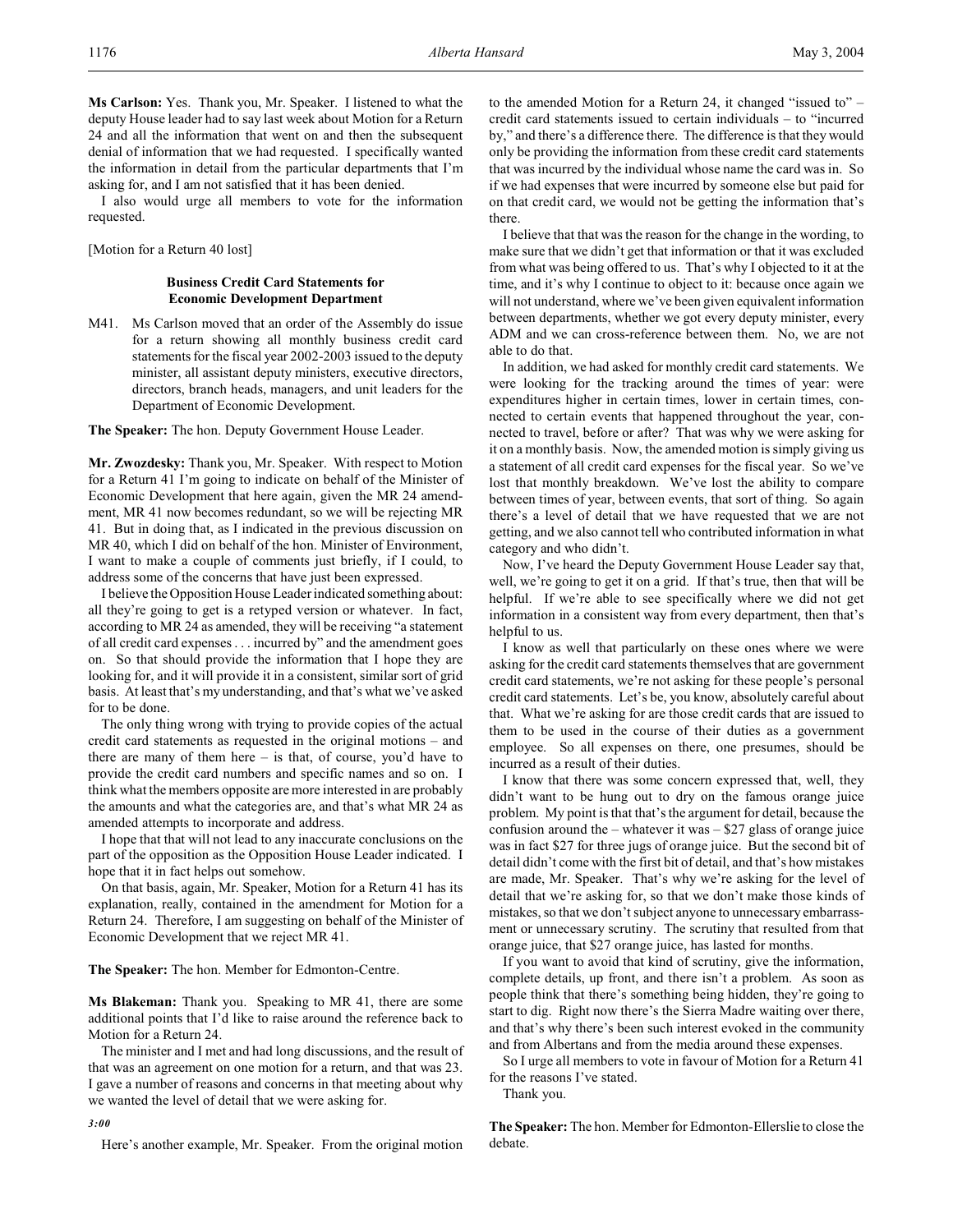**Ms Carlson:** Yes. Thank you, Mr. Speaker. I listened to what the deputy House leader had to say last week about Motion for a Return 24 and all the information that went on and then the subsequent denial of information that we had requested. I specifically wanted the information in detail from the particular departments that I'm asking for, and I am not satisfied that it has been denied.

I also would urge all members to vote for the information requested.

[Motion for a Return 40 lost]

### Business Credit Card Statements for Economic Development Department

M41. Ms Carlson moved that an order of the Assembly do issue for a return showing all monthly business credit card statements for the fiscal year 2002-2003 issued to the deputy minister, all assistant deputy ministers, executive directors, directors, branch heads, managers, and unit leaders for the Department of Economic Development.

**The Speaker:** The hon. Deputy Government House Leader.

**Mr. Zwozdesky:** Thank you, Mr. Speaker. With respect to Motion for a Return 41 I'm going to indicate on behalf of the Minister of Economic Development that here again, given the MR 24 amendment, MR 41 now becomes redundant, so we will be rejecting MR 41. But in doing that, as I indicated in the previous discussion on MR 40, which I did on behalf of the hon. Minister of Environment, I want to make a couple of comments just briefly, if I could, to address some of the concerns that have just been expressed.

I believe the Opposition House Leader indicated something about: all they're going to get is a retyped version or whatever. In fact, according to MR 24 as amended, they will be receiving "a statement of all credit card expenses . . . incurred by" and the amendment goes on. So that should provide the information that I hope they are looking for, and it will provide it in a consistent, similar sort of grid basis. At least that's my understanding, and that's what we've asked for to be done.

The only thing wrong with trying to provide copies of the actual credit card statements as requested in the original motions – and there are many of them here – is that, of course, you'd have to provide the credit card numbers and specific names and so on. I think what the members opposite are more interested in are probably the amounts and what the categories are, and that's what MR 24 as amended attempts to incorporate and address.

I hope that that will not lead to any inaccurate conclusions on the part of the opposition as the Opposition House Leader indicated. I hope that it in fact helps out somehow.

On that basis, again, Mr. Speaker, Motion for a Return 41 has its explanation, really, contained in the amendment for Motion for a Return 24. Therefore, I am suggesting on behalf of the Minister of Economic Development that we reject MR 41.

**The Speaker:** The hon. Member for Edmonton-Centre.

**Ms Blakeman:** Thank you. Speaking to MR 41, there are some additional points that I'd like to raise around the reference back to Motion for a Return 24.

The minister and I met and had long discussions, and the result of that was an agreement on one motion for a return, and that was 23. I gave a number of reasons and concerns in that meeting about why we wanted the level of detail that we were asking for.

*3:00*

Here's another example, Mr. Speaker. From the original motion to the amended Motion for a Return 24, it changed "issued to" – credit card statements issued to certain individuals – to "incurred by," and there's a difference there. The difference is that they would only be providing the information from these credit card statements that was incurred by the individual whose name the card was in. So if we had expenses that were incurred by someone else but paid for on that credit card, we would not be getting the information that's there.

I believe that that was the reason for the change in the wording, to make sure that we didn't get that information or that it was excluded from what was being offered to us. That's why I objected to it at the time, and it's why I continue to object to it: because once again we will not understand, where we've been given equivalent information between departments, whether we got every deputy minister, every ADM and we can cross-reference between them. No, we are not able to do that.

In addition, we had asked for monthly credit card statements. We were looking for the tracking around the times of year: were expenditures higher in certain times, lower in certain times, connected to certain events that happened throughout the year, connected to travel, before or after? That was why we were asking for it on a monthly basis. Now, the amended motion is simply giving us a statement of all credit card expenses for the fiscal year. So we've lost that monthly breakdown. We've lost the ability to compare between times of year, between events, that sort of thing. So again there's a level of detail that we have requested that we are not getting, and we also cannot tell who contributed information in what category and who didn't.

Now, I've heard the Deputy Government House Leader say that, well, we're going to get it on a grid. If that's true, then that will be helpful. If we're able to see specifically where we did not get information in a consistent way from every department, then that's helpful to us.

I know as well that particularly on these ones where we were asking for the credit card statements themselves that are government credit card statements, we're not asking for these people's personal credit card statements. Let's be, you know, absolutely careful about that. What we're asking for are those credit cards that are issued to them to be used in the course of their duties as a government employee. So all expenses on there, one presumes, should be incurred as a result of their duties.

I know that there was some concern expressed that, well, they didn't want to be hung out to dry on the famous orange juice problem. My point is that that's the argument for detail, because the confusion around the – whatever it was – $27 glass of orange juice was in fact $27 for three jugs of orange juice. But the second bit of detail didn't come with the first bit of detail, and that's how mistakes are made, Mr. Speaker. That's why we're asking for the level of detail that we're asking for, so that we don't make those kinds of mistakes, so that we don't subject anyone to unnecessary embarrassment or unnecessary scrutiny. The scrutiny that resulted from that orange juice, that $27 orange juice, has lasted for months.

If you want to avoid that kind of scrutiny, give the information, complete details, up front, and there isn't a problem. As soon as people think that there's something being hidden, they're going to start to dig. Right now there's the Sierra Madre waiting over there, and that's why there's been such interest evoked in the community and from Albertans and from the media around these expenses.

So I urge all members to vote in favour of Motion for a Return 41 for the reasons I've stated.

Thank you.

**The Speaker:** The hon. Member for Edmonton-Ellerslie to close the debate.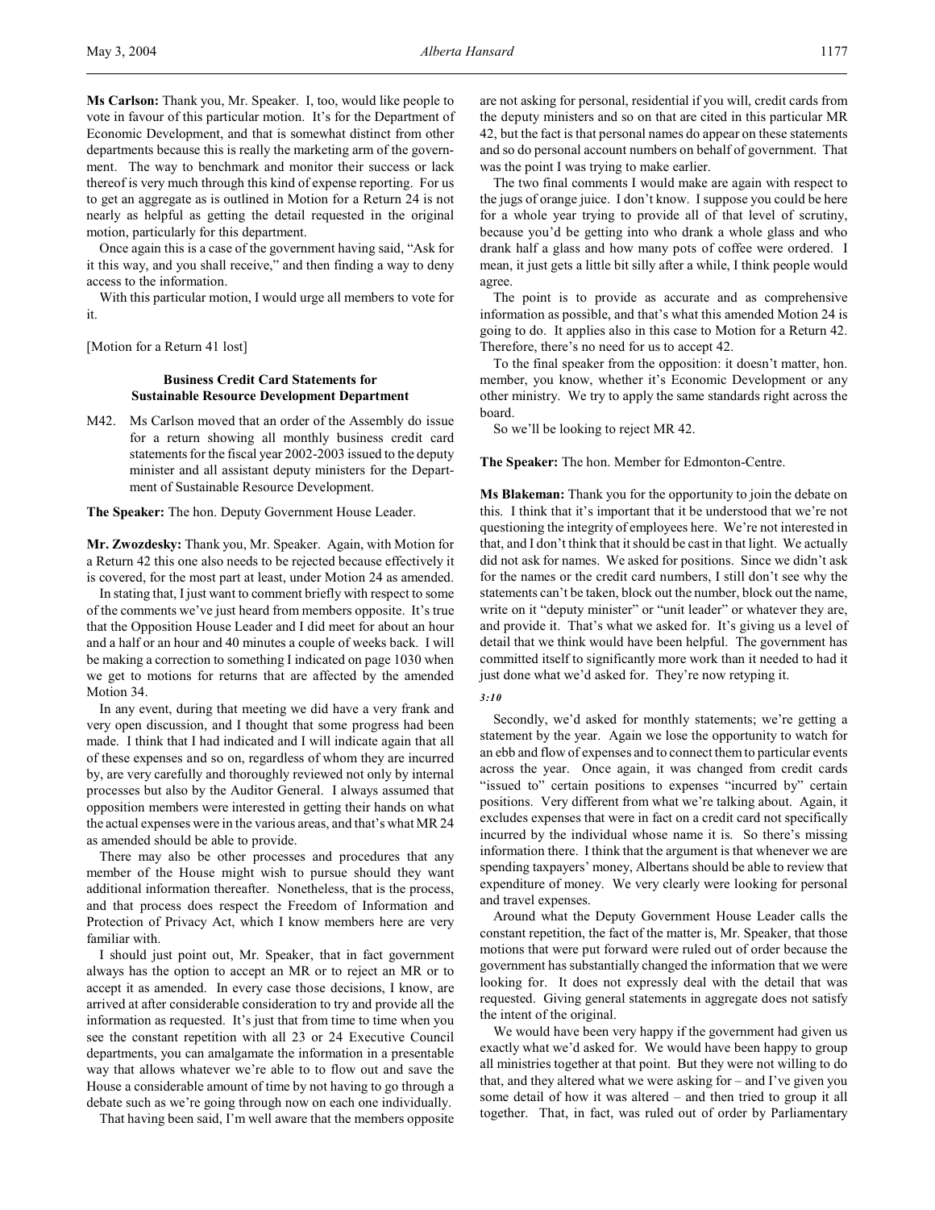**Ms Carlson:** Thank you, Mr. Speaker. I, too, would like people to vote in favour of this particular motion. It's for the Department of Economic Development, and that is somewhat distinct from other departments because this is really the marketing arm of the government. The way to benchmark and monitor their success or lack thereof is very much through this kind of expense reporting. For us to get an aggregate as is outlined in Motion for a Return 24 is not nearly as helpful as getting the detail requested in the original motion, particularly for this department.

Once again this is a case of the government having said, "Ask for it this way, and you shall receive," and then finding a way to deny access to the information.

With this particular motion, I would urge all members to vote for it.

[Motion for a Return 41 lost]

### Business Credit Card Statements for Sustainable Resource Development Department

M42. Ms Carlson moved that an order of the Assembly do issue for a return showing all monthly business credit card statements for the fiscal year 2002-2003 issued to the deputy minister and all assistant deputy ministers for the Department of Sustainable Resource Development.

**The Speaker:** The hon. Deputy Government House Leader.

**Mr. Zwozdesky:** Thank you, Mr. Speaker. Again, with Motion for a Return 42 this one also needs to be rejected because effectively it is covered, for the most part at least, under Motion 24 as amended.

In stating that, I just want to comment briefly with respect to some of the comments we've just heard from members opposite. It's true that the Opposition House Leader and I did meet for about an hour and a half or an hour and 40 minutes a couple of weeks back. I will be making a correction to something I indicated on page 1030 when we get to motions for returns that are affected by the amended Motion 34.

In any event, during that meeting we did have a very frank and very open discussion, and I thought that some progress had been made. I think that I had indicated and I will indicate again that all of these expenses and so on, regardless of whom they are incurred by, are very carefully and thoroughly reviewed not only by internal processes but also by the Auditor General. I always assumed that opposition members were interested in getting their hands on what the actual expenses were in the various areas, and that's what MR 24 as amended should be able to provide.

There may also be other processes and procedures that any member of the House might wish to pursue should they want additional information thereafter. Nonetheless, that is the process, and that process does respect the Freedom of Information and Protection of Privacy Act, which I know members here are very familiar with.

I should just point out, Mr. Speaker, that in fact government always has the option to accept an MR or to reject an MR or to accept it as amended. In every case those decisions, I know, are arrived at after considerable consideration to try and provide all the information as requested. It's just that from time to time when you see the constant repetition with all 23 or 24 Executive Council departments, you can amalgamate the information in a presentable way that allows whatever we're able to to flow out and save the House a considerable amount of time by not having to go through a debate such as we're going through now on each one individually.

That having been said, I'm well aware that the members opposite are not asking for personal, residential if you will, credit cards from the deputy ministers and so on that are cited in this particular MR 42, but the fact is that personal names do appear on these statements and so do personal account numbers on behalf of government. That was the point I was trying to make earlier.

The two final comments I would make are again with respect to the jugs of orange juice. I don't know. I suppose you could be here for a whole year trying to provide all of that level of scrutiny, because you'd be getting into who drank a whole glass and who drank half a glass and how many pots of coffee were ordered. I mean, it just gets a little bit silly after a while, I think people would agree.

The point is to provide as accurate and as comprehensive information as possible, and that's what this amended Motion 24 is going to do. It applies also in this case to Motion for a Return 42. Therefore, there's no need for us to accept 42.

To the final speaker from the opposition: it doesn't matter, hon. member, you know, whether it's Economic Development or any other ministry. We try to apply the same standards right across the board.

So we'll be looking to reject MR 42.

**The Speaker:** The hon. Member for Edmonton-Centre.

**Ms Blakeman:** Thank you for the opportunity to join the debate on this. I think that it's important that it be understood that we're not questioning the integrity of employees here. We're not interested in that, and I don't think that it should be cast in that light. We actually did not ask for names. We asked for positions. Since we didn't ask for the names or the credit card numbers, I still don't see why the statements can't be taken, block out the number, block out the name, write on it "deputy minister" or "unit leader" or whatever they are, and provide it. That's what we asked for. It's giving us a level of detail that we think would have been helpful. The government has committed itself to significantly more work than it needed to had it just done what we'd asked for. They're now retyping it.

*3:10*

Secondly, we'd asked for monthly statements; we're getting a statement by the year. Again we lose the opportunity to watch for an ebb and flow of expenses and to connect them to particular events across the year. Once again, it was changed from credit cards "issued to" certain positions to expenses "incurred by" certain positions. Very different from what we're talking about. Again, it excludes expenses that were in fact on a credit card not specifically incurred by the individual whose name it is. So there's missing information there. I think that the argument is that whenever we are spending taxpayers' money, Albertans should be able to review that expenditure of money. We very clearly were looking for personal and travel expenses.

Around what the Deputy Government House Leader calls the constant repetition, the fact of the matter is, Mr. Speaker, that those motions that were put forward were ruled out of order because the government has substantially changed the information that we were looking for. It does not expressly deal with the detail that was requested. Giving general statements in aggregate does not satisfy the intent of the original.

We would have been very happy if the government had given us exactly what we'd asked for. We would have been happy to group all ministries together at that point. But they were not willing to do that, and they altered what we were asking for – and I've given you some detail of how it was altered – and then tried to group it all together. That, in fact, was ruled out of order by Parliamentary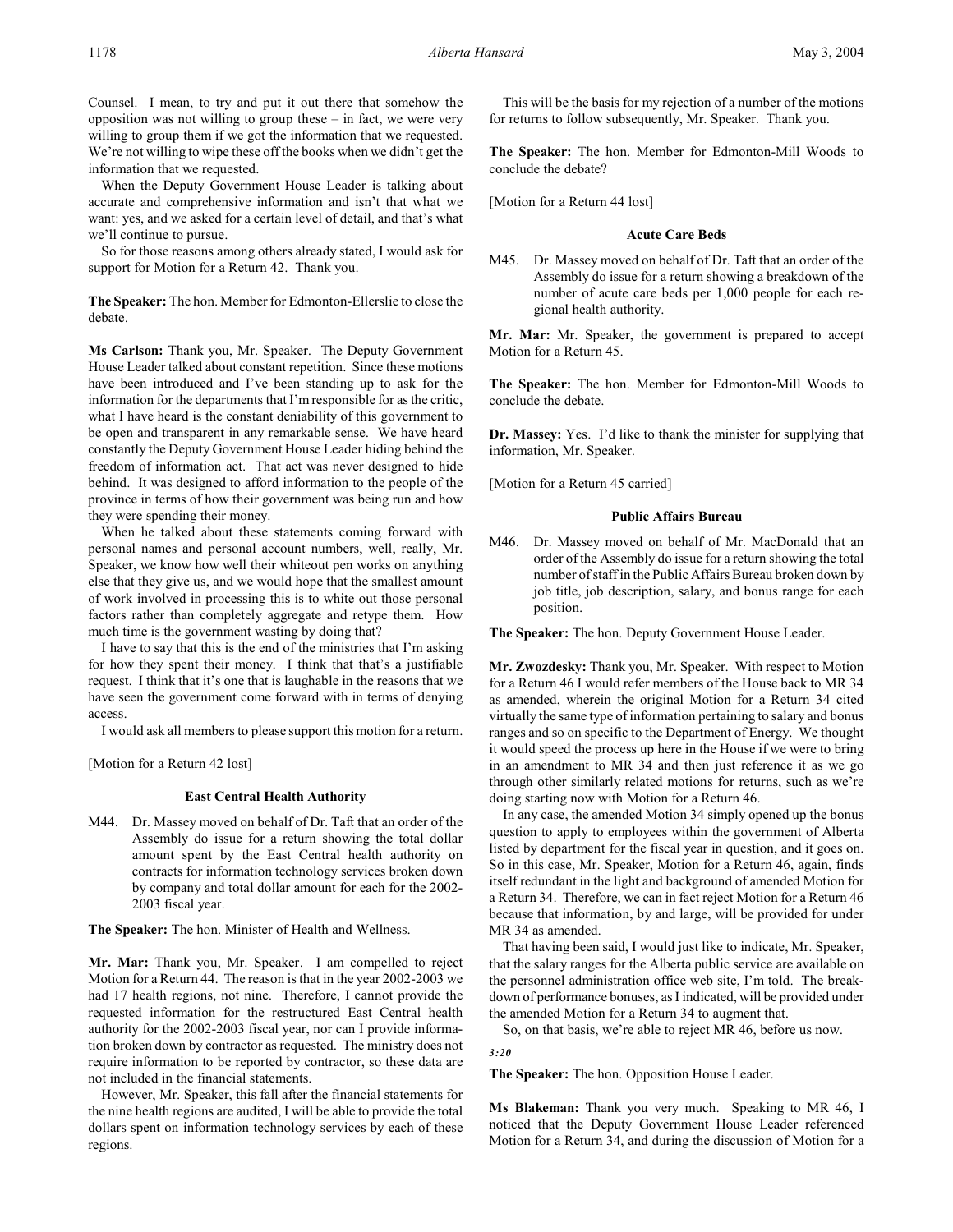Counsel. I mean, to try and put it out there that somehow the opposition was not willing to group these – in fact, we were very willing to group them if we got the information that we requested. We're not willing to wipe these off the books when we didn't get the information that we requested.

When the Deputy Government House Leader is talking about accurate and comprehensive information and isn't that what we want: yes, and we asked for a certain level of detail, and that's what we'll continue to pursue.

So for those reasons among others already stated, I would ask for support for Motion for a Return 42. Thank you.

**The Speaker:** The hon. Member for Edmonton-Ellerslie to close the debate.

**Ms Carlson:** Thank you, Mr. Speaker. The Deputy Government House Leader talked about constant repetition. Since these motions have been introduced and I've been standing up to ask for the information for the departments that I'm responsible for as the critic, what I have heard is the constant deniability of this government to be open and transparent in any remarkable sense. We have heard constantly the Deputy Government House Leader hiding behind the freedom of information act. That act was never designed to hide behind. It was designed to afford information to the people of the province in terms of how their government was being run and how they were spending their money.

When he talked about these statements coming forward with personal names and personal account numbers, well, really, Mr. Speaker, we know how well their whiteout pen works on anything else that they give us, and we would hope that the smallest amount of work involved in processing this is to white out those personal factors rather than completely aggregate and retype them. How much time is the government wasting by doing that?

I have to say that this is the end of the ministries that I'm asking for how they spent their money. I think that that's a justifiable request. I think that it's one that is laughable in the reasons that we have seen the government come forward with in terms of denying access.

I would ask all members to please support this motion for a return.

[Motion for a Return 42 lost]

### East Central Health Authority

M44. Dr. Massey moved on behalf of Dr. Taft that an order of the Assembly do issue for a return showing the total dollar amount spent by the East Central health authority on contracts for information technology services broken down by company and total dollar amount for each for the 2002-2003 fiscal year.

**The Speaker:** The hon. Minister of Health and Wellness.

**Mr. Mar:** Thank you, Mr. Speaker. I am compelled to reject Motion for a Return 44. The reason is that in the year 2002-2003 we had 17 health regions, not nine. Therefore, I cannot provide the requested information for the restructured East Central health authority for the 2002-2003 fiscal year, nor can I provide information broken down by contractor as requested. The ministry does not require information to be reported by contractor, so these data are not included in the financial statements.

However, Mr. Speaker, this fall after the financial statements for the nine health regions are audited, I will be able to provide the total dollars spent on information technology services by each of these regions.

This will be the basis for my rejection of a number of the motions for returns to follow subsequently, Mr. Speaker. Thank you.

**The Speaker:** The hon. Member for Edmonton-Mill Woods to conclude the debate?

[Motion for a Return 44 lost]

### Acute Care Beds

M45. Dr. Massey moved on behalf of Dr. Taft that an order of the Assembly do issue for a return showing a breakdown of the number of acute care beds per 1,000 people for each regional health authority.

**Mr. Mar:** Mr. Speaker, the government is prepared to accept Motion for a Return 45.

**The Speaker:** The hon. Member for Edmonton-Mill Woods to conclude the debate.

**Dr. Massey:** Yes. I'd like to thank the minister for supplying that information, Mr. Speaker.

[Motion for a Return 45 carried]

### Public Affairs Bureau

M46. Dr. Massey moved on behalf of Mr. MacDonald that an order of the Assembly do issue for a return showing the total number of staff in the Public Affairs Bureau broken down by job title, job description, salary, and bonus range for each position.

**The Speaker:** The hon. Deputy Government House Leader.

**Mr. Zwozdesky:** Thank you, Mr. Speaker. With respect to Motion for a Return 46 I would refer members of the House back to MR 34 as amended, wherein the original Motion for a Return 34 cited virtually the same type of information pertaining to salary and bonus ranges and so on specific to the Department of Energy. We thought it would speed the process up here in the House if we were to bring in an amendment to MR 34 and then just reference it as we go through other similarly related motions for returns, such as we're doing starting now with Motion for a Return 46.

In any case, the amended Motion 34 simply opened up the bonus question to apply to employees within the government of Alberta listed by department for the fiscal year in question, and it goes on. So in this case, Mr. Speaker, Motion for a Return 46, again, finds itself redundant in the light and background of amended Motion for a Return 34. Therefore, we can in fact reject Motion for a Return 46 because that information, by and large, will be provided for under MR 34 as amended.

That having been said, I would just like to indicate, Mr. Speaker, that the salary ranges for the Alberta public service are available on the personnel administration office web site, I'm told. The breakdown of performance bonuses, as I indicated, will be provided under the amended Motion for a Return 34 to augment that.

So, on that basis, we're able to reject MR 46, before us now.

*3:20*

**The Speaker:** The hon. Opposition House Leader.

**Ms Blakeman:** Thank you very much. Speaking to MR 46, I noticed that the Deputy Government House Leader referenced Motion for a Return 34, and during the discussion of Motion for a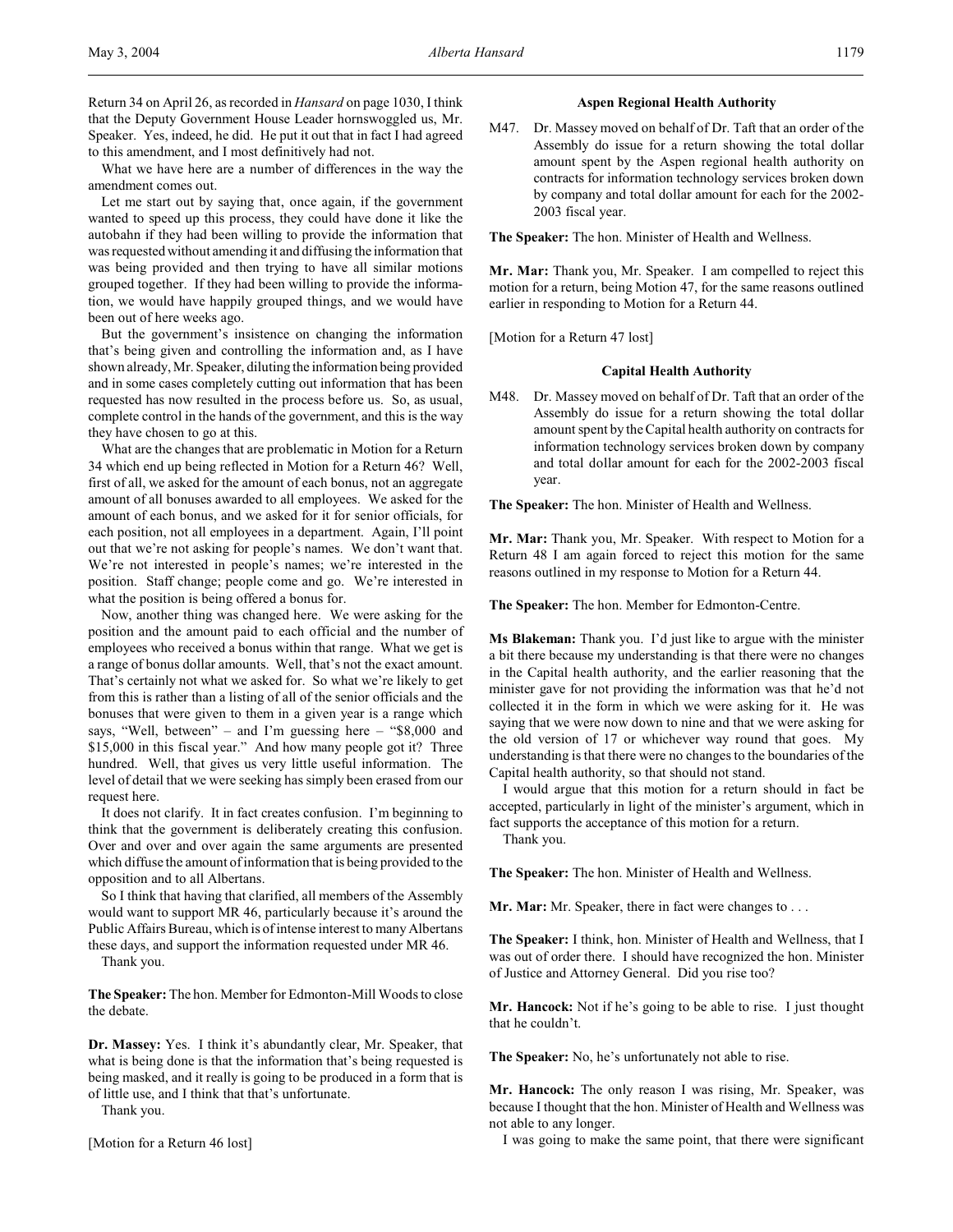Return 34 on April 26, as recorded in *Hansard* on page 1030, I think that the Deputy Government House Leader hornswoggled us, Mr. Speaker. Yes, indeed, he did. He put it out that in fact I had agreed to this amendment, and I most definitively had not.

What we have here are a number of differences in the way the amendment comes out.

Let me start out by saying that, once again, if the government wanted to speed up this process, they could have done it like the autobahn if they had been willing to provide the information that was requested without amending it and diffusing the information that was being provided and then trying to have all similar motions grouped together. If they had been willing to provide the information, we would have happily grouped things, and we would have been out of here weeks ago.

But the government's insistence on changing the information that's being given and controlling the information and, as I have shown already, Mr. Speaker, diluting the information being provided and in some cases completely cutting out information that has been requested has now resulted in the process before us. So, as usual, complete control in the hands of the government, and this is the way they have chosen to go at this.

What are the changes that are problematic in Motion for a Return 34 which end up being reflected in Motion for a Return 46? Well, first of all, we asked for the amount of each bonus, not an aggregate amount of all bonuses awarded to all employees. We asked for the amount of each bonus, and we asked for it for senior officials, for each position, not all employees in a department. Again, I'll point out that we're not asking for people's names. We don't want that. We're not interested in people's names; we're interested in the position. Staff change; people come and go. We're interested in what the position is being offered a bonus for.

Now, another thing was changed here. We were asking for the position and the amount paid to each official and the number of employees who received a bonus within that range. What we get is a range of bonus dollar amounts. Well, that's not the exact amount. That's certainly not what we asked for. So what we're likely to get from this is rather than a listing of all of the senior officials and the bonuses that were given to them in a given year is a range which says, "Well, between" – and I'm guessing here – "$8,000 and $15,000 in this fiscal year." And how many people got it? Three hundred. Well, that gives us very little useful information. The level of detail that we were seeking has simply been erased from our request here.

It does not clarify. It in fact creates confusion. I'm beginning to think that the government is deliberately creating this confusion. Over and over and over again the same arguments are presented which diffuse the amount of information that is being provided to the opposition and to all Albertans.

So I think that having that clarified, all members of the Assembly would want to support MR 46, particularly because it's around the Public Affairs Bureau, which is of intense interest to many Albertans these days, and support the information requested under MR 46.

Thank you.

**The Speaker:** The hon. Member for Edmonton-Mill Woods to close the debate.

**Dr. Massey:** Yes. I think it's abundantly clear, Mr. Speaker, that what is being done is that the information that's being requested is being masked, and it really is going to be produced in a form that is of little use, and I think that that's unfortunate.

Thank you.

[Motion for a Return 46 lost]

### Aspen Regional Health Authority

M47. Dr. Massey moved on behalf of Dr. Taft that an order of the Assembly do issue for a return showing the total dollar amount spent by the Aspen regional health authority on contracts for information technology services broken down by company and total dollar amount for each for the 2002-2003 fiscal year.

**The Speaker:** The hon. Minister of Health and Wellness.

**Mr. Mar:** Thank you, Mr. Speaker. I am compelled to reject this motion for a return, being Motion 47, for the same reasons outlined earlier in responding to Motion for a Return 44.

[Motion for a Return 47 lost]

### Capital Health Authority

M48. Dr. Massey moved on behalf of Dr. Taft that an order of the Assembly do issue for a return showing the total dollar amount spent by the Capital health authority on contracts for information technology services broken down by company and total dollar amount for each for the 2002-2003 fiscal year.

**The Speaker:** The hon. Minister of Health and Wellness.

**Mr. Mar:** Thank you, Mr. Speaker. With respect to Motion for a Return 48 I am again forced to reject this motion for the same reasons outlined in my response to Motion for a Return 44.

**The Speaker:** The hon. Member for Edmonton-Centre.

**Ms Blakeman:** Thank you. I'd just like to argue with the minister a bit there because my understanding is that there were no changes in the Capital health authority, and the earlier reasoning that the minister gave for not providing the information was that he'd not collected it in the form in which we were asking for it. He was saying that we were now down to nine and that we were asking for the old version of 17 or whichever way round that goes. My understanding is that there were no changes to the boundaries of the Capital health authority, so that should not stand.

I would argue that this motion for a return should in fact be accepted, particularly in light of the minister's argument, which in fact supports the acceptance of this motion for a return.

Thank you.

**The Speaker:** The hon. Minister of Health and Wellness.

**Mr. Mar:** Mr. Speaker, there in fact were changes to . . .

**The Speaker:** I think, hon. Minister of Health and Wellness, that I was out of order there. I should have recognized the hon. Minister of Justice and Attorney General. Did you rise too?

**Mr. Hancock:** Not if he's going to be able to rise. I just thought that he couldn't.

**The Speaker:** No, he's unfortunately not able to rise.

**Mr. Hancock:** The only reason I was rising, Mr. Speaker, was because I thought that the hon. Minister of Health and Wellness was not able to any longer.

I was going to make the same point, that there were significant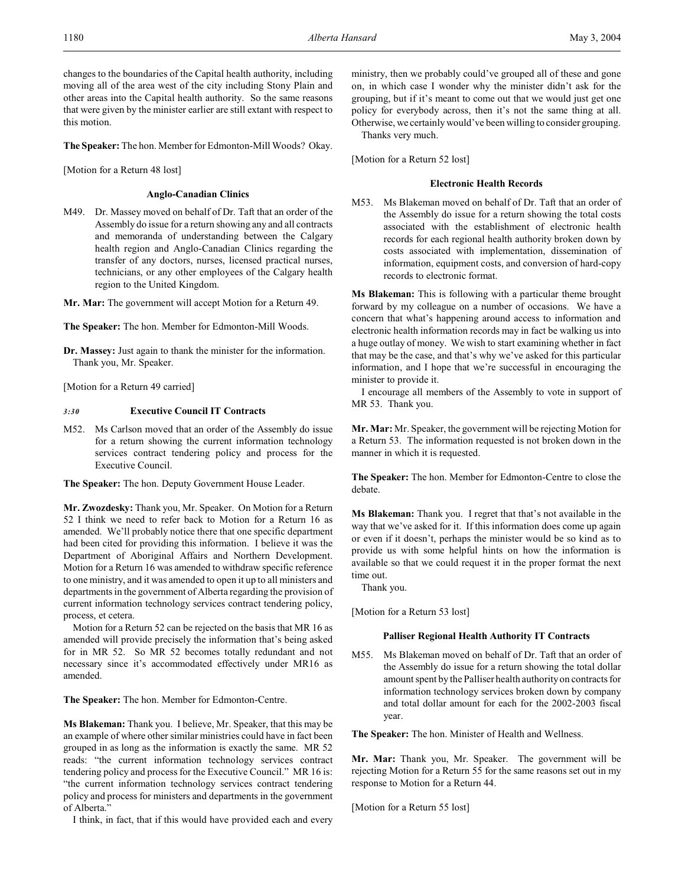changes to the boundaries of the Capital health authority, including moving all of the area west of the city including Stony Plain and other areas into the Capital health authority. So the same reasons that were given by the minister earlier are still extant with respect to this motion.

**The Speaker:** The hon. Member for Edmonton-Mill Woods? Okay.

[Motion for a Return 48 lost]

### Anglo-Canadian Clinics

M49. Dr. Massey moved on behalf of Dr. Taft that an order of the Assembly do issue for a return showing any and all contracts and memoranda of understanding between the Calgary health region and Anglo-Canadian Clinics regarding the transfer of any doctors, nurses, licensed practical nurses, technicians, or any other employees of the Calgary health region to the United Kingdom.

**Mr. Mar:** The government will accept Motion for a Return 49.

**The Speaker:** The hon. Member for Edmonton-Mill Woods.

**Dr. Massey:** Just again to thank the minister for the information. Thank you, Mr. Speaker.

[Motion for a Return 49 carried]

*3:30*

### Executive Council IT Contracts

M52. Ms Carlson moved that an order of the Assembly do issue for a return showing the current information technology services contract tendering policy and process for the Executive Council.

**The Speaker:** The hon. Deputy Government House Leader.

**Mr. Zwozdesky:** Thank you, Mr. Speaker. On Motion for a Return 52 I think we need to refer back to Motion for a Return 16 as amended. We'll probably notice there that one specific department had been cited for providing this information. I believe it was the Department of Aboriginal Affairs and Northern Development. Motion for a Return 16 was amended to withdraw specific reference to one ministry, and it was amended to open it up to all ministers and departments in the government of Alberta regarding the provision of current information technology services contract tendering policy, process, et cetera.

Motion for a Return 52 can be rejected on the basis that MR 16 as amended will provide precisely the information that's being asked for in MR 52. So MR 52 becomes totally redundant and not necessary since it's accommodated effectively under MR16 as amended.

**The Speaker:** The hon. Member for Edmonton-Centre.

**Ms Blakeman:** Thank you. I believe, Mr. Speaker, that this may be an example of where other similar ministries could have in fact been grouped in as long as the information is exactly the same. MR 52 reads: "the current information technology services contract tendering policy and process for the Executive Council." MR 16 is: "the current information technology services contract tendering policy and process for ministers and departments in the government of Alberta."

I think, in fact, that if this would have provided each and every ministry, then we probably could've grouped all of these and gone on, in which case I wonder why the minister didn't ask for the grouping, but if it's meant to come out that we would just get one policy for everybody across, then it's not the same thing at all. Otherwise, we certainly would've been willing to consider grouping.

Thanks very much.

[Motion for a Return 52 lost]

### Electronic Health Records

M53. Ms Blakeman moved on behalf of Dr. Taft that an order of the Assembly do issue for a return showing the total costs associated with the establishment of electronic health records for each regional health authority broken down by costs associated with implementation, dissemination of information, equipment costs, and conversion of hard-copy records to electronic format.

**Ms Blakeman:** This is following with a particular theme brought forward by my colleague on a number of occasions. We have a concern that what's happening around access to information and electronic health information records may in fact be walking us into a huge outlay of money. We wish to start examining whether in fact that may be the case, and that's why we've asked for this particular information, and I hope that we're successful in encouraging the minister to provide it.

I encourage all members of the Assembly to vote in support of MR 53. Thank you.

**Mr. Mar:** Mr. Speaker, the government will be rejecting Motion for a Return 53. The information requested is not broken down in the manner in which it is requested.

**The Speaker:** The hon. Member for Edmonton-Centre to close the debate.

**Ms Blakeman:** Thank you. I regret that that's not available in the way that we've asked for it. If this information does come up again or even if it doesn't, perhaps the minister would be so kind as to provide us with some helpful hints on how the information is available so that we could request it in the proper format the next time out.

Thank you.

[Motion for a Return 53 lost]

### Palliser Regional Health Authority IT Contracts

M55. Ms Blakeman moved on behalf of Dr. Taft that an order of the Assembly do issue for a return showing the total dollar amount spent by the Palliser health authority on contracts for information technology services broken down by company and total dollar amount for each for the 2002-2003 fiscal year.

**The Speaker:** The hon. Minister of Health and Wellness.

**Mr. Mar:** Thank you, Mr. Speaker. The government will be rejecting Motion for a Return 55 for the same reasons set out in my response to Motion for a Return 44.

[Motion for a Return 55 lost]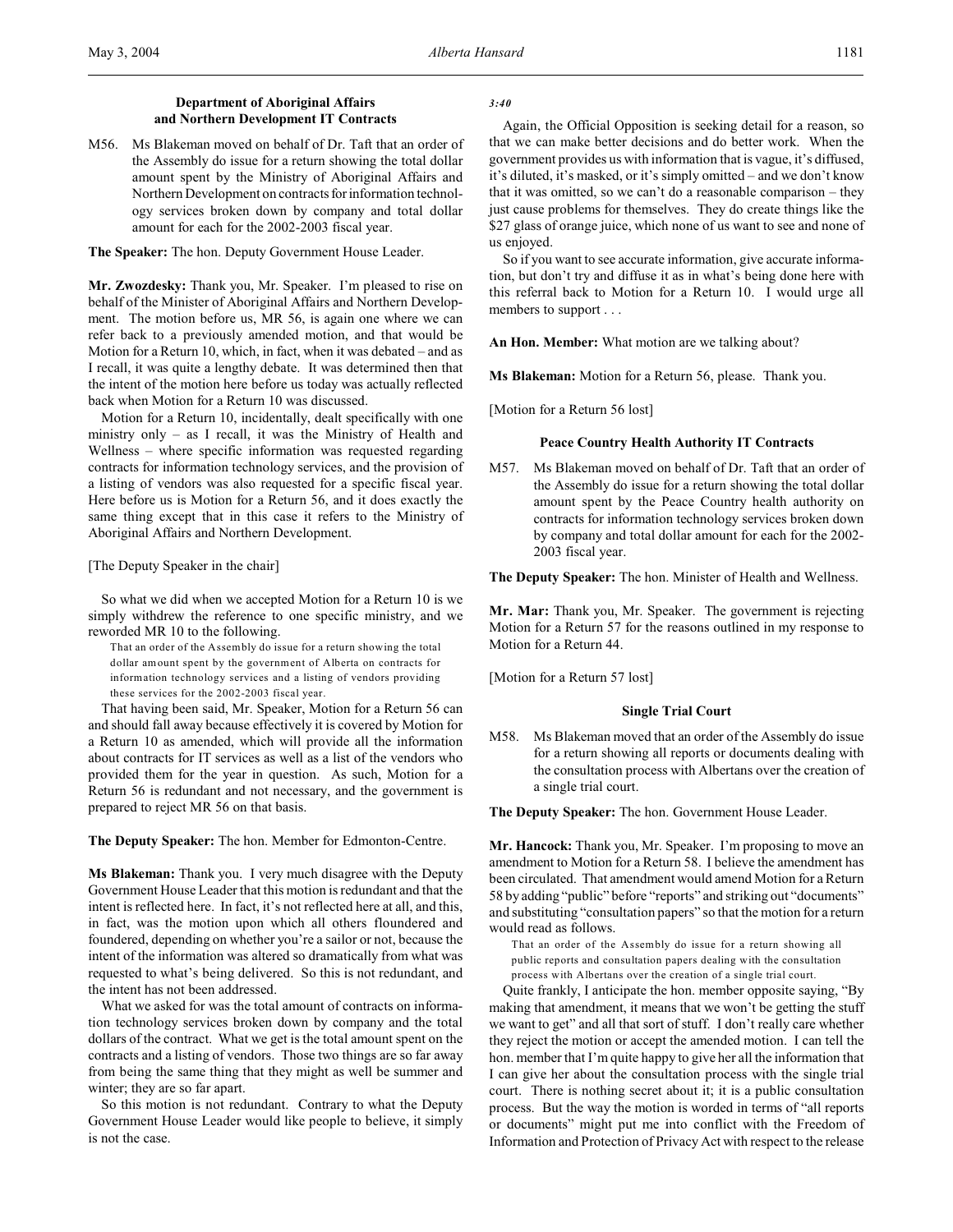### Department of Aboriginal Affairs and Northern Development IT Contracts

M56. Ms Blakeman moved on behalf of Dr. Taft that an order of the Assembly do issue for a return showing the total dollar amount spent by the Ministry of Aboriginal Affairs and Northern Development on contracts for information technology services broken down by company and total dollar amount for each for the 2002-2003 fiscal year.

**The Speaker:** The hon. Deputy Government House Leader.

**Mr. Zwozdesky:** Thank you, Mr. Speaker. I'm pleased to rise on behalf of the Minister of Aboriginal Affairs and Northern Development. The motion before us, MR 56, is again one where we can refer back to a previously amended motion, and that would be Motion for a Return 10, which, in fact, when it was debated – and as I recall, it was quite a lengthy debate. It was determined then that the intent of the motion here before us today was actually reflected back when Motion for a Return 10 was discussed.

Motion for a Return 10, incidentally, dealt specifically with one ministry only – as I recall, it was the Ministry of Health and Wellness – where specific information was requested regarding contracts for information technology services, and the provision of a listing of vendors was also requested for a specific fiscal year. Here before us is Motion for a Return 56, and it does exactly the same thing except that in this case it refers to the Ministry of Aboriginal Affairs and Northern Development.

[The Deputy Speaker in the chair]

So what we did when we accepted Motion for a Return 10 is we simply withdrew the reference to one specific ministry, and we reworded MR 10 to the following.

> That an order of the Assembly do issue for a return showing the total dollar amount spent by the government of Alberta on contracts for information technology services and a listing of vendors providing these services for the 2002-2003 fiscal year.

That having been said, Mr. Speaker, Motion for a Return 56 can and should fall away because effectively it is covered by Motion for a Return 10 as amended, which will provide all the information about contracts for IT services as well as a list of the vendors who provided them for the year in question. As such, Motion for a Return 56 is redundant and not necessary, and the government is prepared to reject MR 56 on that basis.

**The Deputy Speaker:** The hon. Member for Edmonton-Centre.

**Ms Blakeman:** Thank you. I very much disagree with the Deputy Government House Leader that this motion is redundant and that the intent is reflected here. In fact, it's not reflected here at all, and this, in fact, was the motion upon which all others floundered and foundered, depending on whether you're a sailor or not, because the intent of the information was altered so dramatically from what was requested to what's being delivered. So this is not redundant, and the intent has not been addressed.

What we asked for was the total amount of contracts on information technology services broken down by company and the total dollars of the contract. What we get is the total amount spent on the contracts and a listing of vendors. Those two things are so far away from being the same thing that they might as well be summer and winter; they are so far apart.

So this motion is not redundant. Contrary to what the Deputy Government House Leader would like people to believe, it simply is not the case.

*3:40*

Again, the Official Opposition is seeking detail for a reason, so that we can make better decisions and do better work. When the government provides us with information that is vague, it's diffused, it's diluted, it's masked, or it's simply omitted – and we don't know that it was omitted, so we can't do a reasonable comparison – they just cause problems for themselves. They do create things like the $27 glass of orange juice, which none of us want to see and none of us enjoyed.

So if you want to see accurate information, give accurate information, but don't try and diffuse it as in what's being done here with this referral back to Motion for a Return 10. I would urge all members to support . . .

**An Hon. Member:** What motion are we talking about?

**Ms Blakeman:** Motion for a Return 56, please. Thank you.

[Motion for a Return 56 lost]

### Peace Country Health Authority IT Contracts

M57. Ms Blakeman moved on behalf of Dr. Taft that an order of the Assembly do issue for a return showing the total dollar amount spent by the Peace Country health authority on contracts for information technology services broken down by company and total dollar amount for each for the 2002-2003 fiscal year.

**The Deputy Speaker:** The hon. Minister of Health and Wellness.

**Mr. Mar:** Thank you, Mr. Speaker. The government is rejecting Motion for a Return 57 for the reasons outlined in my response to Motion for a Return 44.

[Motion for a Return 57 lost]

### Single Trial Court

M58. Ms Blakeman moved that an order of the Assembly do issue for a return showing all reports or documents dealing with the consultation process with Albertans over the creation of a single trial court.

**The Deputy Speaker:** The hon. Government House Leader.

**Mr. Hancock:** Thank you, Mr. Speaker. I'm proposing to move an amendment to Motion for a Return 58. I believe the amendment has been circulated. That amendment would amend Motion for a Return 58 by adding "public" before "reports" and striking out "documents" and substituting "consultation papers" so that the motion for a return would read as follows.

> That an order of the Assembly do issue for a return showing all public reports and consultation papers dealing with the consultation process with Albertans over the creation of a single trial court.

Quite frankly, I anticipate the hon. member opposite saying, "By making that amendment, it means that we won't be getting the stuff we want to get" and all that sort of stuff. I don't really care whether they reject the motion or accept the amended motion. I can tell the hon. member that I'm quite happy to give her all the information that I can give her about the consultation process with the single trial court. There is nothing secret about it; it is a public consultation process. But the way the motion is worded in terms of "all reports or documents" might put me into conflict with the Freedom of Information and Protection of Privacy Act with respect to the release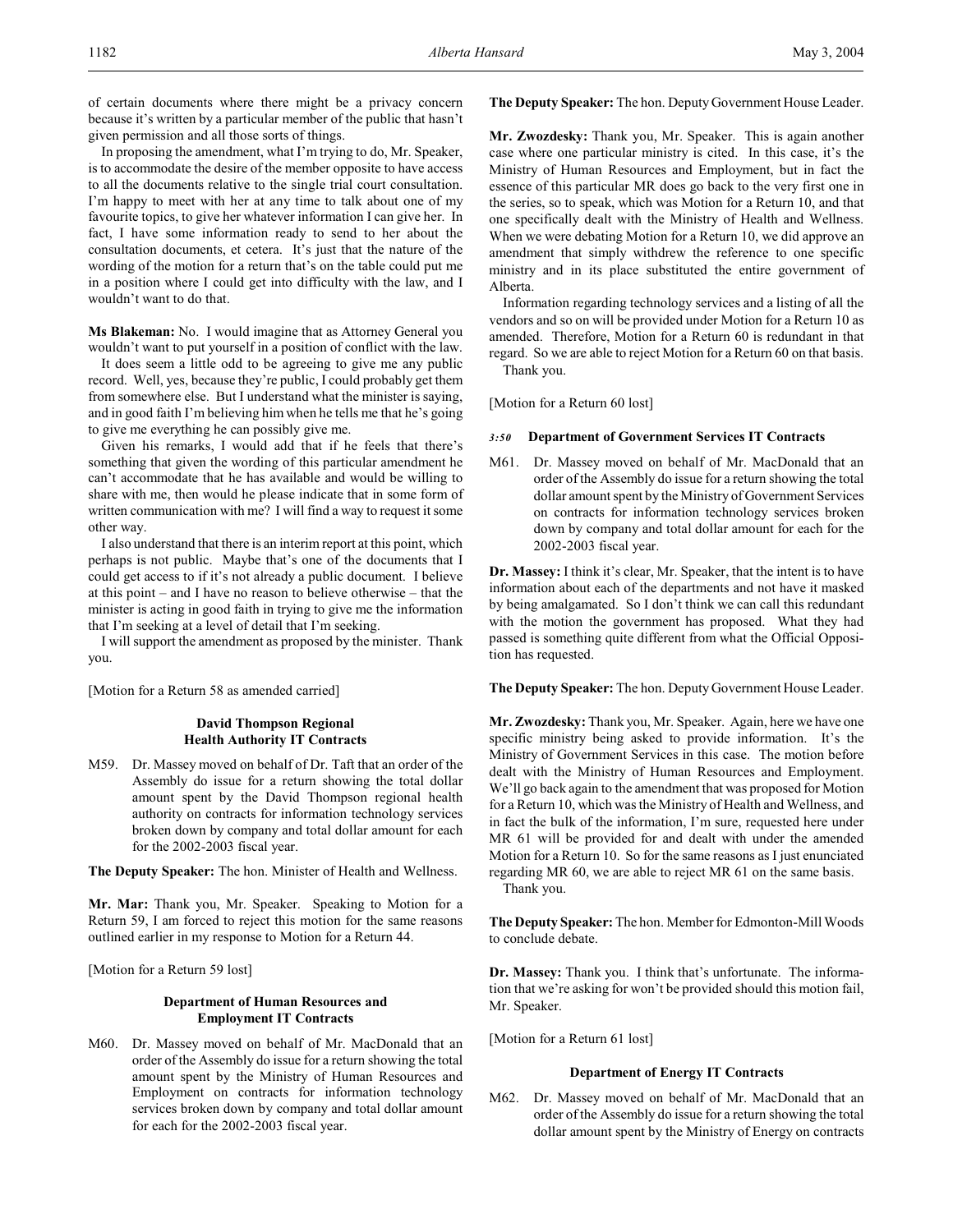of certain documents where there might be a privacy concern because it's written by a particular member of the public that hasn't given permission and all those sorts of things.

In proposing the amendment, what I'm trying to do, Mr. Speaker, is to accommodate the desire of the member opposite to have access to all the documents relative to the single trial court consultation. I'm happy to meet with her at any time to talk about one of my favourite topics, to give her whatever information I can give her. In fact, I have some information ready to send to her about the consultation documents, et cetera. It's just that the nature of the wording of the motion for a return that's on the table could put me in a position where I could get into difficulty with the law, and I wouldn't want to do that.

**Ms Blakeman:** No. I would imagine that as Attorney General you wouldn't want to put yourself in a position of conflict with the law.

It does seem a little odd to be agreeing to give me any public record. Well, yes, because they're public, I could probably get them from somewhere else. But I understand what the minister is saying, and in good faith I'm believing him when he tells me that he's going to give me everything he can possibly give me.

Given his remarks, I would add that if he feels that there's something that given the wording of this particular amendment he can't accommodate that he has available and would be willing to share with me, then would he please indicate that in some form of written communication with me? I will find a way to request it some other way.

I also understand that there is an interim report at this point, which perhaps is not public. Maybe that's one of the documents that I could get access to if it's not already a public document. I believe at this point – and I have no reason to believe otherwise – that the minister is acting in good faith in trying to give me the information that I'm seeking at a level of detail that I'm seeking.

I will support the amendment as proposed by the minister. Thank you.

[Motion for a Return 58 as amended carried]

### David Thompson Regional Health Authority IT Contracts

M59. Dr. Massey moved on behalf of Dr. Taft that an order of the Assembly do issue for a return showing the total dollar amount spent by the David Thompson regional health authority on contracts for information technology services broken down by company and total dollar amount for each for the 2002-2003 fiscal year.

**The Deputy Speaker:** The hon. Minister of Health and Wellness.

**Mr. Mar:** Thank you, Mr. Speaker. Speaking to Motion for a Return 59, I am forced to reject this motion for the same reasons outlined earlier in my response to Motion for a Return 44.

[Motion for a Return 59 lost]

### Department of Human Resources and Employment IT Contracts

M60. Dr. Massey moved on behalf of Mr. MacDonald that an order of the Assembly do issue for a return showing the total amount spent by the Ministry of Human Resources and Employment on contracts for information technology services broken down by company and total dollar amount for each for the 2002-2003 fiscal year.

**The Deputy Speaker:** The hon. Deputy Government House Leader.

**Mr. Zwozdesky:** Thank you, Mr. Speaker. This is again another case where one particular ministry is cited. In this case, it's the Ministry of Human Resources and Employment, but in fact the essence of this particular MR does go back to the very first one in the series, so to speak, which was Motion for a Return 10, and that one specifically dealt with the Ministry of Health and Wellness. When we were debating Motion for a Return 10, we did approve an amendment that simply withdrew the reference to one specific ministry and in its place substituted the entire government of Alberta.

Information regarding technology services and a listing of all the vendors and so on will be provided under Motion for a Return 10 as amended. Therefore, Motion for a Return 60 is redundant in that regard. So we are able to reject Motion for a Return 60 on that basis.

Thank you.

[Motion for a Return 60 lost]

### *3:50* Department of Government Services IT Contracts

M61. Dr. Massey moved on behalf of Mr. MacDonald that an order of the Assembly do issue for a return showing the total dollar amount spent by the Ministry of Government Services on contracts for information technology services broken down by company and total dollar amount for each for the 2002-2003 fiscal year.

**Dr. Massey:** I think it's clear, Mr. Speaker, that the intent is to have information about each of the departments and not have it masked by being amalgamated. So I don't think we can call this redundant with the motion the government has proposed. What they had passed is something quite different from what the Official Opposition has requested.

**The Deputy Speaker:** The hon. Deputy Government House Leader.

**Mr. Zwozdesky:** Thank you, Mr. Speaker. Again, here we have one specific ministry being asked to provide information. It's the Ministry of Government Services in this case. The motion before dealt with the Ministry of Human Resources and Employment. We'll go back again to the amendment that was proposed for Motion for a Return 10, which was the Ministry of Health and Wellness, and in fact the bulk of the information, I'm sure, requested here under MR 61 will be provided for and dealt with under the amended Motion for a Return 10. So for the same reasons as I just enunciated regarding MR 60, we are able to reject MR 61 on the same basis.

Thank you.

**The Deputy Speaker:** The hon. Member for Edmonton-Mill Woods to conclude debate.

**Dr. Massey:** Thank you. I think that's unfortunate. The information that we're asking for won't be provided should this motion fail, Mr. Speaker.

[Motion for a Return 61 lost]

### Department of Energy IT Contracts

M62. Dr. Massey moved on behalf of Mr. MacDonald that an order of the Assembly do issue for a return showing the total dollar amount spent by the Ministry of Energy on contracts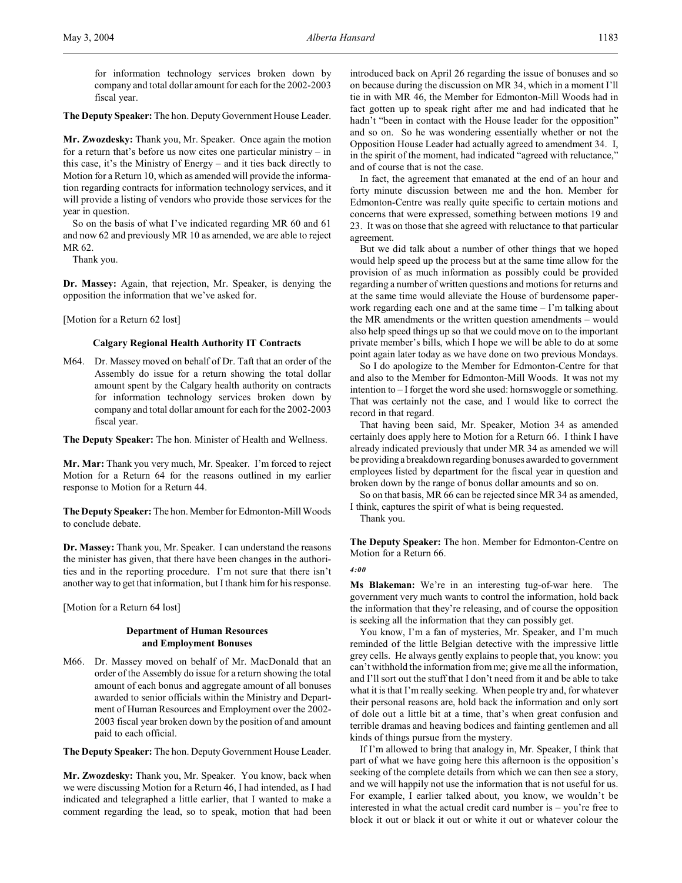for information technology services broken down by company and total dollar amount for each for the 2002-2003 fiscal year.

**The Deputy Speaker:** The hon. Deputy Government House Leader.

**Mr. Zwozdesky:** Thank you, Mr. Speaker. Once again the motion for a return that's before us now cites one particular ministry – in this case, it's the Ministry of Energy – and it ties back directly to Motion for a Return 10, which as amended will provide the information regarding contracts for information technology services, and it will provide a listing of vendors who provide those services for the year in question.

So on the basis of what I've indicated regarding MR 60 and 61 and now 62 and previously MR 10 as amended, we are able to reject MR 62.

Thank you.

**Dr. Massey:** Again, that rejection, Mr. Speaker, is denying the opposition the information that we've asked for.

[Motion for a Return 62 lost]

### Calgary Regional Health Authority IT Contracts

M64. Dr. Massey moved on behalf of Dr. Taft that an order of the Assembly do issue for a return showing the total dollar amount spent by the Calgary health authority on contracts for information technology services broken down by company and total dollar amount for each for the 2002-2003 fiscal year.

**The Deputy Speaker:** The hon. Minister of Health and Wellness.

**Mr. Mar:** Thank you very much, Mr. Speaker. I'm forced to reject Motion for a Return 64 for the reasons outlined in my earlier response to Motion for a Return 44.

**The Deputy Speaker:** The hon. Member for Edmonton-Mill Woods to conclude debate.

**Dr. Massey:** Thank you, Mr. Speaker. I can understand the reasons the minister has given, that there have been changes in the authorities and in the reporting procedure. I'm not sure that there isn't another way to get that information, but I thank him for his response.

[Motion for a Return 64 lost]

### Department of Human Resources and Employment Bonuses

M66. Dr. Massey moved on behalf of Mr. MacDonald that an order of the Assembly do issue for a return showing the total amount of each bonus and aggregate amount of all bonuses awarded to senior officials within the Ministry and Department of Human Resources and Employment over the 2002-2003 fiscal year broken down by the position of and amount paid to each official.

**The Deputy Speaker:** The hon. Deputy Government House Leader.

**Mr. Zwozdesky:** Thank you, Mr. Speaker. You know, back when we were discussing Motion for a Return 46, I had intended, as I had indicated and telegraphed a little earlier, that I wanted to make a comment regarding the lead, so to speak, motion that had been introduced back on April 26 regarding the issue of bonuses and so on because during the discussion on MR 34, which in a moment I'll tie in with MR 46, the Member for Edmonton-Mill Woods had in fact gotten up to speak right after me and had indicated that he hadn't "been in contact with the House leader for the opposition" and so on. So he was wondering essentially whether or not the Opposition House Leader had actually agreed to amendment 34. I, in the spirit of the moment, had indicated "agreed with reluctance," and of course that is not the case.

In fact, the agreement that emanated at the end of an hour and forty minute discussion between me and the hon. Member for Edmonton-Centre was really quite specific to certain motions and concerns that were expressed, something between motions 19 and 23. It was on those that she agreed with reluctance to that particular agreement.

But we did talk about a number of other things that we hoped would help speed up the process but at the same time allow for the provision of as much information as possibly could be provided regarding a number of written questions and motions for returns and at the same time would alleviate the House of burdensome paperwork regarding each one and at the same time – I'm talking about the MR amendments or the written question amendments – would also help speed things up so that we could move on to the important private member's bills, which I hope we will be able to do at some point again later today as we have done on two previous Mondays.

So I do apologize to the Member for Edmonton-Centre for that and also to the Member for Edmonton-Mill Woods. It was not my intention to – I forget the word she used: hornswoggle or something. That was certainly not the case, and I would like to correct the record in that regard.

That having been said, Mr. Speaker, Motion 34 as amended certainly does apply here to Motion for a Return 66. I think I have already indicated previously that under MR 34 as amended we will be providing a breakdown regarding bonuses awarded to government employees listed by department for the fiscal year in question and broken down by the range of bonus dollar amounts and so on.

So on that basis, MR 66 can be rejected since MR 34 as amended, I think, captures the spirit of what is being requested.

Thank you.

**The Deputy Speaker:** The hon. Member for Edmonton-Centre on Motion for a Return 66.

*4:00*

**Ms Blakeman:** We're in an interesting tug-of-war here. The government very much wants to control the information, hold back the information that they're releasing, and of course the opposition is seeking all the information that they can possibly get.

You know, I'm a fan of mysteries, Mr. Speaker, and I'm much reminded of the little Belgian detective with the impressive little grey cells. He always gently explains to people that, you know: you can't withhold the information from me; give me all the information, and I'll sort out the stuff that I don't need from it and be able to take what it is that I'm really seeking. When people try and, for whatever their personal reasons are, hold back the information and only sort of dole out a little bit at a time, that's when great confusion and terrible dramas and heaving bodices and fainting gentlemen and all kinds of things pursue from the mystery.

If I'm allowed to bring that analogy in, Mr. Speaker, I think that part of what we have going here this afternoon is the opposition's seeking of the complete details from which we can then see a story, and we will happily not use the information that is not useful for us. For example, I earlier talked about, you know, we wouldn't be interested in what the actual credit card number is – you're free to block it out or black it out or white it out or whatever colour the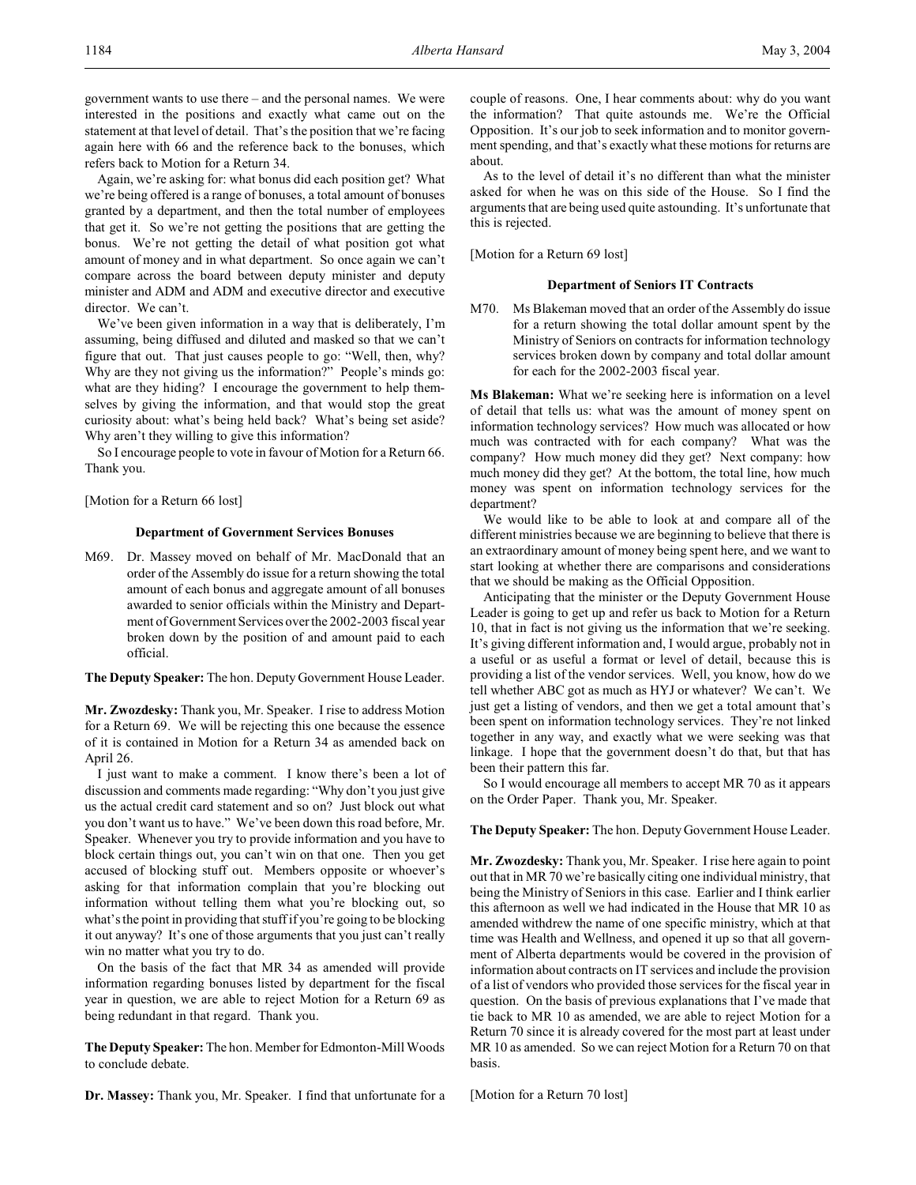government wants to use there – and the personal names. We were interested in the positions and exactly what came out on the statement at that level of detail. That's the position that we're facing again here with 66 and the reference back to the bonuses, which refers back to Motion for a Return 34.

Again, we're asking for: what bonus did each position get? What we're being offered is a range of bonuses, a total amount of bonuses granted by a department, and then the total number of employees that get it. So we're not getting the positions that are getting the bonus. We're not getting the detail of what position got what amount of money and in what department. So once again we can't compare across the board between deputy minister and deputy minister and ADM and ADM and executive director and executive director. We can't.

We've been given information in a way that is deliberately, I'm assuming, being diffused and diluted and masked so that we can't figure that out. That just causes people to go: "Well, then, why? Why are they not giving us the information?" People's minds go: what are they hiding? I encourage the government to help themselves by giving the information, and that would stop the great curiosity about: what's being held back? What's being set aside? Why aren't they willing to give this information?

So I encourage people to vote in favour of Motion for a Return 66. Thank you.

[Motion for a Return 66 lost]

### Department of Government Services Bonuses

M69. Dr. Massey moved on behalf of Mr. MacDonald that an order of the Assembly do issue for a return showing the total amount of each bonus and aggregate amount of all bonuses awarded to senior officials within the Ministry and Department of Government Services over the 2002-2003 fiscal year broken down by the position of and amount paid to each official.

**The Deputy Speaker:** The hon. Deputy Government House Leader.

**Mr. Zwozdesky:** Thank you, Mr. Speaker. I rise to address Motion for a Return 69. We will be rejecting this one because the essence of it is contained in Motion for a Return 34 as amended back on April 26.

I just want to make a comment. I know there's been a lot of discussion and comments made regarding: "Why don't you just give us the actual credit card statement and so on? Just block out what you don't want us to have." We've been down this road before, Mr. Speaker. Whenever you try to provide information and you have to block certain things out, you can't win on that one. Then you get accused of blocking stuff out. Members opposite or whoever's asking for that information complain that you're blocking out information without telling them what you're blocking out, so what's the point in providing that stuff if you're going to be blocking it out anyway? It's one of those arguments that you just can't really win no matter what you try to do.

On the basis of the fact that MR 34 as amended will provide information regarding bonuses listed by department for the fiscal year in question, we are able to reject Motion for a Return 69 as being redundant in that regard. Thank you.

**The Deputy Speaker:** The hon. Member for Edmonton-Mill Woods to conclude debate.

**Dr. Massey:** Thank you, Mr. Speaker. I find that unfortunate for a couple of reasons. One, I hear comments about: why do you want the information? That quite astounds me. We're the Official Opposition. It's our job to seek information and to monitor government spending, and that's exactly what these motions for returns are about.

As to the level of detail it's no different than what the minister asked for when he was on this side of the House. So I find the arguments that are being used quite astounding. It's unfortunate that this is rejected.

[Motion for a Return 69 lost]

### Department of Seniors IT Contracts

M70. Ms Blakeman moved that an order of the Assembly do issue for a return showing the total dollar amount spent by the Ministry of Seniors on contracts for information technology services broken down by company and total dollar amount for each for the 2002-2003 fiscal year.

**Ms Blakeman:** What we're seeking here is information on a level of detail that tells us: what was the amount of money spent on information technology services? How much was allocated or how much was contracted with for each company? What was the company? How much money did they get? Next company: how much money did they get? At the bottom, the total line, how much money was spent on information technology services for the department?

We would like to be able to look at and compare all of the different ministries because we are beginning to believe that there is an extraordinary amount of money being spent here, and we want to start looking at whether there are comparisons and considerations that we should be making as the Official Opposition.

Anticipating that the minister or the Deputy Government House Leader is going to get up and refer us back to Motion for a Return 10, that in fact is not giving us the information that we're seeking. It's giving different information and, I would argue, probably not in a useful or as useful a format or level of detail, because this is providing a list of the vendor services. Well, you know, how do we tell whether ABC got as much as HYJ or whatever? We can't. We just get a listing of vendors, and then we get a total amount that's been spent on information technology services. They're not linked together in any way, and exactly what we were seeking was that linkage. I hope that the government doesn't do that, but that has been their pattern this far.

So I would encourage all members to accept MR 70 as it appears on the Order Paper. Thank you, Mr. Speaker.

**The Deputy Speaker:** The hon. Deputy Government House Leader.

**Mr. Zwozdesky:** Thank you, Mr. Speaker. I rise here again to point out that in MR 70 we're basically citing one individual ministry, that being the Ministry of Seniors in this case. Earlier and I think earlier this afternoon as well we had indicated in the House that MR 10 as amended withdrew the name of one specific ministry, which at that time was Health and Wellness, and opened it up so that all government of Alberta departments would be covered in the provision of information about contracts on IT services and include the provision of a list of vendors who provided those services for the fiscal year in question. On the basis of previous explanations that I've made that tie back to MR 10 as amended, we are able to reject Motion for a Return 70 since it is already covered for the most part at least under MR 10 as amended. So we can reject Motion for a Return 70 on that basis.

[Motion for a Return 70 lost]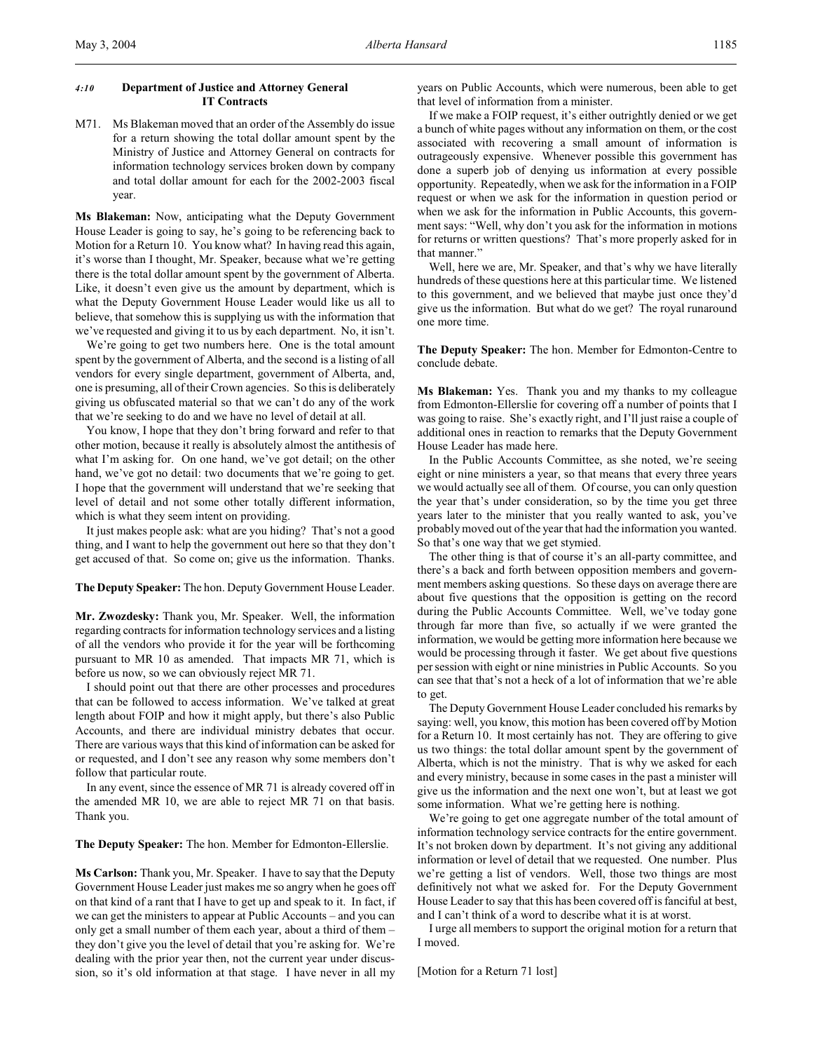## *4:10* Department of Justice and Attorney General IT Contracts

M71. Ms Blakeman moved that an order of the Assembly do issue for a return showing the total dollar amount spent by the Ministry of Justice and Attorney General on contracts for information technology services broken down by company and total dollar amount for each for the 2002-2003 fiscal year.

**Ms Blakeman:** Now, anticipating what the Deputy Government House Leader is going to say, he's going to be referencing back to Motion for a Return 10. You know what? In having read this again, it's worse than I thought, Mr. Speaker, because what we're getting there is the total dollar amount spent by the government of Alberta. Like, it doesn't even give us the amount by department, which is what the Deputy Government House Leader would like us all to believe, that somehow this is supplying us with the information that we've requested and giving it to us by each department. No, it isn't.

We're going to get two numbers here. One is the total amount spent by the government of Alberta, and the second is a listing of all vendors for every single department, government of Alberta, and, one is presuming, all of their Crown agencies. So this is deliberately giving us obfuscated material so that we can't do any of the work that we're seeking to do and we have no level of detail at all.

You know, I hope that they don't bring forward and refer to that other motion, because it really is absolutely almost the antithesis of what I'm asking for. On one hand, we've got detail; on the other hand, we've got no detail: two documents that we're going to get. I hope that the government will understand that we're seeking that level of detail and not some other totally different information, which is what they seem intent on providing.

It just makes people ask: what are you hiding? That's not a good thing, and I want to help the government out here so that they don't get accused of that. So come on; give us the information. Thanks.

**The Deputy Speaker:** The hon. Deputy Government House Leader.

**Mr. Zwozdesky:** Thank you, Mr. Speaker. Well, the information regarding contracts for information technology services and a listing of all the vendors who provide it for the year will be forthcoming pursuant to MR 10 as amended. That impacts MR 71, which is before us now, so we can obviously reject MR 71.

I should point out that there are other processes and procedures that can be followed to access information. We've talked at great length about FOIP and how it might apply, but there's also Public Accounts, and there are individual ministry debates that occur. There are various ways that this kind of information can be asked for or requested, and I don't see any reason why some members don't follow that particular route.

In any event, since the essence of MR 71 is already covered off in the amended MR 10, we are able to reject MR 71 on that basis. Thank you.

**The Deputy Speaker:** The hon. Member for Edmonton-Ellerslie.

**Ms Carlson:** Thank you, Mr. Speaker. I have to say that the Deputy Government House Leader just makes me so angry when he goes off on that kind of a rant that I have to get up and speak to it. In fact, if we can get the ministers to appear at Public Accounts – and you can only get a small number of them each year, about a third of them – they don't give you the level of detail that you're asking for. We're dealing with the prior year then, not the current year under discussion, so it's old information at that stage. I have never in all my years on Public Accounts, which were numerous, been able to get that level of information from a minister.

If we make a FOIP request, it's either outrightly denied or we get a bunch of white pages without any information on them, or the cost associated with recovering a small amount of information is outrageously expensive. Whenever possible this government has done a superb job of denying us information at every possible opportunity. Repeatedly, when we ask for the information in a FOIP request or when we ask for the information in question period or when we ask for the information in Public Accounts, this government says: "Well, why don't you ask for the information in motions for returns or written questions? That's more properly asked for in that manner."

Well, here we are, Mr. Speaker, and that's why we have literally hundreds of these questions here at this particular time. We listened to this government, and we believed that maybe just once they'd give us the information. But what do we get? The royal runaround one more time.

**The Deputy Speaker:** The hon. Member for Edmonton-Centre to conclude debate.

**Ms Blakeman:** Yes. Thank you and my thanks to my colleague from Edmonton-Ellerslie for covering off a number of points that I was going to raise. She's exactly right, and I'll just raise a couple of additional ones in reaction to remarks that the Deputy Government House Leader has made here.

In the Public Accounts Committee, as she noted, we're seeing eight or nine ministers a year, so that means that every three years we would actually see all of them. Of course, you can only question the year that's under consideration, so by the time you get three years later to the minister that you really wanted to ask, you've probably moved out of the year that had the information you wanted. So that's one way that we get stymied.

The other thing is that of course it's an all-party committee, and there's a back and forth between opposition members and government members asking questions. So these days on average there are about five questions that the opposition is getting on the record during the Public Accounts Committee. Well, we've today gone through far more than five, so actually if we were granted the information, we would be getting more information here because we would be processing through it faster. We get about five questions per session with eight or nine ministries in Public Accounts. So you can see that that's not a heck of a lot of information that we're able to get.

The Deputy Government House Leader concluded his remarks by saying: well, you know, this motion has been covered off by Motion for a Return 10. It most certainly has not. They are offering to give us two things: the total dollar amount spent by the government of Alberta, which is not the ministry. That is why we asked for each and every ministry, because in some cases in the past a minister will give us the information and the next one won't, but at least we got some information. What we're getting here is nothing.

We're going to get one aggregate number of the total amount of information technology service contracts for the entire government. It's not broken down by department. It's not giving any additional information or level of detail that we requested. One number. Plus we're getting a list of vendors. Well, those two things are most definitively not what we asked for. For the Deputy Government House Leader to say that this has been covered off is fanciful at best, and I can't think of a word to describe what it is at worst.

I urge all members to support the original motion for a return that I moved.

[Motion for a Return 71 lost]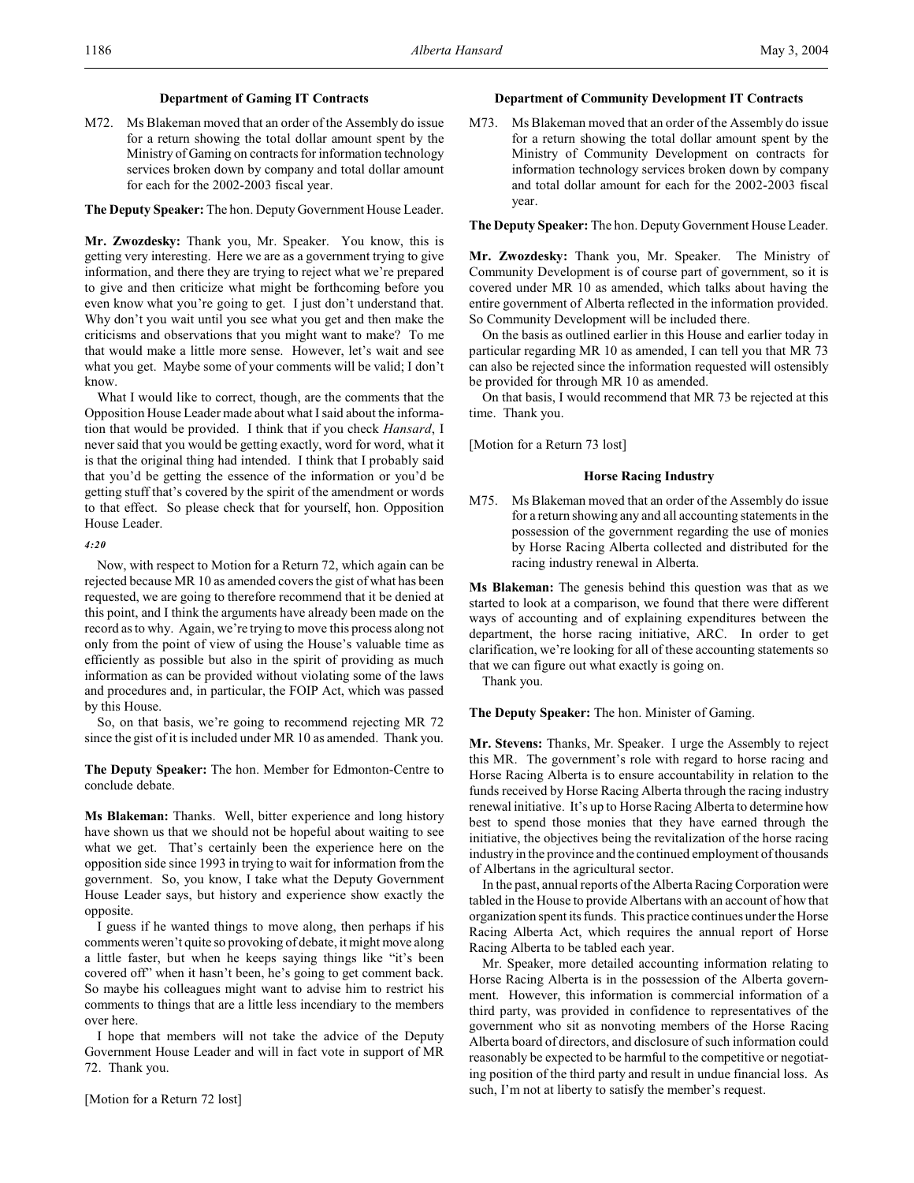### Department of Gaming IT Contracts

M72. Ms Blakeman moved that an order of the Assembly do issue for a return showing the total dollar amount spent by the Ministry of Gaming on contracts for information technology services broken down by company and total dollar amount for each for the 2002-2003 fiscal year.

**The Deputy Speaker:** The hon. Deputy Government House Leader.

**Mr. Zwozdesky:** Thank you, Mr. Speaker. You know, this is getting very interesting. Here we are as a government trying to give information, and there they are trying to reject what we're prepared to give and then criticize what might be forthcoming before you even know what you're going to get. I just don't understand that. Why don't you wait until you see what you get and then make the criticisms and observations that you might want to make? To me that would make a little more sense. However, let's wait and see what you get. Maybe some of your comments will be valid; I don't know.

What I would like to correct, though, are the comments that the Opposition House Leader made about what I said about the information that would be provided. I think that if you check *Hansard*, I never said that you would be getting exactly, word for word, what it is that the original thing had intended. I think that I probably said that you'd be getting the essence of the information or you'd be getting stuff that's covered by the spirit of the amendment or words to that effect. So please check that for yourself, hon. Opposition House Leader.

*4:20*

Now, with respect to Motion for a Return 72, which again can be rejected because MR 10 as amended covers the gist of what has been requested, we are going to therefore recommend that it be denied at this point, and I think the arguments have already been made on the record as to why. Again, we're trying to move this process along not only from the point of view of using the House's valuable time as efficiently as possible but also in the spirit of providing as much information as can be provided without violating some of the laws and procedures and, in particular, the FOIP Act, which was passed by this House.

So, on that basis, we're going to recommend rejecting MR 72 since the gist of it is included under MR 10 as amended. Thank you.

**The Deputy Speaker:** The hon. Member for Edmonton-Centre to conclude debate.

**Ms Blakeman:** Thanks. Well, bitter experience and long history have shown us that we should not be hopeful about waiting to see what we get. That's certainly been the experience here on the opposition side since 1993 in trying to wait for information from the government. So, you know, I take what the Deputy Government House Leader says, but history and experience show exactly the opposite.

I guess if he wanted things to move along, then perhaps if his comments weren't quite so provoking of debate, it might move along a little faster, but when he keeps saying things like "it's been covered off" when it hasn't been, he's going to get comment back. So maybe his colleagues might want to advise him to restrict his comments to things that are a little less incendiary to the members over here.

I hope that members will not take the advice of the Deputy Government House Leader and will in fact vote in support of MR 72. Thank you.

[Motion for a Return 72 lost]

### Department of Community Development IT Contracts

M73. Ms Blakeman moved that an order of the Assembly do issue for a return showing the total dollar amount spent by the Ministry of Community Development on contracts for information technology services broken down by company and total dollar amount for each for the 2002-2003 fiscal year.

**The Deputy Speaker:** The hon. Deputy Government House Leader.

**Mr. Zwozdesky:** Thank you, Mr. Speaker. The Ministry of Community Development is of course part of government, so it is covered under MR 10 as amended, which talks about having the entire government of Alberta reflected in the information provided. So Community Development will be included there.

On the basis as outlined earlier in this House and earlier today in particular regarding MR 10 as amended, I can tell you that MR 73 can also be rejected since the information requested will ostensibly be provided for through MR 10 as amended.

On that basis, I would recommend that MR 73 be rejected at this time. Thank you.

[Motion for a Return 73 lost]

### Horse Racing Industry

M75. Ms Blakeman moved that an order of the Assembly do issue for a return showing any and all accounting statements in the possession of the government regarding the use of monies by Horse Racing Alberta collected and distributed for the racing industry renewal in Alberta.

**Ms Blakeman:** The genesis behind this question was that as we started to look at a comparison, we found that there were different ways of accounting and of explaining expenditures between the department, the horse racing initiative, ARC. In order to get clarification, we're looking for all of these accounting statements so that we can figure out what exactly is going on.

Thank you.

**The Deputy Speaker:** The hon. Minister of Gaming.

**Mr. Stevens:** Thanks, Mr. Speaker. I urge the Assembly to reject this MR. The government's role with regard to horse racing and Horse Racing Alberta is to ensure accountability in relation to the funds received by Horse Racing Alberta through the racing industry renewal initiative. It's up to Horse Racing Alberta to determine how best to spend those monies that they have earned through the initiative, the objectives being the revitalization of the horse racing industry in the province and the continued employment of thousands of Albertans in the agricultural sector.

In the past, annual reports of the Alberta Racing Corporation were tabled in the House to provide Albertans with an account of how that organization spent its funds. This practice continues under the Horse Racing Alberta Act, which requires the annual report of Horse Racing Alberta to be tabled each year.

Mr. Speaker, more detailed accounting information relating to Horse Racing Alberta is in the possession of the Alberta government. However, this information is commercial information of a third party, was provided in confidence to representatives of the government who sit as nonvoting members of the Horse Racing Alberta board of directors, and disclosure of such information could reasonably be expected to be harmful to the competitive or negotiating position of the third party and result in undue financial loss. As such, I'm not at liberty to satisfy the member's request.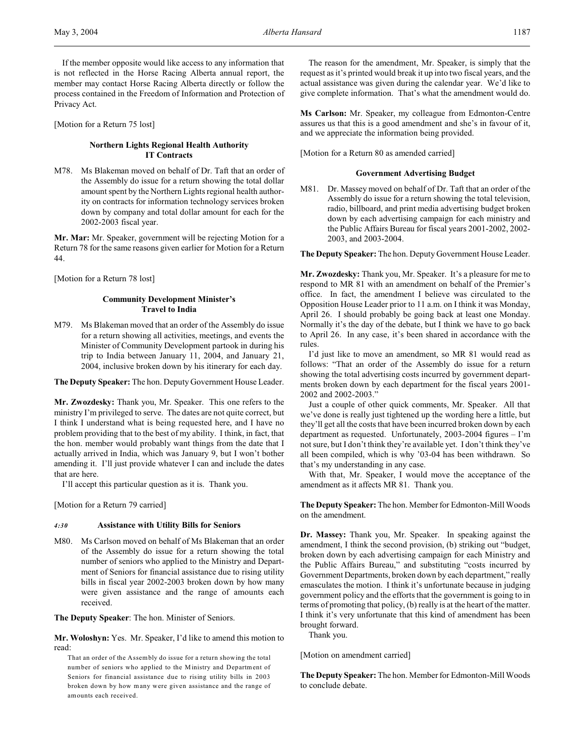If the member opposite would like access to any information that is not reflected in the Horse Racing Alberta annual report, the member may contact Horse Racing Alberta directly or follow the process contained in the Freedom of Information and Protection of Privacy Act.

[Motion for a Return 75 lost]

### Northern Lights Regional Health Authority IT Contracts

M78. Ms Blakeman moved on behalf of Dr. Taft that an order of the Assembly do issue for a return showing the total dollar amount spent by the Northern Lights regional health authority on contracts for information technology services broken down by company and total dollar amount for each for the 2002-2003 fiscal year.

**Mr. Mar:** Mr. Speaker, government will be rejecting Motion for a Return 78 for the same reasons given earlier for Motion for a Return 44.

[Motion for a Return 78 lost]

### Community Development Minister's Travel to India

M79. Ms Blakeman moved that an order of the Assembly do issue for a return showing all activities, meetings, and events the Minister of Community Development partook in during his trip to India between January 11, 2004, and January 21, 2004, inclusive broken down by his itinerary for each day.

**The Deputy Speaker:** The hon. Deputy Government House Leader.

**Mr. Zwozdesky:** Thank you, Mr. Speaker. This one refers to the ministry I'm privileged to serve. The dates are not quite correct, but I think I understand what is being requested here, and I have no problem providing that to the best of my ability. I think, in fact, that the hon. member would probably want things from the date that I actually arrived in India, which was January 9, but I won't bother amending it. I'll just provide whatever I can and include the dates that are here.

I'll accept this particular question as it is. Thank you.

[Motion for a Return 79 carried]

### *4:30* Assistance with Utility Bills for Seniors

M80. Ms Carlson moved on behalf of Ms Blakeman that an order of the Assembly do issue for a return showing the total number of seniors who applied to the Ministry and Department of Seniors for financial assistance due to rising utility bills in fiscal year 2002-2003 broken down by how many were given assistance and the range of amounts each received.

**The Deputy Speaker**: The hon. Minister of Seniors.

**Mr. Woloshyn:** Yes. Mr. Speaker, I'd like to amend this motion to read:

> That an order of the Assembly do issue for a return showing the total number of seniors who applied to the Ministry and Department of Seniors for financial assistance due to rising utility bills in 2003 broken down by how many were given assistance and the range of amounts each received.

The reason for the amendment, Mr. Speaker, is simply that the request as it's printed would break it up into two fiscal years, and the actual assistance was given during the calendar year. We'd like to give complete information. That's what the amendment would do.

**Ms Carlson:** Mr. Speaker, my colleague from Edmonton-Centre assures us that this is a good amendment and she's in favour of it, and we appreciate the information being provided.

[Motion for a Return 80 as amended carried]

### Government Advertising Budget

M81. Dr. Massey moved on behalf of Dr. Taft that an order of the Assembly do issue for a return showing the total television, radio, billboard, and print media advertising budget broken down by each advertising campaign for each ministry and the Public Affairs Bureau for fiscal years 2001-2002, 2002-2003, and 2003-2004.

**The Deputy Speaker:** The hon. Deputy Government House Leader.

**Mr. Zwozdesky:** Thank you, Mr. Speaker. It's a pleasure for me to respond to MR 81 with an amendment on behalf of the Premier's office. In fact, the amendment I believe was circulated to the Opposition House Leader prior to 11 a.m. on I think it was Monday, April 26. I should probably be going back at least one Monday. Normally it's the day of the debate, but I think we have to go back to April 26. In any case, it's been shared in accordance with the rules.

I'd just like to move an amendment, so MR 81 would read as follows: "That an order of the Assembly do issue for a return showing the total advertising costs incurred by government departments broken down by each department for the fiscal years 2001-2002 and 2002-2003."

Just a couple of other quick comments, Mr. Speaker. All that we've done is really just tightened up the wording here a little, but they'll get all the costs that have been incurred broken down by each department as requested. Unfortunately, 2003-2004 figures – I'm not sure, but I don't think they're available yet. I don't think they've all been compiled, which is why '03-04 has been withdrawn. So that's my understanding in any case.

With that, Mr. Speaker, I would move the acceptance of the amendment as it affects MR 81. Thank you.

**The Deputy Speaker:** The hon. Member for Edmonton-Mill Woods on the amendment.

**Dr. Massey:** Thank you, Mr. Speaker. In speaking against the amendment, I think the second provision, (b) striking out "budget, broken down by each advertising campaign for each Ministry and the Public Affairs Bureau," and substituting "costs incurred by Government Departments, broken down by each department," really emasculates the motion. I think it's unfortunate because in judging government policy and the efforts that the government is going to in terms of promoting that policy, (b) really is at the heart of the matter. I think it's very unfortunate that this kind of amendment has been brought forward.

Thank you.

[Motion on amendment carried]

**The Deputy Speaker:** The hon. Member for Edmonton-Mill Woods to conclude debate.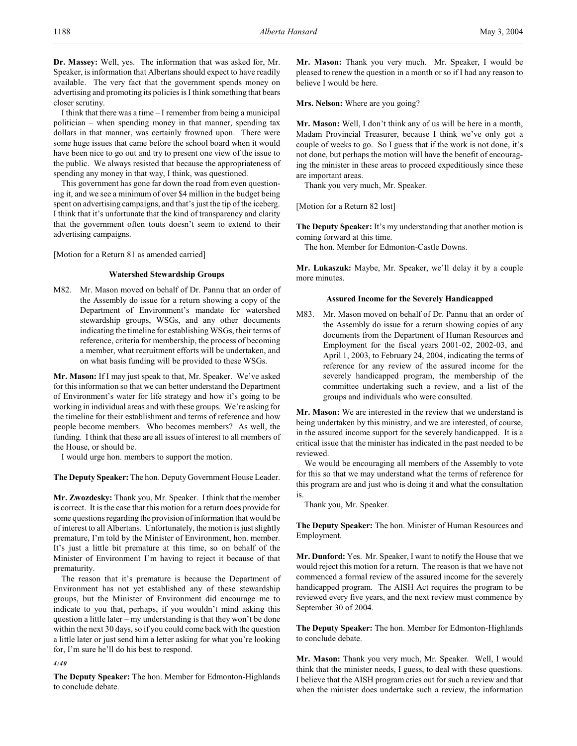**Dr. Massey:** Well, yes. The information that was asked for, Mr. Speaker, is information that Albertans should expect to have readily available. The very fact that the government spends money on advertising and promoting its policies is I think something that bears closer scrutiny.

I think that there was a time – I remember from being a municipal politician – when spending money in that manner, spending tax dollars in that manner, was certainly frowned upon. There were some huge issues that came before the school board when it would have been nice to go out and try to present one view of the issue to the public. We always resisted that because the appropriateness of spending any money in that way, I think, was questioned.

This government has gone far down the road from even questioning it, and we see a minimum of over $4 million in the budget being spent on advertising campaigns, and that's just the tip of the iceberg. I think that it's unfortunate that the kind of transparency and clarity that the government often touts doesn't seem to extend to their advertising campaigns.

[Motion for a Return 81 as amended carried]

### Watershed Stewardship Groups

M82. Mr. Mason moved on behalf of Dr. Pannu that an order of the Assembly do issue for a return showing a copy of the Department of Environment's mandate for watershed stewardship groups, WSGs, and any other documents indicating the timeline for establishing WSGs, their terms of reference, criteria for membership, the process of becoming a member, what recruitment efforts will be undertaken, and on what basis funding will be provided to these WSGs.

**Mr. Mason:** If I may just speak to that, Mr. Speaker. We've asked for this information so that we can better understand the Department of Environment's water for life strategy and how it's going to be working in individual areas and with these groups. We're asking for the timeline for their establishment and terms of reference and how people become members. Who becomes members? As well, the funding. I think that these are all issues of interest to all members of the House, or should be.

I would urge hon. members to support the motion.

**The Deputy Speaker:** The hon. Deputy Government House Leader.

**Mr. Zwozdesky:** Thank you, Mr. Speaker. I think that the member is correct. It is the case that this motion for a return does provide for some questions regarding the provision of information that would be of interest to all Albertans. Unfortunately, the motion is just slightly premature, I'm told by the Minister of Environment, hon. member. It's just a little bit premature at this time, so on behalf of the Minister of Environment I'm having to reject it because of that prematurity.

The reason that it's premature is because the Department of Environment has not yet established any of these stewardship groups, but the Minister of Environment did encourage me to indicate to you that, perhaps, if you wouldn't mind asking this question a little later – my understanding is that they won't be done within the next 30 days, so if you could come back with the question a little later or just send him a letter asking for what you're looking for, I'm sure he'll do his best to respond.

*4:40*

**The Deputy Speaker:** The hon. Member for Edmonton-Highlands to conclude debate.

**Mr. Mason:** Thank you very much. Mr. Speaker, I would be pleased to renew the question in a month or so if I had any reason to believe I would be here.

**Mrs. Nelson:** Where are you going?

**Mr. Mason:** Well, I don't think any of us will be here in a month, Madam Provincial Treasurer, because I think we've only got a couple of weeks to go. So I guess that if the work is not done, it's not done, but perhaps the motion will have the benefit of encouraging the minister in these areas to proceed expeditiously since these are important areas.

Thank you very much, Mr. Speaker.

[Motion for a Return 82 lost]

**The Deputy Speaker:** It's my understanding that another motion is coming forward at this time.

The hon. Member for Edmonton-Castle Downs.

**Mr. Lukaszuk:** Maybe, Mr. Speaker, we'll delay it by a couple more minutes.

### Assured Income for the Severely Handicapped

M83. Mr. Mason moved on behalf of Dr. Pannu that an order of the Assembly do issue for a return showing copies of any documents from the Department of Human Resources and Employment for the fiscal years 2001-02, 2002-03, and April 1, 2003, to February 24, 2004, indicating the terms of reference for any review of the assured income for the severely handicapped program, the membership of the committee undertaking such a review, and a list of the groups and individuals who were consulted.

**Mr. Mason:** We are interested in the review that we understand is being undertaken by this ministry, and we are interested, of course, in the assured income support for the severely handicapped. It is a critical issue that the minister has indicated in the past needed to be reviewed.

We would be encouraging all members of the Assembly to vote for this so that we may understand what the terms of reference for this program are and just who is doing it and what the consultation is.

Thank you, Mr. Speaker.

**The Deputy Speaker:** The hon. Minister of Human Resources and Employment.

**Mr. Dunford:** Yes. Mr. Speaker, I want to notify the House that we would reject this motion for a return. The reason is that we have not commenced a formal review of the assured income for the severely handicapped program. The AISH Act requires the program to be reviewed every five years, and the next review must commence by September 30 of 2004.

**The Deputy Speaker:** The hon. Member for Edmonton-Highlands to conclude debate.

**Mr. Mason:** Thank you very much, Mr. Speaker. Well, I would think that the minister needs, I guess, to deal with these questions. I believe that the AISH program cries out for such a review and that when the minister does undertake such a review, the information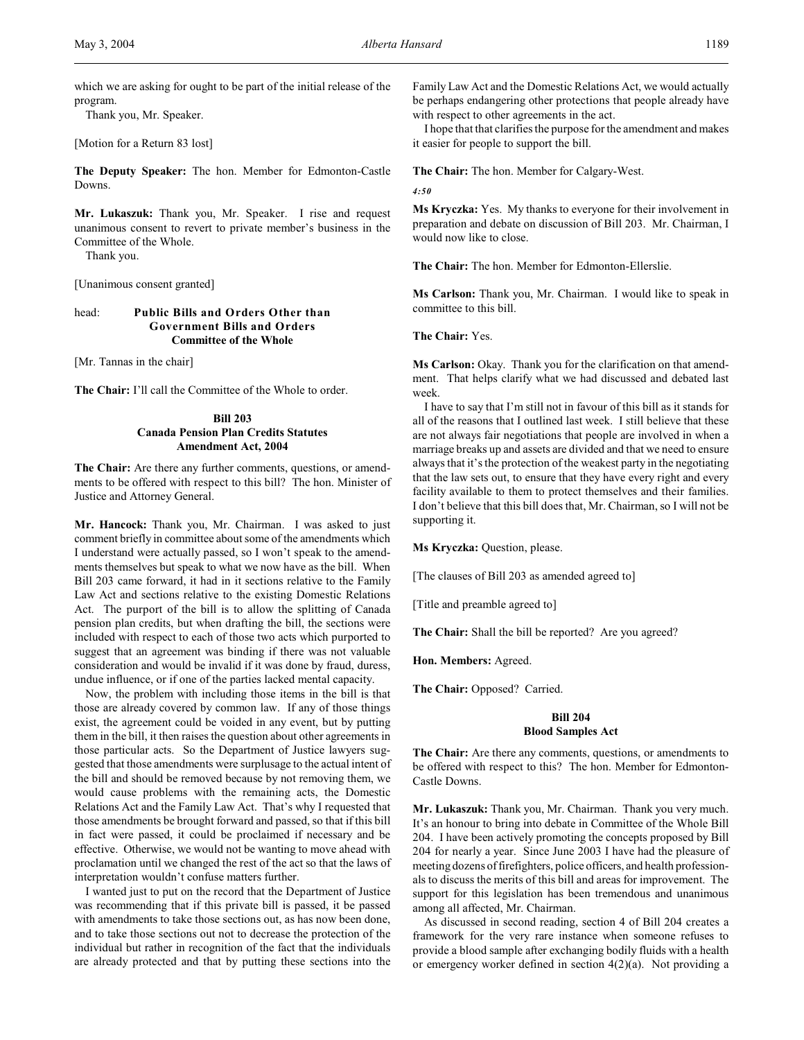which we are asking for ought to be part of the initial release of the program.

Thank you, Mr. Speaker.

[Motion for a Return 83 lost]

**The Deputy Speaker:** The hon. Member for Edmonton-Castle Downs.

**Mr. Lukaszuk:** Thank you, Mr. Speaker. I rise and request unanimous consent to revert to private member's business in the Committee of the Whole.

Thank you.

[Unanimous consent granted]

head: **Public Bills and Orders Other than Government Bills and Orders Committee of the Whole**

[Mr. Tannas in the chair]

**The Chair:** I'll call the Committee of the Whole to order.

## Bill 203
## Canada Pension Plan Credits Statutes Amendment Act, 2004

**The Chair:** Are there any further comments, questions, or amendments to be offered with respect to this bill? The hon. Minister of Justice and Attorney General.

**Mr. Hancock:** Thank you, Mr. Chairman. I was asked to just comment briefly in committee about some of the amendments which I understand were actually passed, so I won't speak to the amendments themselves but speak to what we now have as the bill. When Bill 203 came forward, it had in it sections relative to the Family Law Act and sections relative to the existing Domestic Relations Act. The purport of the bill is to allow the splitting of Canada pension plan credits, but when drafting the bill, the sections were included with respect to each of those two acts which purported to suggest that an agreement was binding if there was not valuable consideration and would be invalid if it was done by fraud, duress, undue influence, or if one of the parties lacked mental capacity.

Now, the problem with including those items in the bill is that those are already covered by common law. If any of those things exist, the agreement could be voided in any event, but by putting them in the bill, it then raises the question about other agreements in those particular acts. So the Department of Justice lawyers suggested that those amendments were surplusage to the actual intent of the bill and should be removed because by not removing them, we would cause problems with the remaining acts, the Domestic Relations Act and the Family Law Act. That's why I requested that those amendments be brought forward and passed, so that if this bill in fact were passed, it could be proclaimed if necessary and be effective. Otherwise, we would not be wanting to move ahead with proclamation until we changed the rest of the act so that the laws of interpretation wouldn't confuse matters further.

I wanted just to put on the record that the Department of Justice was recommending that if this private bill is passed, it be passed with amendments to take those sections out, as has now been done, and to take those sections out not to decrease the protection of the individual but rather in recognition of the fact that the individuals are already protected and that by putting these sections into the Family Law Act and the Domestic Relations Act, we would actually be perhaps endangering other protections that people already have with respect to other agreements in the act.

I hope that that clarifies the purpose for the amendment and makes it easier for people to support the bill.

**The Chair:** The hon. Member for Calgary-West.

*4:50*

**Ms Kryczka:** Yes. My thanks to everyone for their involvement in preparation and debate on discussion of Bill 203. Mr. Chairman, I would now like to close.

**The Chair:** The hon. Member for Edmonton-Ellerslie.

**Ms Carlson:** Thank you, Mr. Chairman. I would like to speak in committee to this bill.

**The Chair:** Yes.

**Ms Carlson:** Okay. Thank you for the clarification on that amendment. That helps clarify what we had discussed and debated last week.

I have to say that I'm still not in favour of this bill as it stands for all of the reasons that I outlined last week. I still believe that these are not always fair negotiations that people are involved in when a marriage breaks up and assets are divided and that we need to ensure always that it's the protection of the weakest party in the negotiating that the law sets out, to ensure that they have every right and every facility available to them to protect themselves and their families. I don't believe that this bill does that, Mr. Chairman, so I will not be supporting it.

**Ms Kryczka:** Question, please.

[The clauses of Bill 203 as amended agreed to]

[Title and preamble agreed to]

**The Chair:** Shall the bill be reported? Are you agreed?

**Hon. Members:** Agreed.

**The Chair:** Opposed? Carried.

## Bill 204
## Blood Samples Act

**The Chair:** Are there any comments, questions, or amendments to be offered with respect to this? The hon. Member for Edmonton-Castle Downs.

**Mr. Lukaszuk:** Thank you, Mr. Chairman. Thank you very much. It's an honour to bring into debate in Committee of the Whole Bill 204. I have been actively promoting the concepts proposed by Bill 204 for nearly a year. Since June 2003 I have had the pleasure of meeting dozens of firefighters, police officers, and health professionals to discuss the merits of this bill and areas for improvement. The support for this legislation has been tremendous and unanimous among all affected, Mr. Chairman.

As discussed in second reading, section 4 of Bill 204 creates a framework for the very rare instance when someone refuses to provide a blood sample after exchanging bodily fluids with a health or emergency worker defined in section 4(2)(a). Not providing a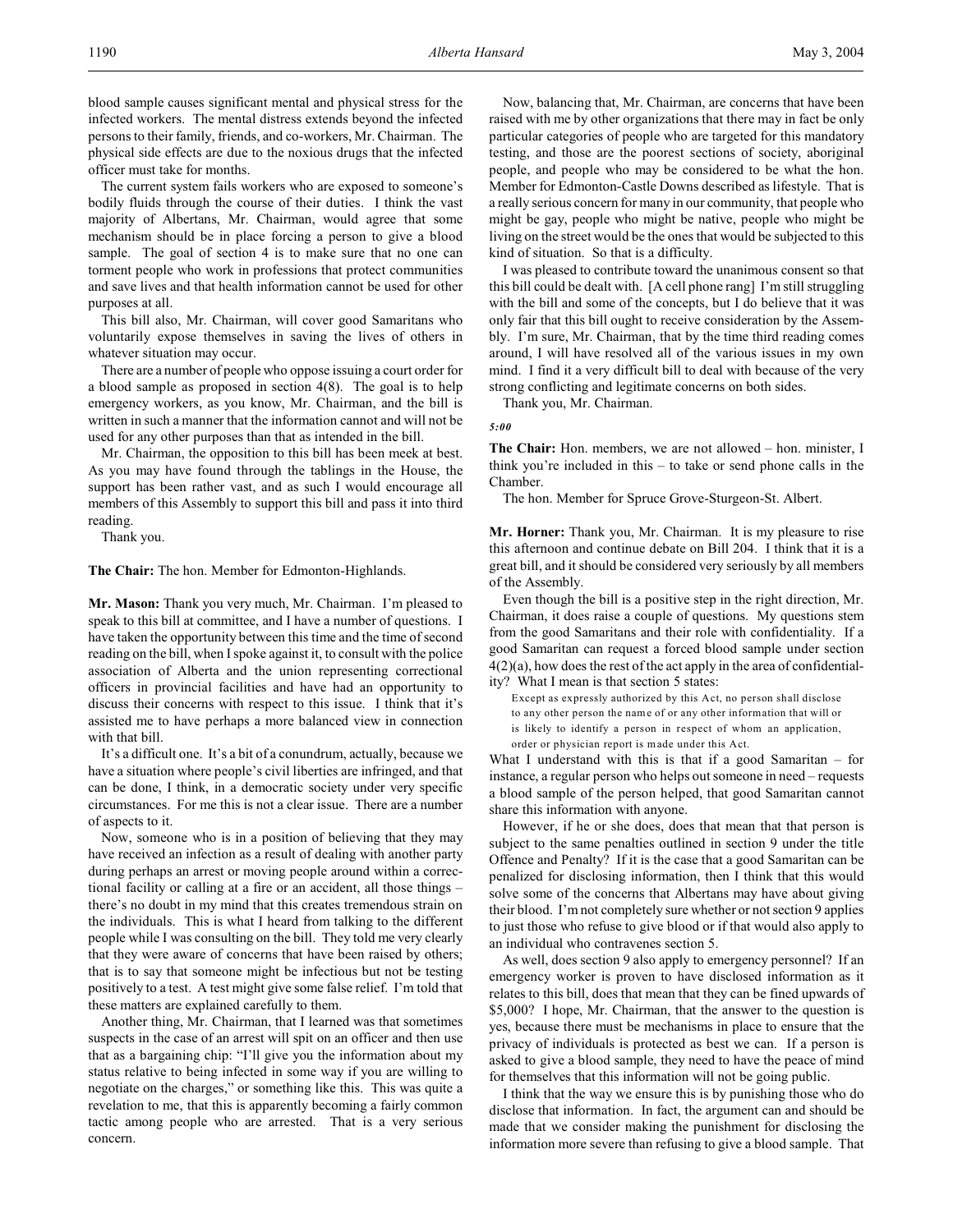blood sample causes significant mental and physical stress for the infected workers. The mental distress extends beyond the infected persons to their family, friends, and co-workers, Mr. Chairman. The physical side effects are due to the noxious drugs that the infected officer must take for months.

The current system fails workers who are exposed to someone's bodily fluids through the course of their duties. I think the vast majority of Albertans, Mr. Chairman, would agree that some mechanism should be in place forcing a person to give a blood sample. The goal of section 4 is to make sure that no one can torment people who work in professions that protect communities and save lives and that health information cannot be used for other purposes at all.

This bill also, Mr. Chairman, will cover good Samaritans who voluntarily expose themselves in saving the lives of others in whatever situation may occur.

There are a number of people who oppose issuing a court order for a blood sample as proposed in section 4(8). The goal is to help emergency workers, as you know, Mr. Chairman, and the bill is written in such a manner that the information cannot and will not be used for any other purposes than that as intended in the bill.

Mr. Chairman, the opposition to this bill has been meek at best. As you may have found through the tablings in the House, the support has been rather vast, and as such I would encourage all members of this Assembly to support this bill and pass it into third reading.

Thank you.

**The Chair:** The hon. Member for Edmonton-Highlands.

**Mr. Mason:** Thank you very much, Mr. Chairman. I'm pleased to speak to this bill at committee, and I have a number of questions. I have taken the opportunity between this time and the time of second reading on the bill, when I spoke against it, to consult with the police association of Alberta and the union representing correctional officers in provincial facilities and have had an opportunity to discuss their concerns with respect to this issue. I think that it's assisted me to have perhaps a more balanced view in connection with that bill.

It's a difficult one. It's a bit of a conundrum, actually, because we have a situation where people's civil liberties are infringed, and that can be done, I think, in a democratic society under very specific circumstances. For me this is not a clear issue. There are a number of aspects to it.

Now, someone who is in a position of believing that they may have received an infection as a result of dealing with another party during perhaps an arrest or moving people around within a correctional facility or calling at a fire or an accident, all those things – there's no doubt in my mind that this creates tremendous strain on the individuals. This is what I heard from talking to the different people while I was consulting on the bill. They told me very clearly that they were aware of concerns that have been raised by others; that is to say that someone might be infectious but not be testing positively to a test. A test might give some false relief. I'm told that these matters are explained carefully to them.

Another thing, Mr. Chairman, that I learned was that sometimes suspects in the case of an arrest will spit on an officer and then use that as a bargaining chip: "I'll give you the information about my status relative to being infected in some way if you are willing to negotiate on the charges," or something like this. This was quite a revelation to me, that this is apparently becoming a fairly common tactic among people who are arrested. That is a very serious concern.

Now, balancing that, Mr. Chairman, are concerns that have been raised with me by other organizations that there may in fact be only particular categories of people who are targeted for this mandatory testing, and those are the poorest sections of society, aboriginal people, and people who may be considered to be what the hon. Member for Edmonton-Castle Downs described as lifestyle. That is a really serious concern for many in our community, that people who might be gay, people who might be native, people who might be living on the street would be the ones that would be subjected to this kind of situation. So that is a difficulty.

I was pleased to contribute toward the unanimous consent so that this bill could be dealt with. [A cell phone rang] I'm still struggling with the bill and some of the concepts, but I do believe that it was only fair that this bill ought to receive consideration by the Assembly. I'm sure, Mr. Chairman, that by the time third reading comes around, I will have resolved all of the various issues in my own mind. I find it a very difficult bill to deal with because of the very strong conflicting and legitimate concerns on both sides.

Thank you, Mr. Chairman.

*5:00*

**The Chair:** Hon. members, we are not allowed – hon. minister, I think you're included in this – to take or send phone calls in the Chamber.

The hon. Member for Spruce Grove-Sturgeon-St. Albert.

**Mr. Horner:** Thank you, Mr. Chairman. It is my pleasure to rise this afternoon and continue debate on Bill 204. I think that it is a great bill, and it should be considered very seriously by all members of the Assembly.

Even though the bill is a positive step in the right direction, Mr. Chairman, it does raise a couple of questions. My questions stem from the good Samaritans and their role with confidentiality. If a good Samaritan can request a forced blood sample under section 4(2)(a), how does the rest of the act apply in the area of confidentiality? What I mean is that section 5 states:

> Except as expressly authorized by this Act, no person shall disclose to any other person the name of or any other information that will or is likely to identify a person in respect of whom an application, order or physician report is made under this Act.

What I understand with this is that if a good Samaritan – for instance, a regular person who helps out someone in need – requests a blood sample of the person helped, that good Samaritan cannot share this information with anyone.

However, if he or she does, does that mean that that person is subject to the same penalties outlined in section 9 under the title Offence and Penalty? If it is the case that a good Samaritan can be penalized for disclosing information, then I think that this would solve some of the concerns that Albertans may have about giving their blood. I'm not completely sure whether or not section 9 applies to just those who refuse to give blood or if that would also apply to an individual who contravenes section 5.

As well, does section 9 also apply to emergency personnel? If an emergency worker is proven to have disclosed information as it relates to this bill, does that mean that they can be fined upwards of $5,000? I hope, Mr. Chairman, that the answer to the question is yes, because there must be mechanisms in place to ensure that the privacy of individuals is protected as best we can. If a person is asked to give a blood sample, they need to have the peace of mind for themselves that this information will not be going public.

I think that the way we ensure this is by punishing those who do disclose that information. In fact, the argument can and should be made that we consider making the punishment for disclosing the information more severe than refusing to give a blood sample. That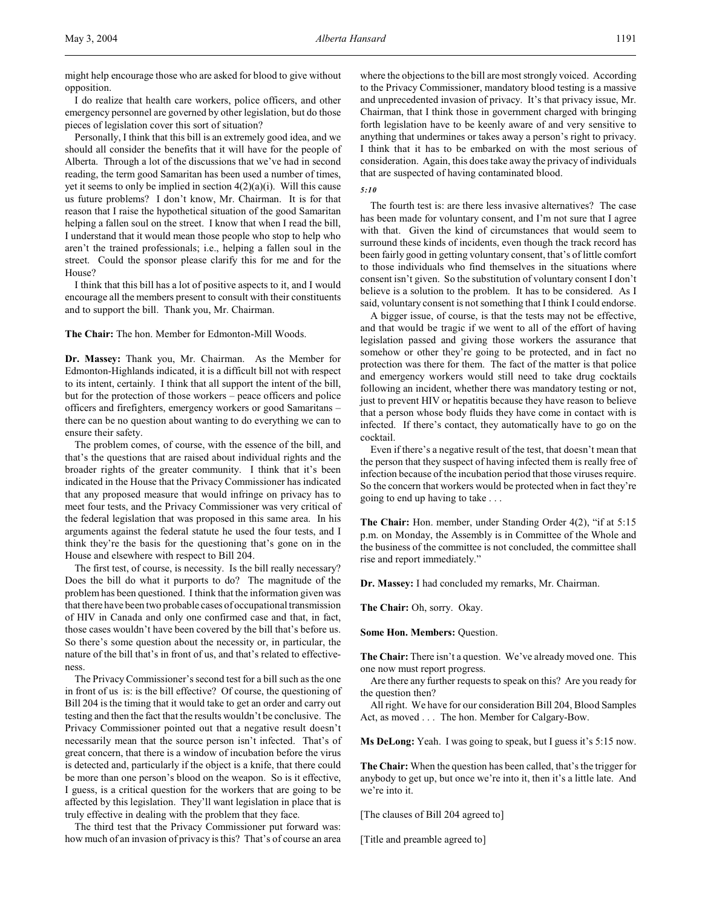might help encourage those who are asked for blood to give without opposition.

I do realize that health care workers, police officers, and other emergency personnel are governed by other legislation, but do those pieces of legislation cover this sort of situation?

Personally, I think that this bill is an extremely good idea, and we should all consider the benefits that it will have for the people of Alberta. Through a lot of the discussions that we've had in second reading, the term good Samaritan has been used a number of times, yet it seems to only be implied in section 4(2)(a)(i). Will this cause us future problems? I don't know, Mr. Chairman. It is for that reason that I raise the hypothetical situation of the good Samaritan helping a fallen soul on the street. I know that when I read the bill, I understand that it would mean those people who stop to help who aren't the trained professionals; i.e., helping a fallen soul in the street. Could the sponsor please clarify this for me and for the House?

I think that this bill has a lot of positive aspects to it, and I would encourage all the members present to consult with their constituents and to support the bill. Thank you, Mr. Chairman.

**The Chair:** The hon. Member for Edmonton-Mill Woods.

**Dr. Massey:** Thank you, Mr. Chairman. As the Member for Edmonton-Highlands indicated, it is a difficult bill not with respect to its intent, certainly. I think that all support the intent of the bill, but for the protection of those workers – peace officers and police officers and firefighters, emergency workers or good Samaritans – there can be no question about wanting to do everything we can to ensure their safety.

The problem comes, of course, with the essence of the bill, and that's the questions that are raised about individual rights and the broader rights of the greater community. I think that it's been indicated in the House that the Privacy Commissioner has indicated that any proposed measure that would infringe on privacy has to meet four tests, and the Privacy Commissioner was very critical of the federal legislation that was proposed in this same area. In his arguments against the federal statute he used the four tests, and I think they're the basis for the questioning that's gone on in the House and elsewhere with respect to Bill 204.

The first test, of course, is necessity. Is the bill really necessary? Does the bill do what it purports to do? The magnitude of the problem has been questioned. I think that the information given was that there have been two probable cases of occupational transmission of HIV in Canada and only one confirmed case and that, in fact, those cases wouldn't have been covered by the bill that's before us. So there's some question about the necessity or, in particular, the nature of the bill that's in front of us, and that's related to effectiveness.

The Privacy Commissioner's second test for a bill such as the one in front of us is: is the bill effective? Of course, the questioning of Bill 204 is the timing that it would take to get an order and carry out testing and then the fact that the results wouldn't be conclusive. The Privacy Commissioner pointed out that a negative result doesn't necessarily mean that the source person isn't infected. That's of great concern, that there is a window of incubation before the virus is detected and, particularly if the object is a knife, that there could be more than one person's blood on the weapon. So is it effective, I guess, is a critical question for the workers that are going to be affected by this legislation. They'll want legislation in place that is truly effective in dealing with the problem that they face.

The third test that the Privacy Commissioner put forward was: how much of an invasion of privacy is this? That's of course an area where the objections to the bill are most strongly voiced. According to the Privacy Commissioner, mandatory blood testing is a massive and unprecedented invasion of privacy. It's that privacy issue, Mr. Chairman, that I think those in government charged with bringing forth legislation have to be keenly aware of and very sensitive to anything that undermines or takes away a person's right to privacy. I think that it has to be embarked on with the most serious of consideration. Again, this does take away the privacy of individuals that are suspected of having contaminated blood.

*5:10*

The fourth test is: are there less invasive alternatives? The case has been made for voluntary consent, and I'm not sure that I agree with that. Given the kind of circumstances that would seem to surround these kinds of incidents, even though the track record has been fairly good in getting voluntary consent, that's of little comfort to those individuals who find themselves in the situations where consent isn't given. So the substitution of voluntary consent I don't believe is a solution to the problem. It has to be considered. As I said, voluntary consent is not something that I think I could endorse.

A bigger issue, of course, is that the tests may not be effective, and that would be tragic if we went to all of the effort of having legislation passed and giving those workers the assurance that somehow or other they're going to be protected, and in fact no protection was there for them. The fact of the matter is that police and emergency workers would still need to take drug cocktails following an incident, whether there was mandatory testing or not, just to prevent HIV or hepatitis because they have reason to believe that a person whose body fluids they have come in contact with is infected. If there's contact, they automatically have to go on the cocktail.

Even if there's a negative result of the test, that doesn't mean that the person that they suspect of having infected them is really free of infection because of the incubation period that those viruses require. So the concern that workers would be protected when in fact they're going to end up having to take . . .

**The Chair:** Hon. member, under Standing Order 4(2), "if at 5:15 p.m. on Monday, the Assembly is in Committee of the Whole and the business of the committee is not concluded, the committee shall rise and report immediately."

**Dr. Massey:** I had concluded my remarks, Mr. Chairman.

**The Chair:** Oh, sorry. Okay.

**Some Hon. Members:** Question.

**The Chair:** There isn't a question. We've already moved one. This one now must report progress.

Are there any further requests to speak on this? Are you ready for the question then?

All right. We have for our consideration Bill 204, Blood Samples Act, as moved . . . The hon. Member for Calgary-Bow.

**Ms DeLong:** Yeah. I was going to speak, but I guess it's 5:15 now.

**The Chair:** When the question has been called, that's the trigger for anybody to get up, but once we're into it, then it's a little late. And we're into it.

[The clauses of Bill 204 agreed to]

[Title and preamble agreed to]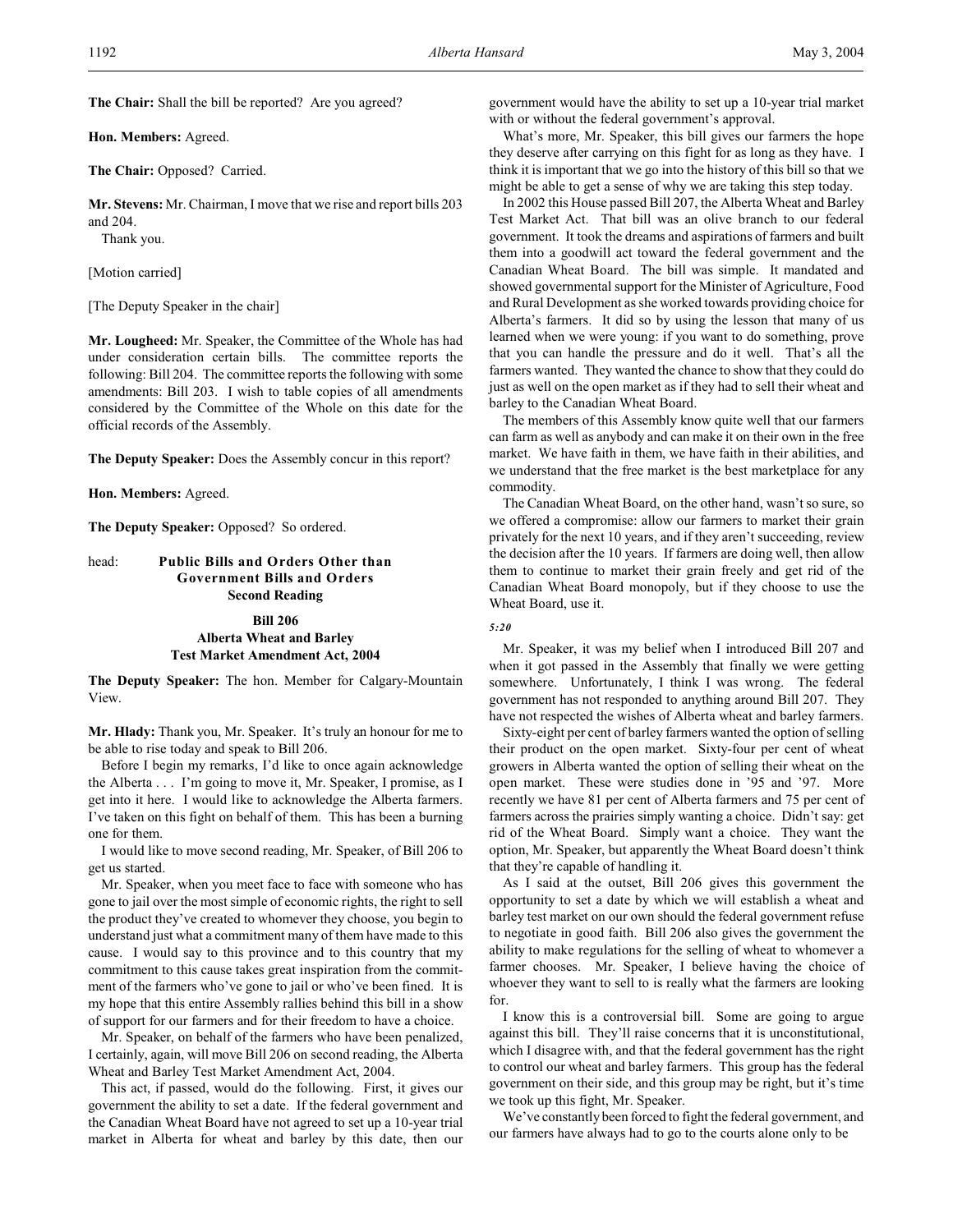**The Chair:** Shall the bill be reported? Are you agreed?

**Hon. Members:** Agreed.

**The Chair:** Opposed? Carried.

**Mr. Stevens:** Mr. Chairman, I move that we rise and report bills 203 and 204.

Thank you.

[Motion carried]

[The Deputy Speaker in the chair]

**Mr. Lougheed:** Mr. Speaker, the Committee of the Whole has had under consideration certain bills. The committee reports the following: Bill 204. The committee reports the following with some amendments: Bill 203. I wish to table copies of all amendments considered by the Committee of the Whole on this date for the official records of the Assembly.

**The Deputy Speaker:** Does the Assembly concur in this report?

**Hon. Members:** Agreed.

**The Deputy Speaker:** Opposed? So ordered.

head: **Public Bills and Orders Other than Government Bills and Orders Second Reading**

### Bill 206
### Alberta Wheat and Barley Test Market Amendment Act, 2004

**The Deputy Speaker:** The hon. Member for Calgary-Mountain View.

**Mr. Hlady:** Thank you, Mr. Speaker. It's truly an honour for me to be able to rise today and speak to Bill 206.

Before I begin my remarks, I'd like to once again acknowledge the Alberta . . . I'm going to move it, Mr. Speaker, I promise, as I get into it here. I would like to acknowledge the Alberta farmers. I've taken on this fight on behalf of them. This has been a burning one for them.

I would like to move second reading, Mr. Speaker, of Bill 206 to get us started.

Mr. Speaker, when you meet face to face with someone who has gone to jail over the most simple of economic rights, the right to sell the product they've created to whomever they choose, you begin to understand just what a commitment many of them have made to this cause. I would say to this province and to this country that my commitment to this cause takes great inspiration from the commitment of the farmers who've gone to jail or who've been fined. It is my hope that this entire Assembly rallies behind this bill in a show of support for our farmers and for their freedom to have a choice.

Mr. Speaker, on behalf of the farmers who have been penalized, I certainly, again, will move Bill 206 on second reading, the Alberta Wheat and Barley Test Market Amendment Act, 2004.

This act, if passed, would do the following. First, it gives our government the ability to set a date. If the federal government and the Canadian Wheat Board have not agreed to set up a 10-year trial market in Alberta for wheat and barley by this date, then our government would have the ability to set up a 10-year trial market with or without the federal government's approval.

What's more, Mr. Speaker, this bill gives our farmers the hope they deserve after carrying on this fight for as long as they have. I think it is important that we go into the history of this bill so that we might be able to get a sense of why we are taking this step today.

In 2002 this House passed Bill 207, the Alberta Wheat and Barley Test Market Act. That bill was an olive branch to our federal government. It took the dreams and aspirations of farmers and built them into a goodwill act toward the federal government and the Canadian Wheat Board. The bill was simple. It mandated and showed governmental support for the Minister of Agriculture, Food and Rural Development as she worked towards providing choice for Alberta's farmers. It did so by using the lesson that many of us learned when we were young: if you want to do something, prove that you can handle the pressure and do it well. That's all the farmers wanted. They wanted the chance to show that they could do just as well on the open market as if they had to sell their wheat and barley to the Canadian Wheat Board.

The members of this Assembly know quite well that our farmers can farm as well as anybody and can make it on their own in the free market. We have faith in them, we have faith in their abilities, and we understand that the free market is the best marketplace for any commodity.

The Canadian Wheat Board, on the other hand, wasn't so sure, so we offered a compromise: allow our farmers to market their grain privately for the next 10 years, and if they aren't succeeding, review the decision after the 10 years. If farmers are doing well, then allow them to continue to market their grain freely and get rid of the Canadian Wheat Board monopoly, but if they choose to use the Wheat Board, use it.

*5:20*

Mr. Speaker, it was my belief when I introduced Bill 207 and when it got passed in the Assembly that finally we were getting somewhere. Unfortunately, I think I was wrong. The federal government has not responded to anything around Bill 207. They have not respected the wishes of Alberta wheat and barley farmers.

Sixty-eight per cent of barley farmers wanted the option of selling their product on the open market. Sixty-four per cent of wheat growers in Alberta wanted the option of selling their wheat on the open market. These were studies done in '95 and '97. More recently we have 81 per cent of Alberta farmers and 75 per cent of farmers across the prairies simply wanting a choice. Didn't say: get rid of the Wheat Board. Simply want a choice. They want the option, Mr. Speaker, but apparently the Wheat Board doesn't think that they're capable of handling it.

As I said at the outset, Bill 206 gives this government the opportunity to set a date by which we will establish a wheat and barley test market on our own should the federal government refuse to negotiate in good faith. Bill 206 also gives the government the ability to make regulations for the selling of wheat to whomever a farmer chooses. Mr. Speaker, I believe having the choice of whoever they want to sell to is really what the farmers are looking for.

I know this is a controversial bill. Some are going to argue against this bill. They'll raise concerns that it is unconstitutional, which I disagree with, and that the federal government has the right to control our wheat and barley farmers. This group has the federal government on their side, and this group may be right, but it's time we took up this fight, Mr. Speaker.

We've constantly been forced to fight the federal government, and our farmers have always had to go to the courts alone only to be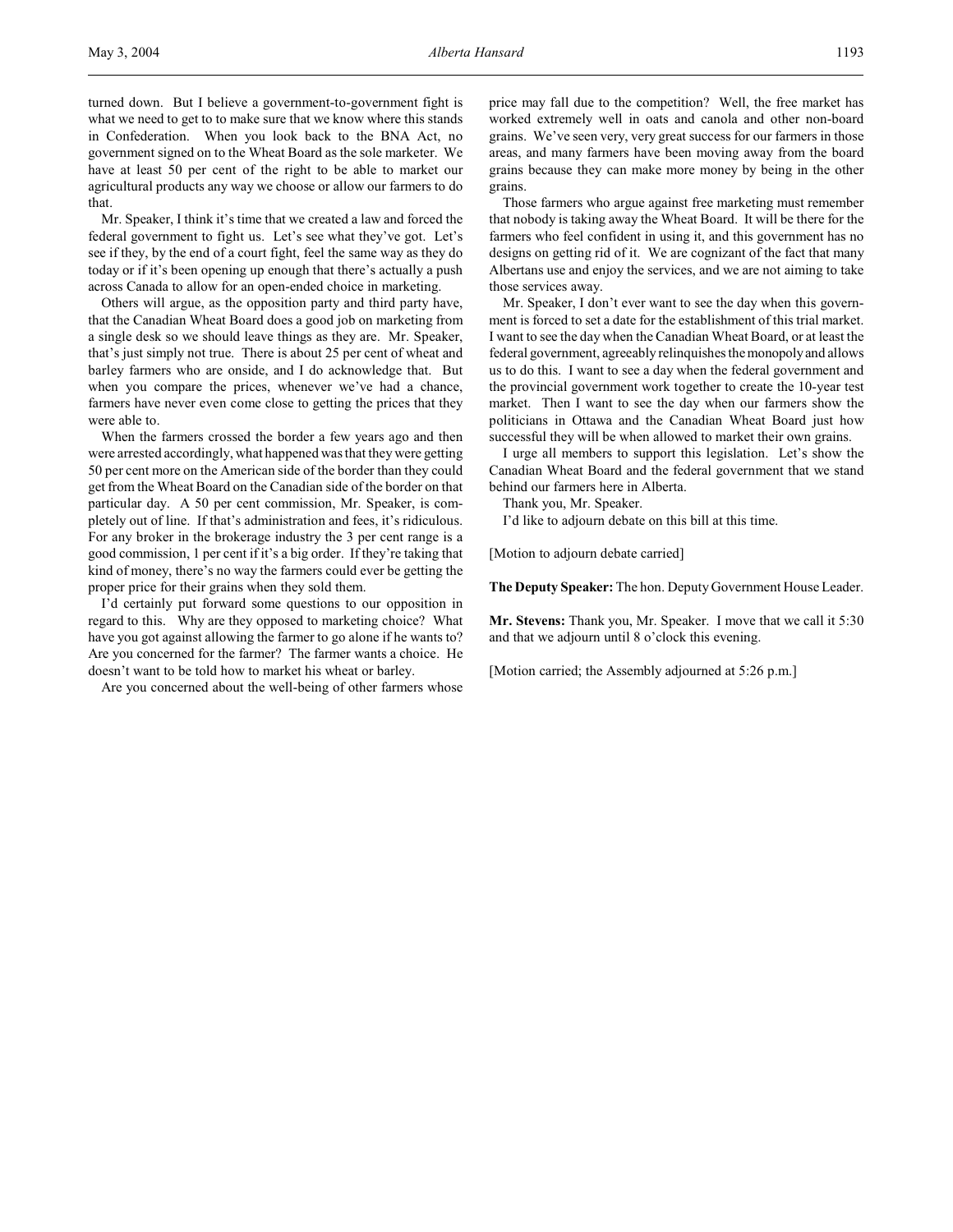turned down. But I believe a government-to-government fight is what we need to get to to make sure that we know where this stands in Confederation. When you look back to the BNA Act, no government signed on to the Wheat Board as the sole marketer. We have at least 50 per cent of the right to be able to market our agricultural products any way we choose or allow our farmers to do that.

Mr. Speaker, I think it's time that we created a law and forced the federal government to fight us. Let's see what they've got. Let's see if they, by the end of a court fight, feel the same way as they do today or if it's been opening up enough that there's actually a push across Canada to allow for an open-ended choice in marketing.

Others will argue, as the opposition party and third party have, that the Canadian Wheat Board does a good job on marketing from a single desk so we should leave things as they are. Mr. Speaker, that's just simply not true. There is about 25 per cent of wheat and barley farmers who are onside, and I do acknowledge that. But when you compare the prices, whenever we've had a chance, farmers have never even come close to getting the prices that they were able to.

When the farmers crossed the border a few years ago and then were arrested accordingly, what happened was that they were getting 50 per cent more on the American side of the border than they could get from the Wheat Board on the Canadian side of the border on that particular day. A 50 per cent commission, Mr. Speaker, is completely out of line. If that's administration and fees, it's ridiculous. For any broker in the brokerage industry the 3 per cent range is a good commission, 1 per cent if it's a big order. If they're taking that kind of money, there's no way the farmers could ever be getting the proper price for their grains when they sold them.

I'd certainly put forward some questions to our opposition in regard to this. Why are they opposed to marketing choice? What have you got against allowing the farmer to go alone if he wants to? Are you concerned for the farmer? The farmer wants a choice. He doesn't want to be told how to market his wheat or barley.

Are you concerned about the well-being of other farmers whose price may fall due to the competition? Well, the free market has worked extremely well in oats and canola and other non-board grains. We've seen very, very great success for our farmers in those areas, and many farmers have been moving away from the board grains because they can make more money by being in the other grains.

Those farmers who argue against free marketing must remember that nobody is taking away the Wheat Board. It will be there for the farmers who feel confident in using it, and this government has no designs on getting rid of it. We are cognizant of the fact that many Albertans use and enjoy the services, and we are not aiming to take those services away.

Mr. Speaker, I don't ever want to see the day when this government is forced to set a date for the establishment of this trial market. I want to see the day when the Canadian Wheat Board, or at least the federal government, agreeably relinquishes the monopoly and allows us to do this. I want to see a day when the federal government and the provincial government work together to create the 10-year test market. Then I want to see the day when our farmers show the politicians in Ottawa and the Canadian Wheat Board just how successful they will be when allowed to market their own grains.

I urge all members to support this legislation. Let's show the Canadian Wheat Board and the federal government that we stand behind our farmers here in Alberta.

Thank you, Mr. Speaker.

I'd like to adjourn debate on this bill at this time.

[Motion to adjourn debate carried]

**The Deputy Speaker:** The hon. Deputy Government House Leader.

**Mr. Stevens:** Thank you, Mr. Speaker. I move that we call it 5:30 and that we adjourn until 8 o'clock this evening.

[Motion carried; the Assembly adjourned at 5:26 p.m.]